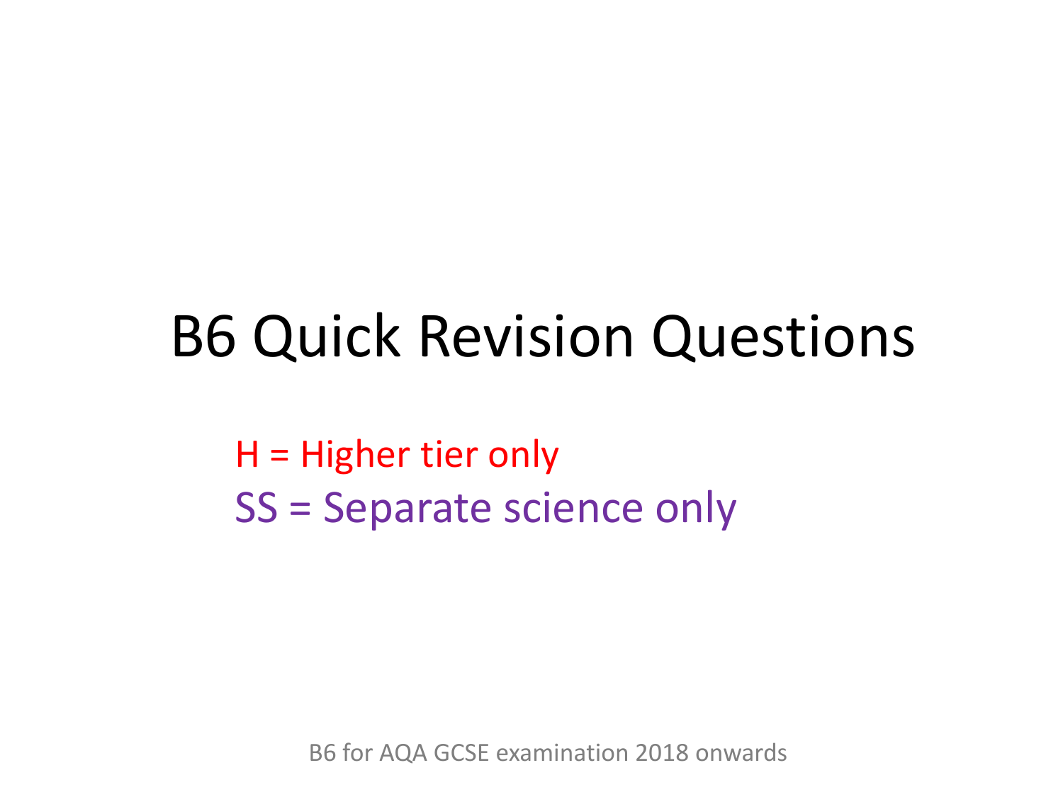# B6 Quick Revision Questions

H = Higher tier only

SS = Separate science only

B6 for AQA GCSE examination 2018 onwards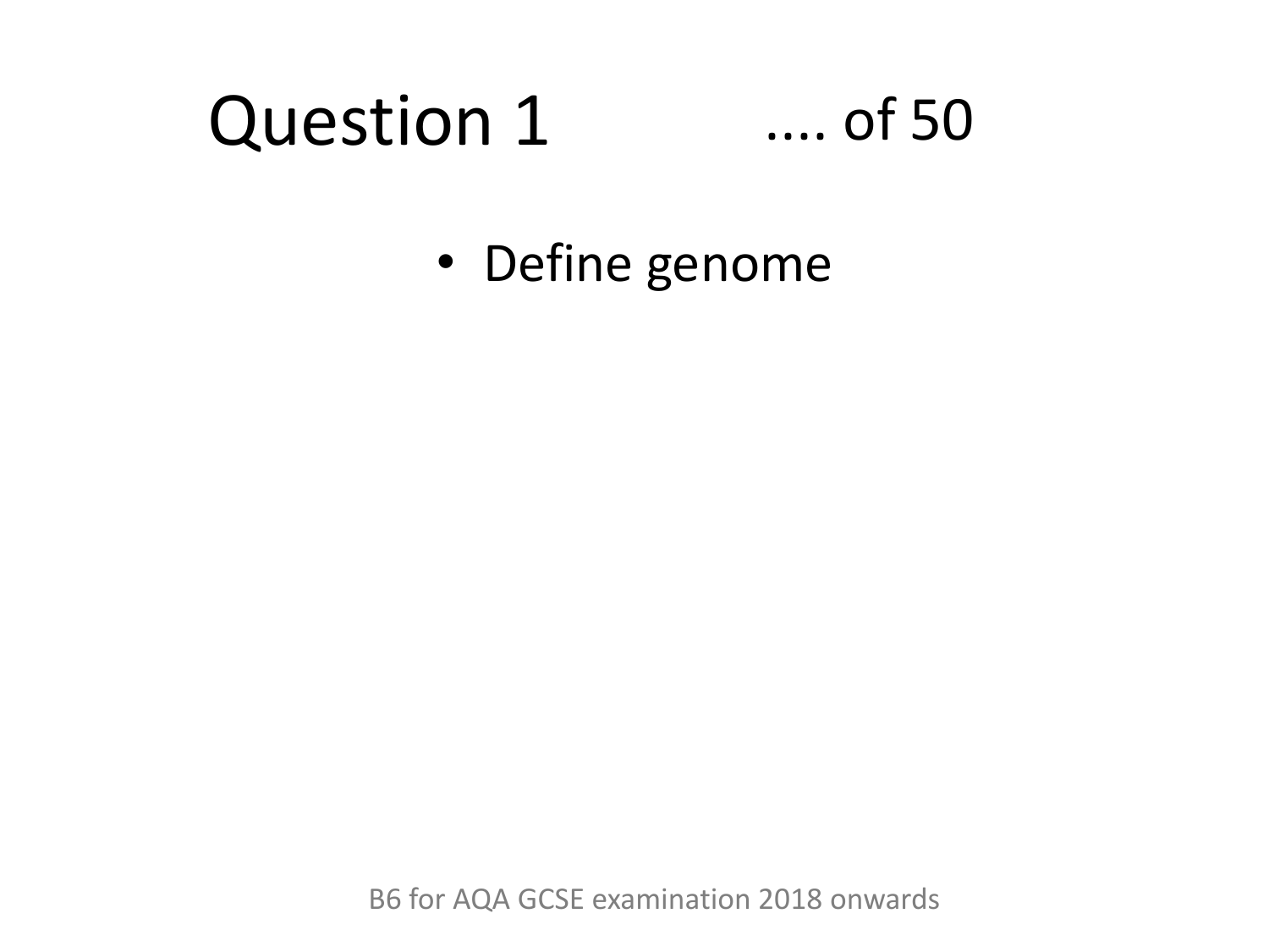# Question 1 .... of 50

- Define genome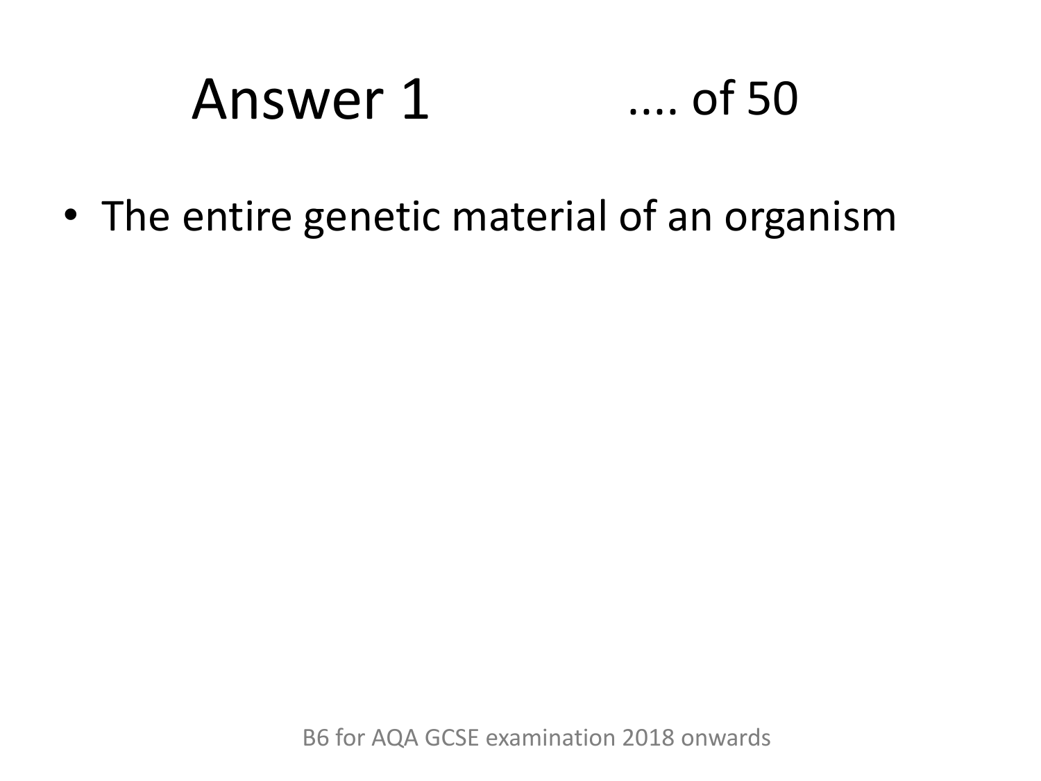# Answer 1 .... of 50

- The entire genetic material of an organism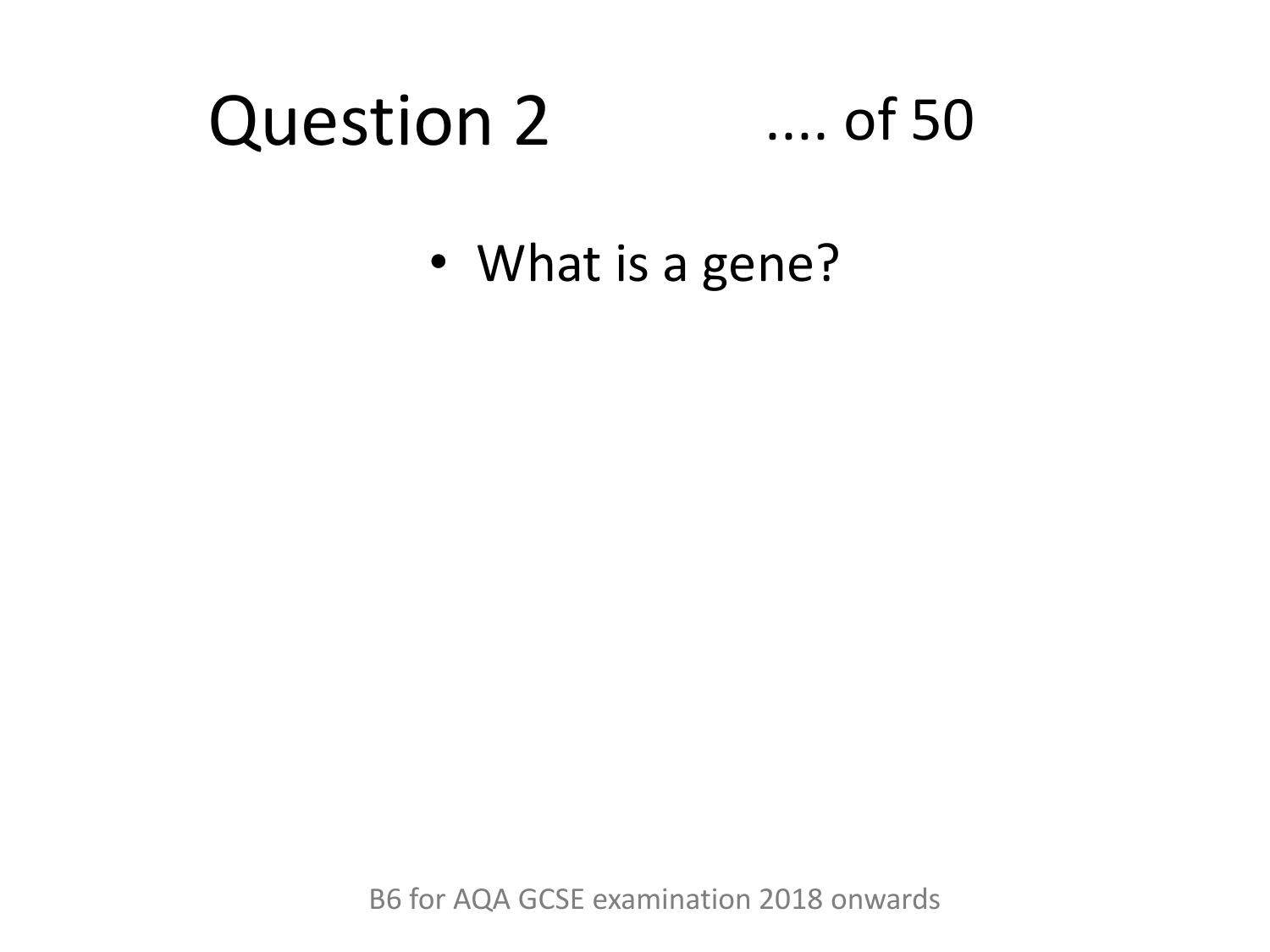# Question 2 .... of 50

- What is a gene?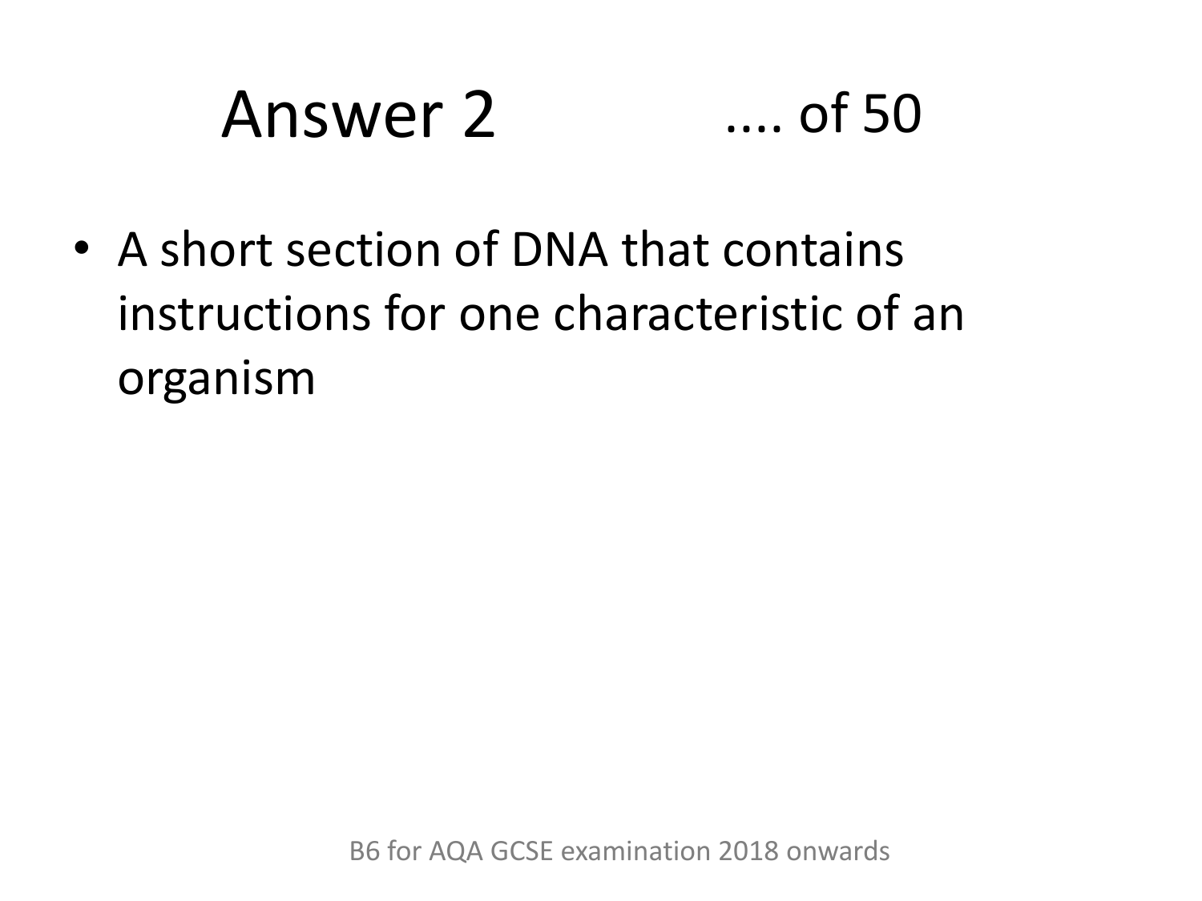# Answer 2 .... of 50

- A short section of DNA that contains instructions for one characteristic of an organism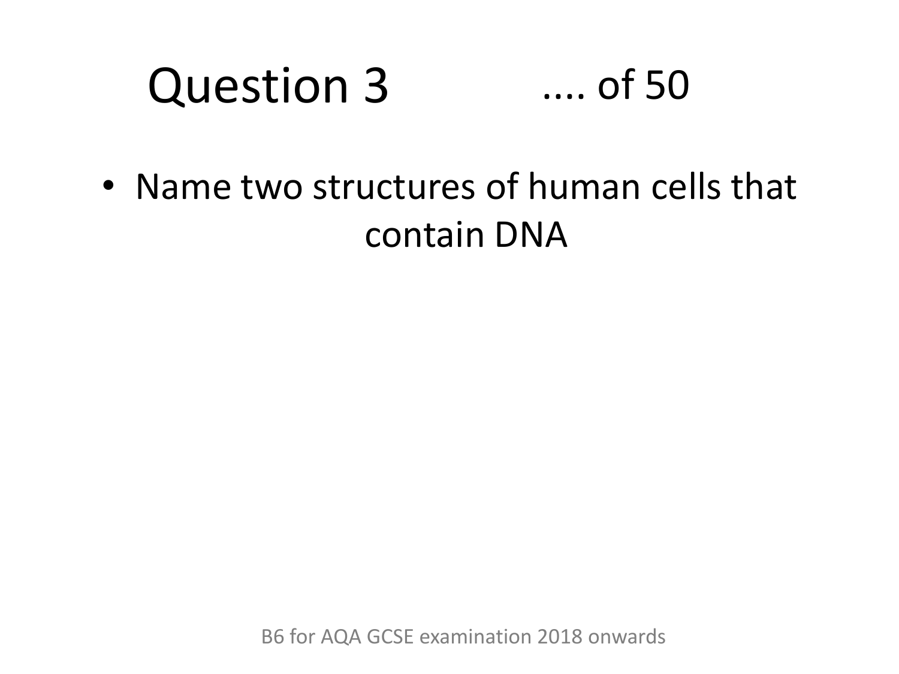# Question 3 .... of 50

- Name two structures of human cells that contain DNA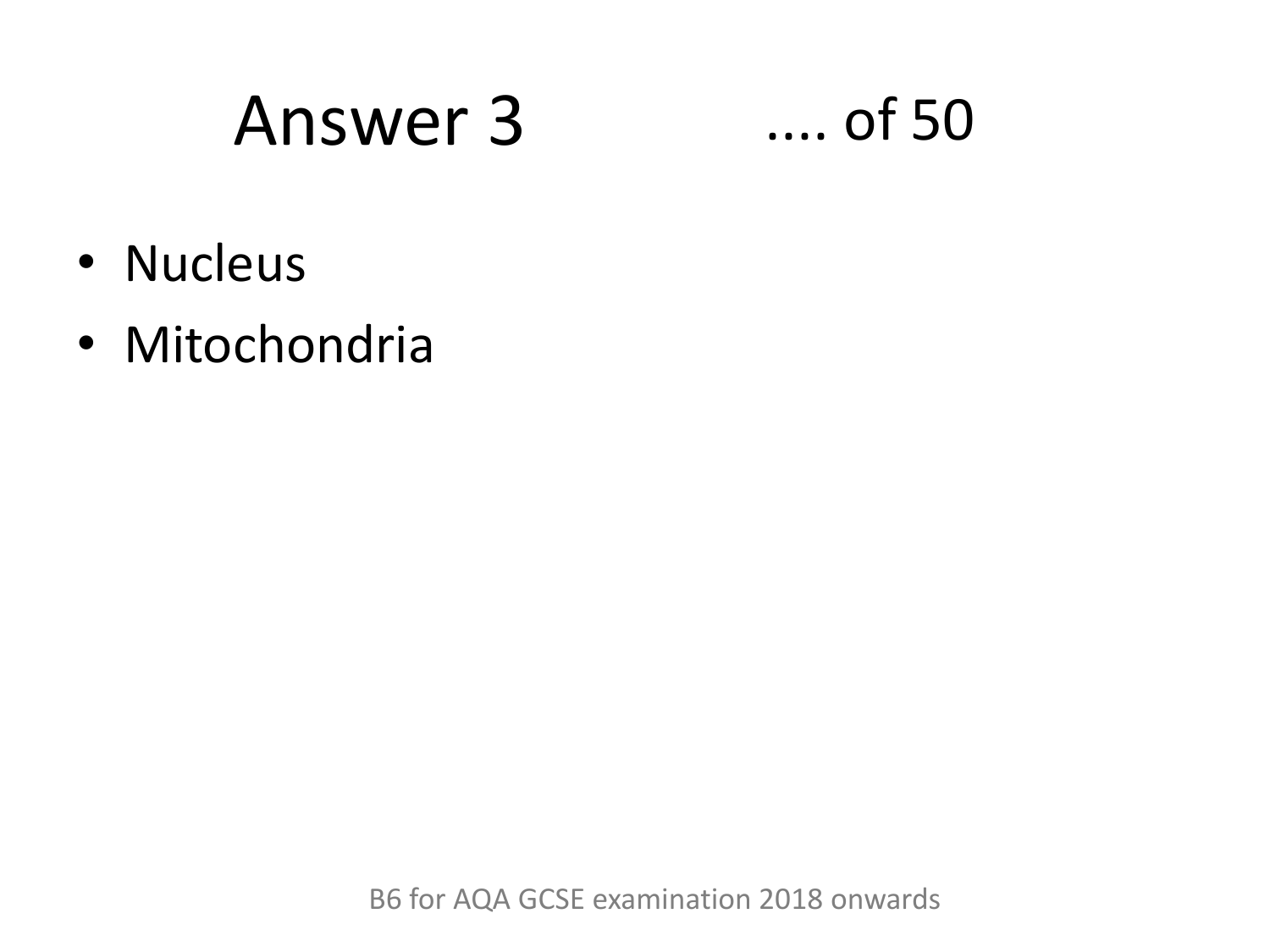# Answer 3 .... of 50

- Nucleus
- Mitochondria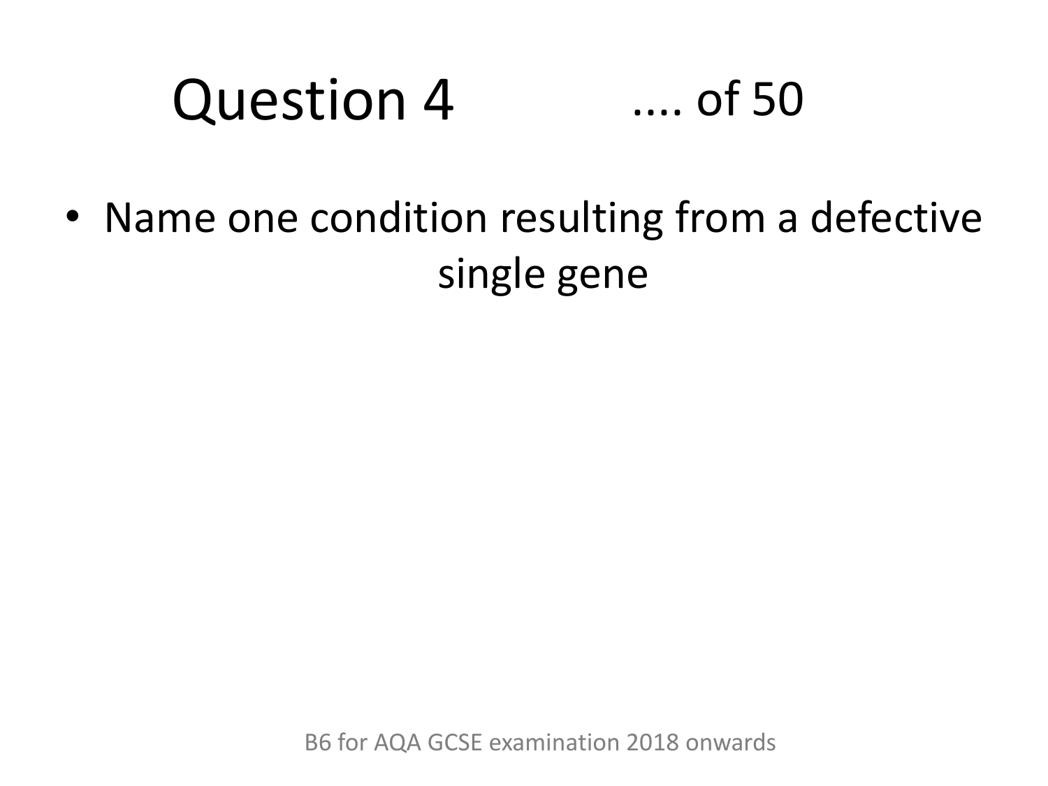# Question 4 .... of 50

- Name one condition resulting from a defective single gene

B6 for AQA GCSE examination 2018 onwards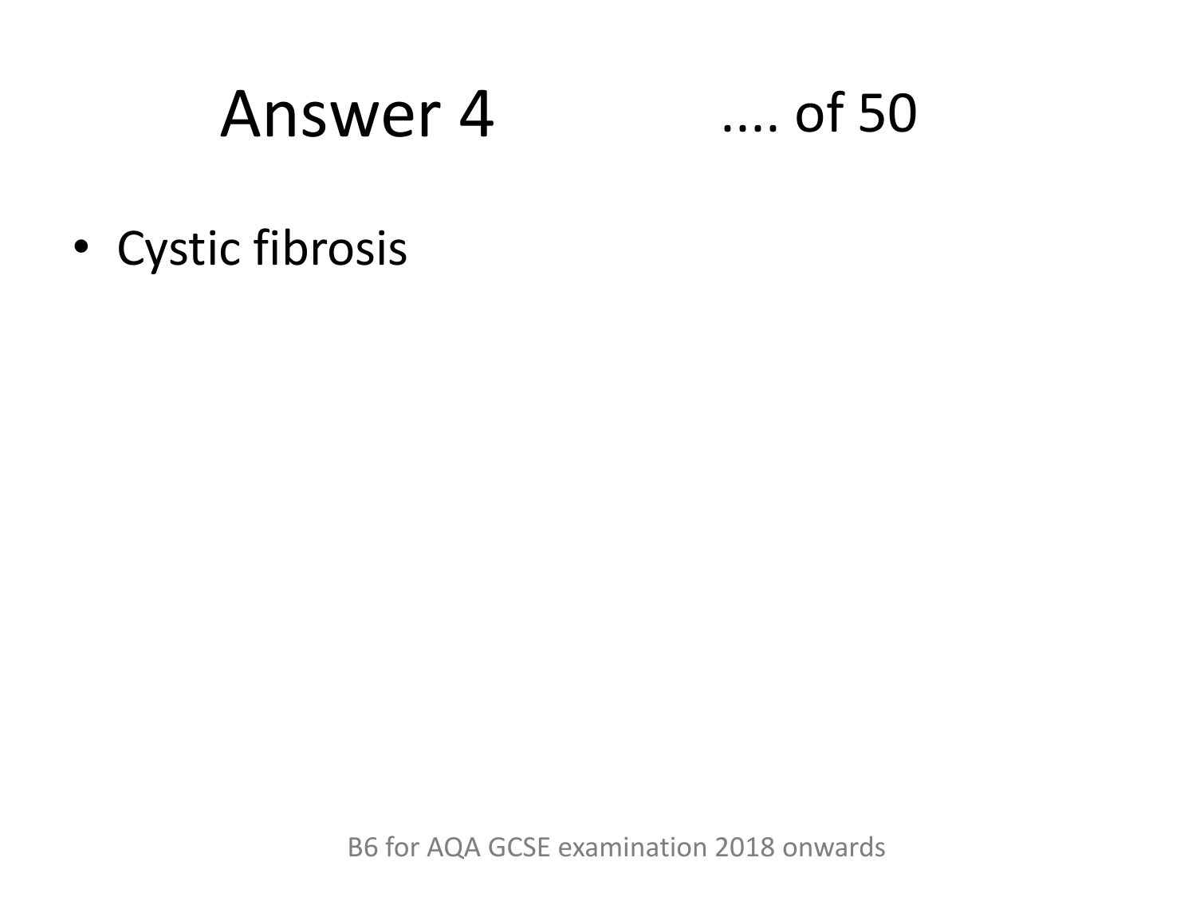# Answer 4 .... of 50

- Cystic fibrosis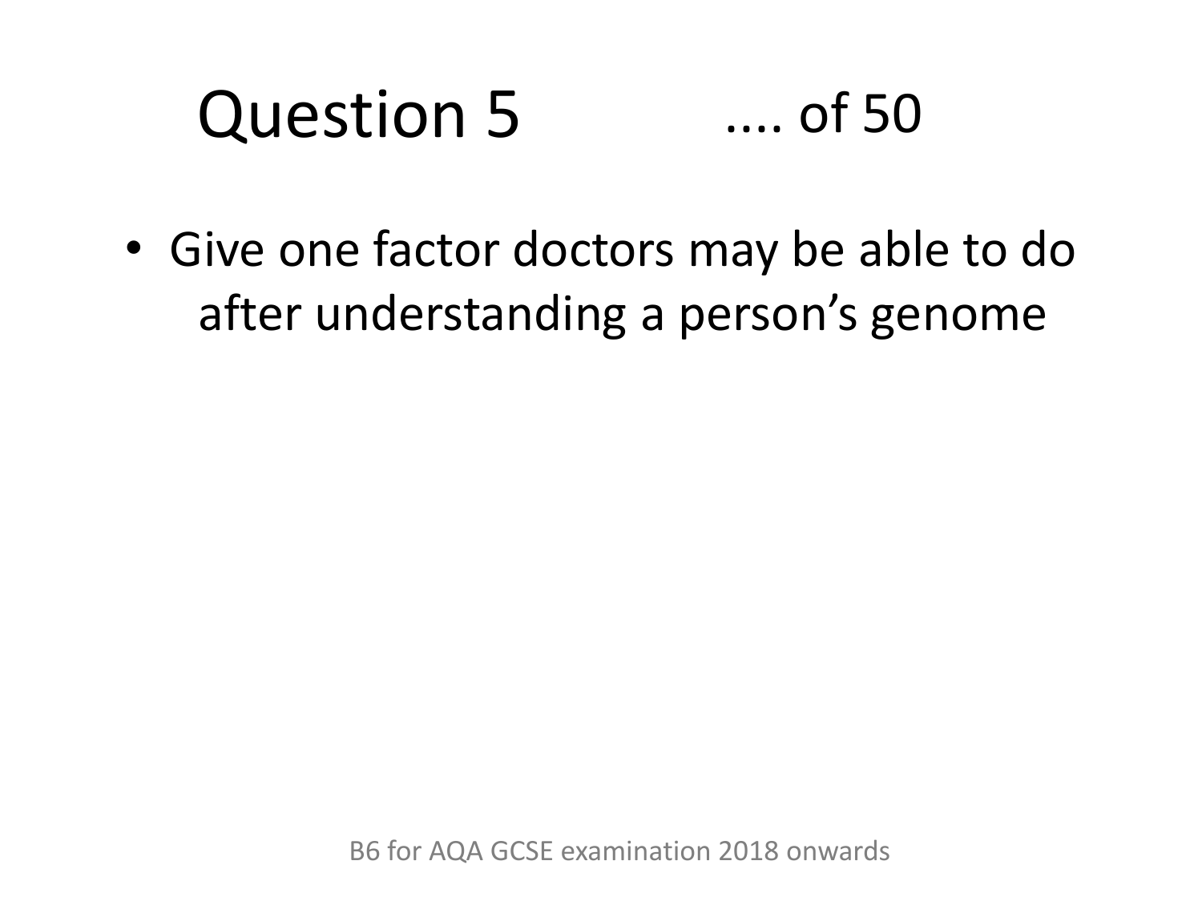# Question 5 .... of 50

- Give one factor doctors may be able to do after understanding a person's genome

B6 for AQA GCSE examination 2018 onwards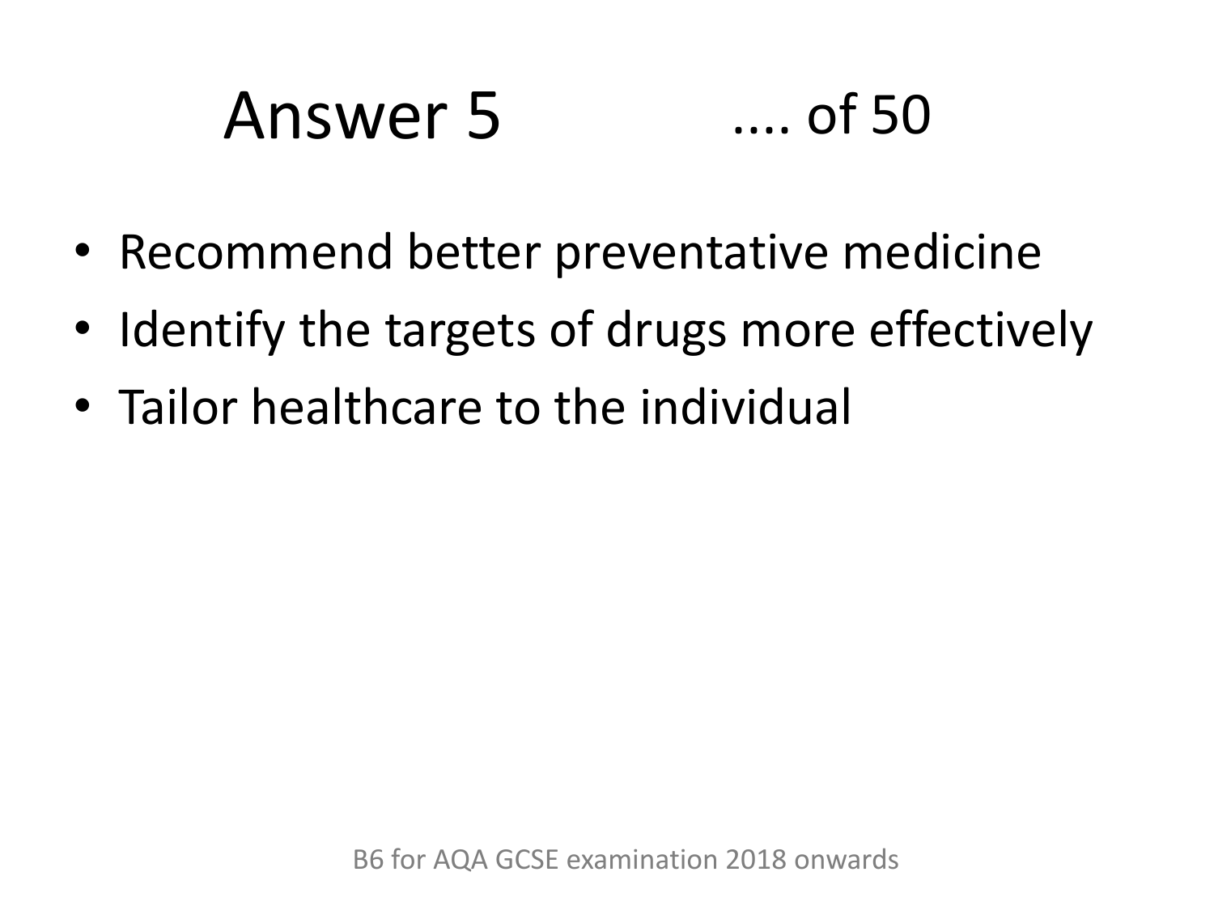# Answer 5 .... of 50

- Recommend better preventative medicine
- Identify the targets of drugs more effectively
- Tailor healthcare to the individual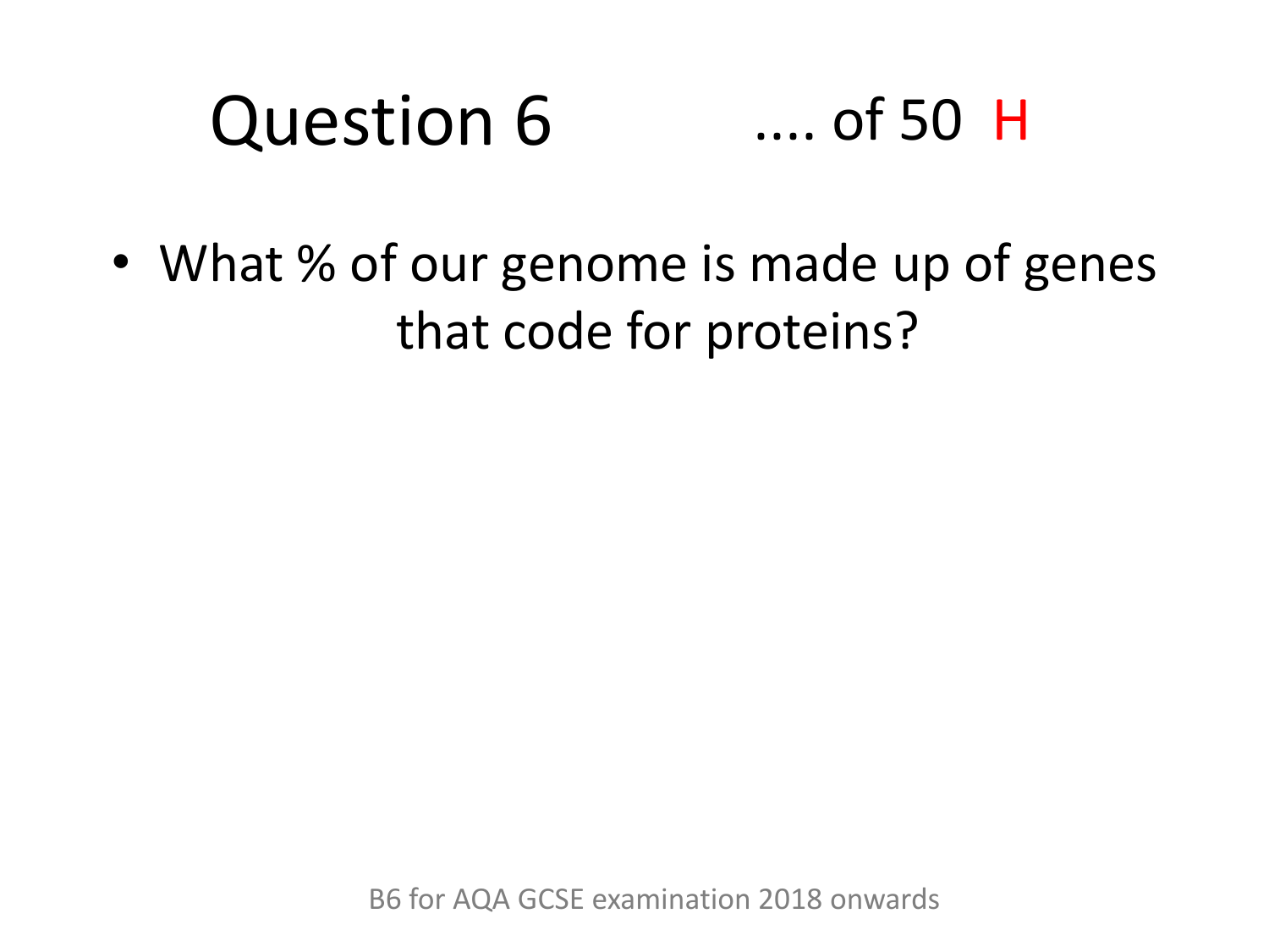# Question 6 .... of 50 H

- What % of our genome is made up of genes that code for proteins?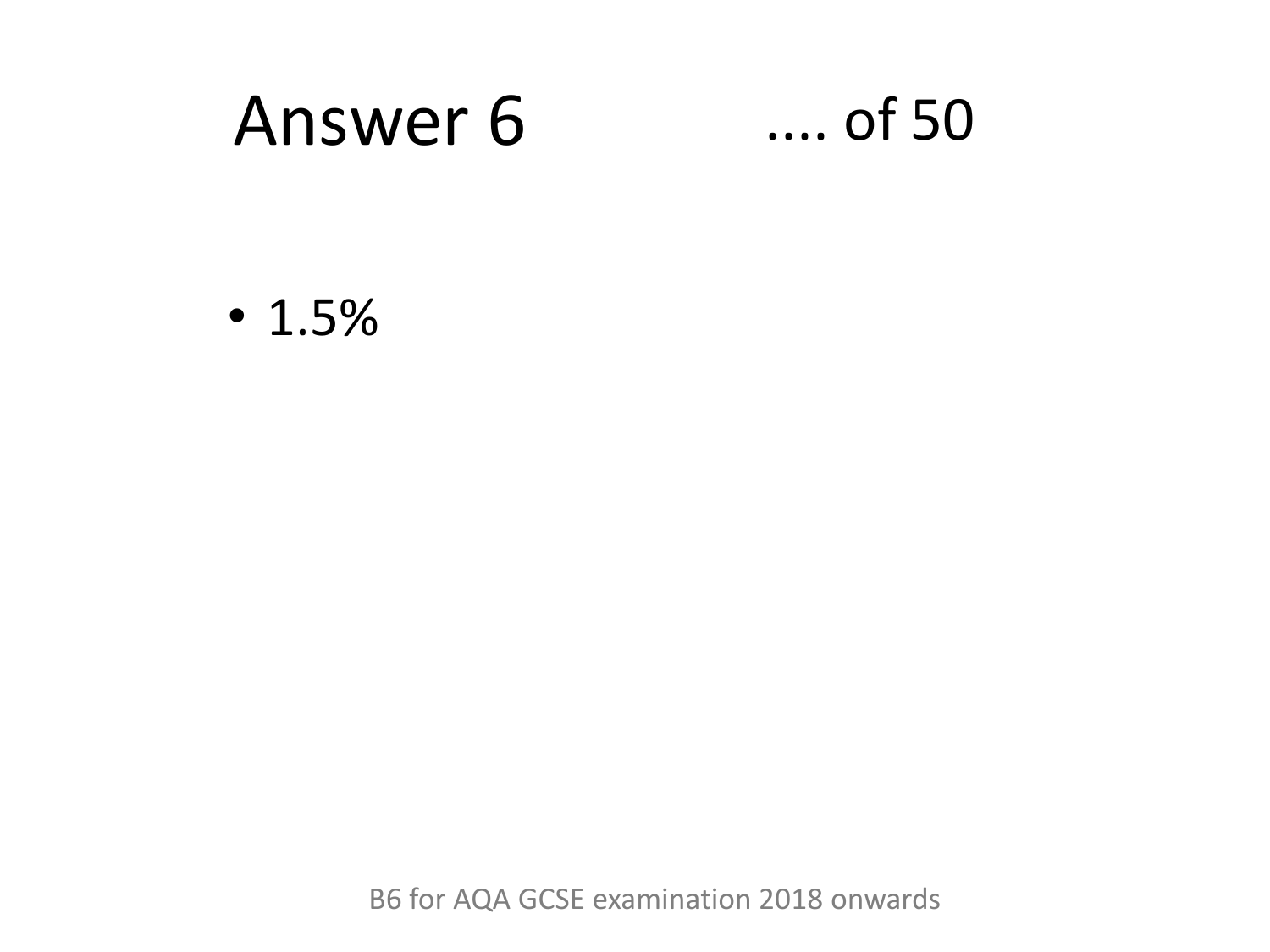# Answer 6 .... of 50

- 1.5%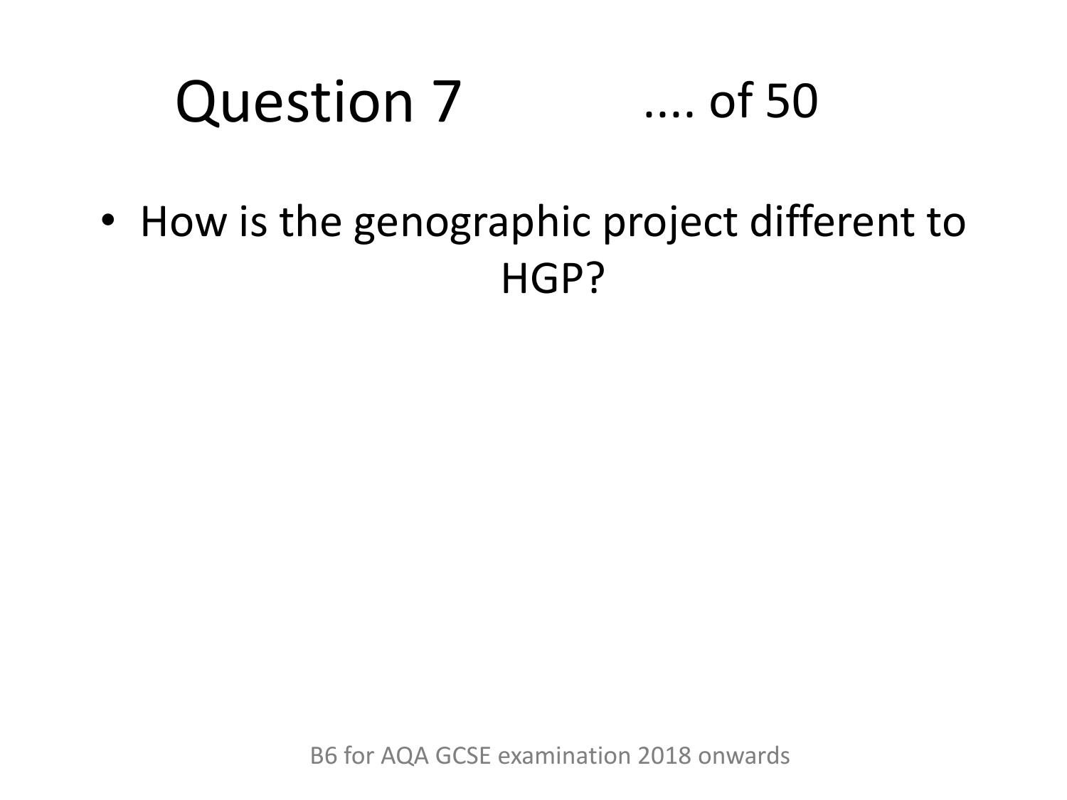# Question 7 .... of 50

- How is the genographic project different to HGP?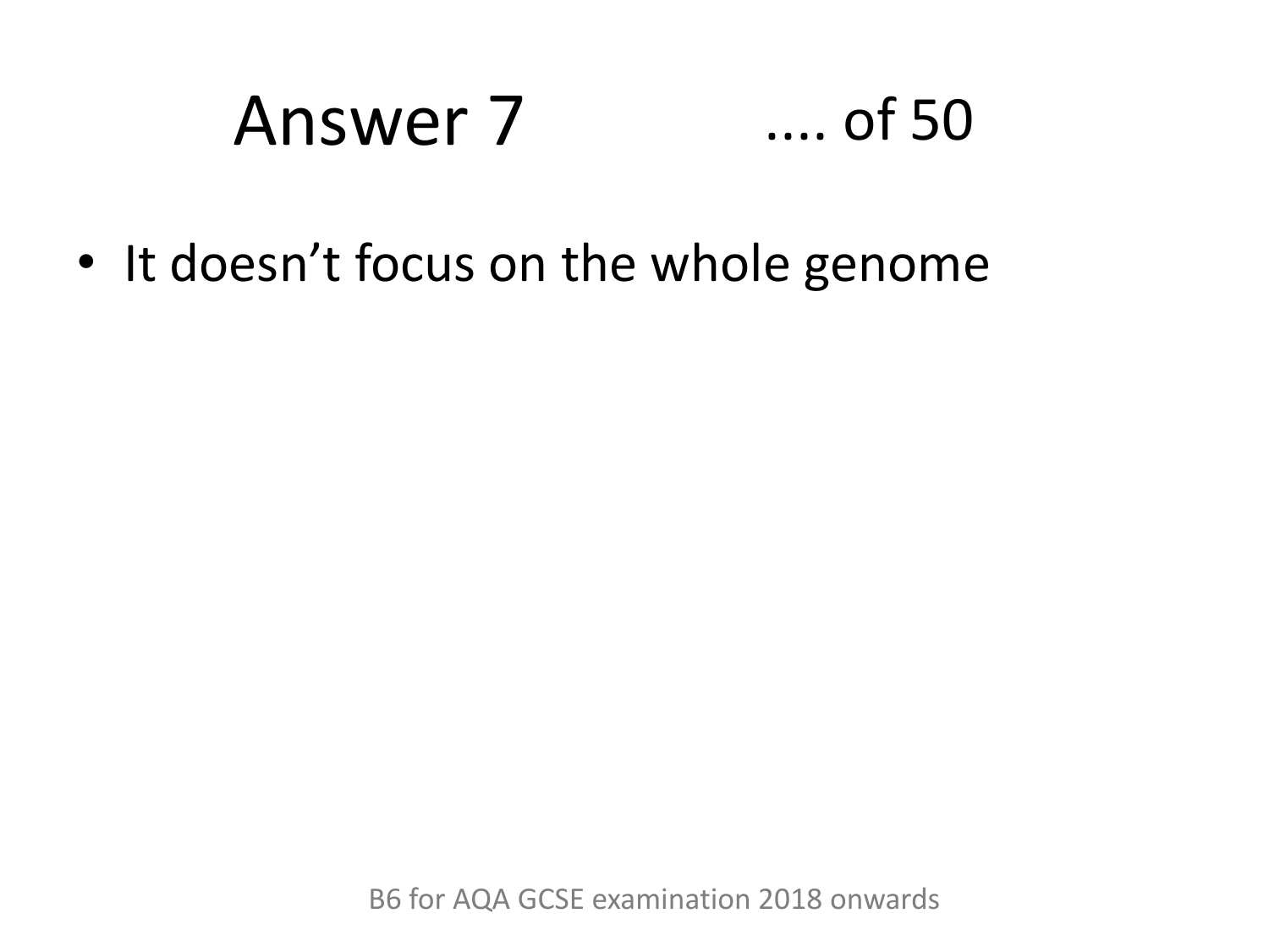# Answer 7

- It doesn't focus on the whole genome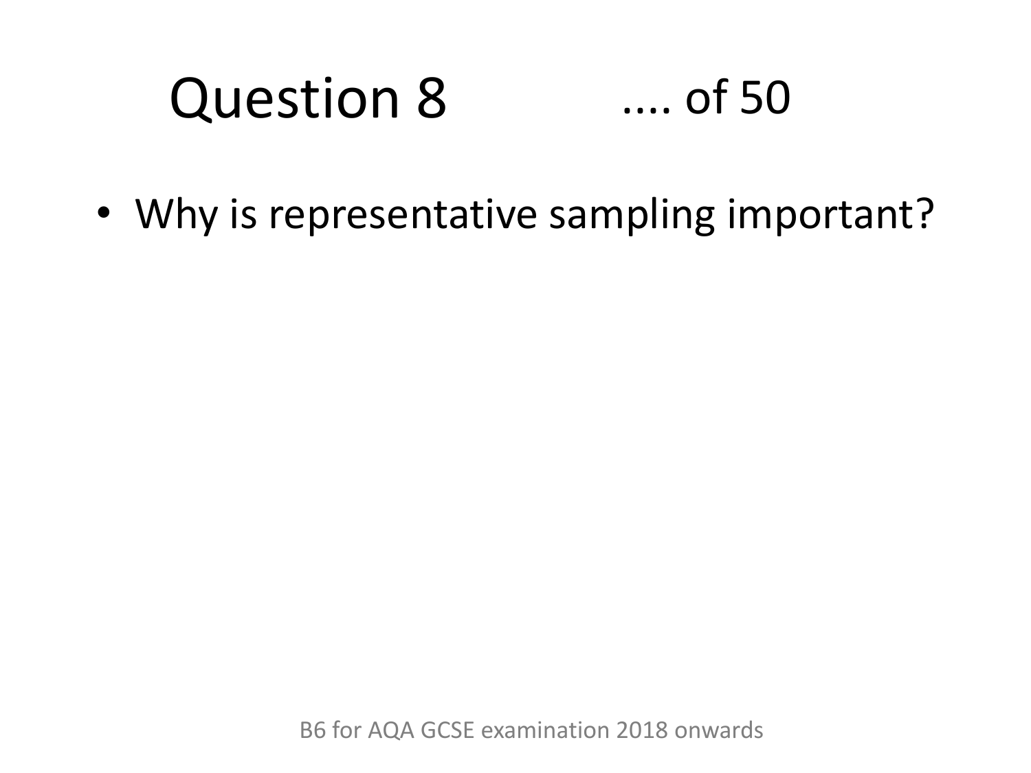# Question 8 .... of 50

- Why is representative sampling important?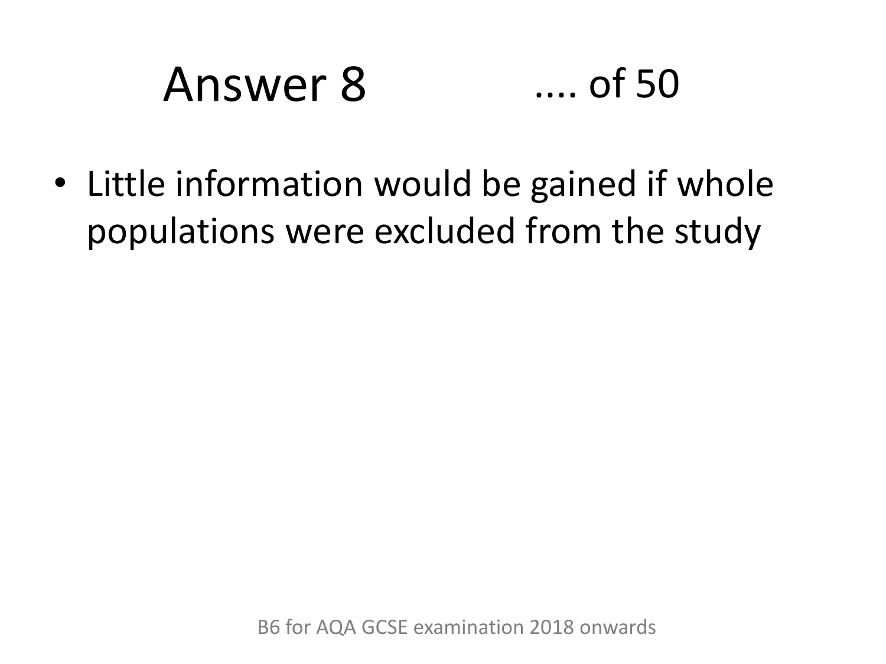# Answer 8 .... of 50

- Little information would be gained if whole populations were excluded from the study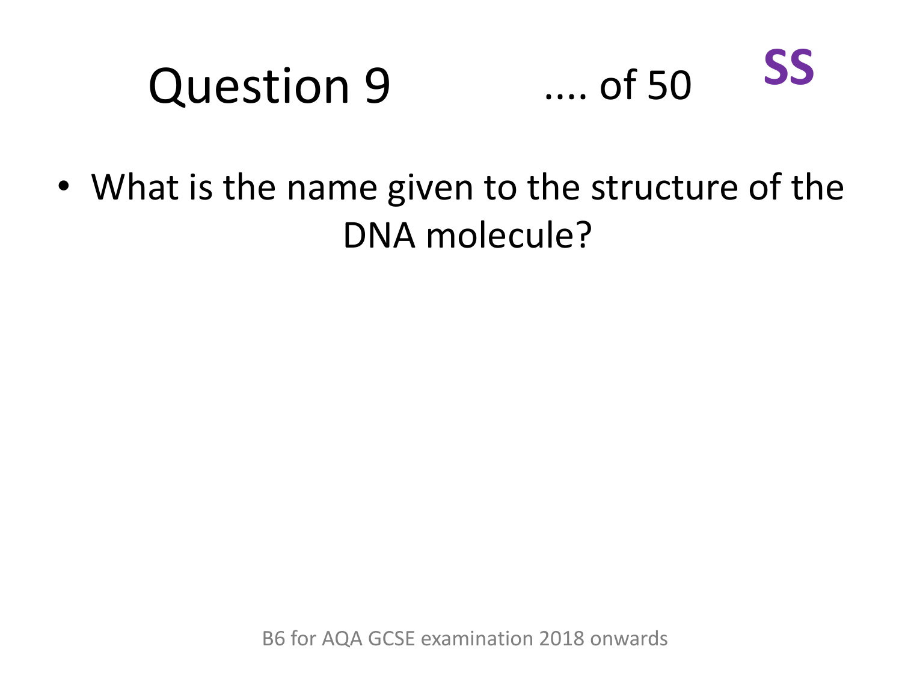# Question 9 .... of 50 **SS**

- What is the name given to the structure of the DNA molecule?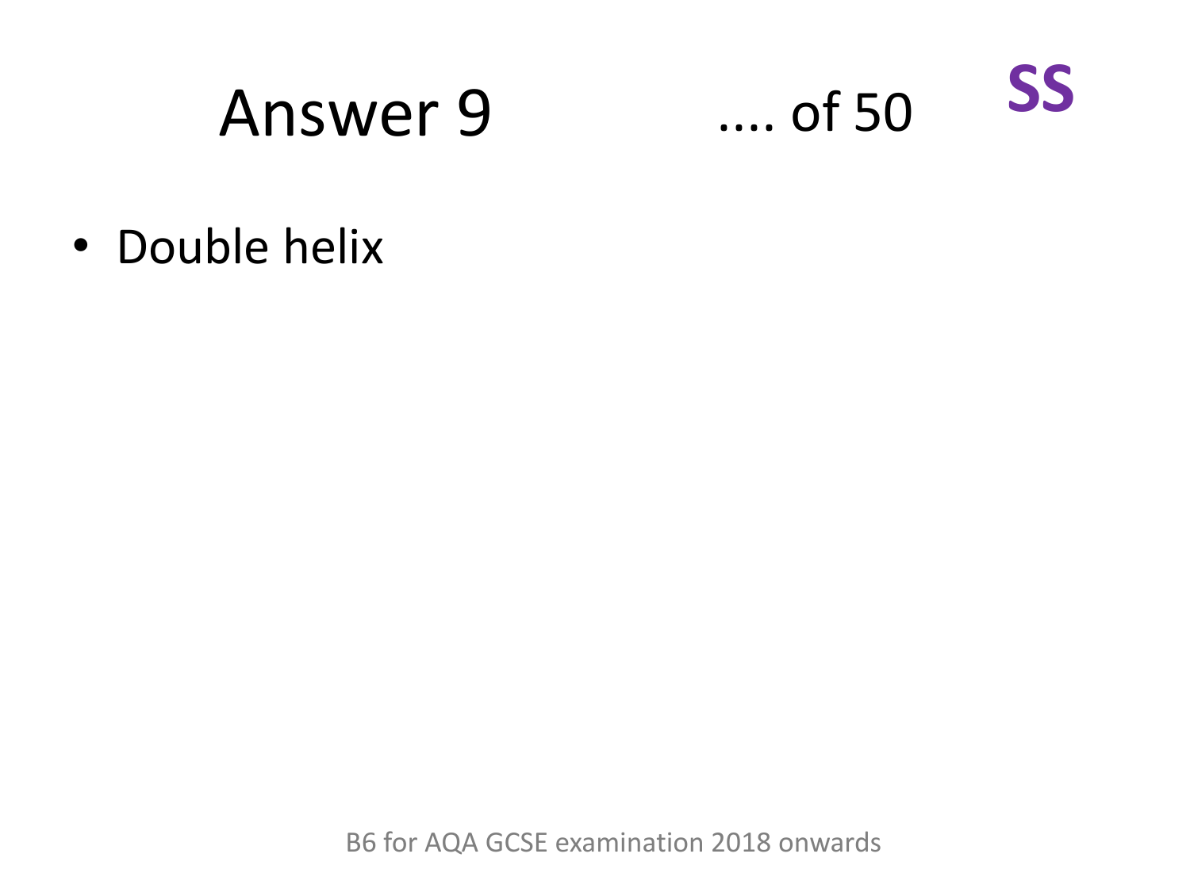# Answer 9

.... of 50

**SS**

- Double helix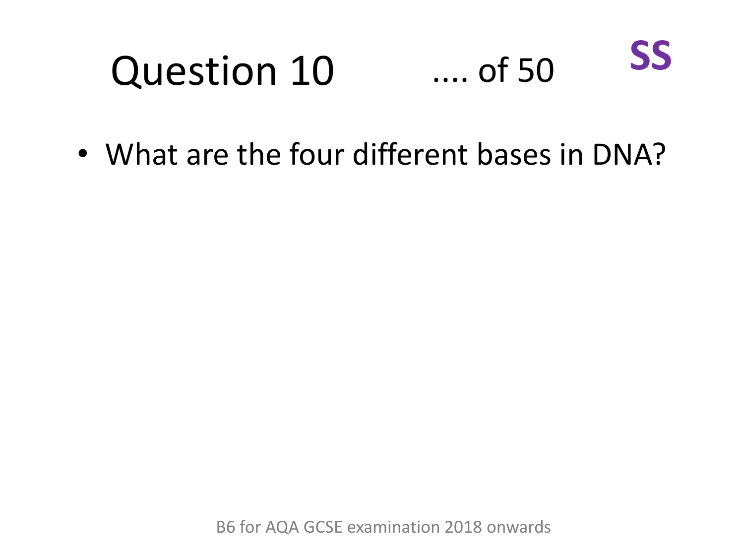# Question 10 .... of 50

**SS**

- What are the four different bases in DNA?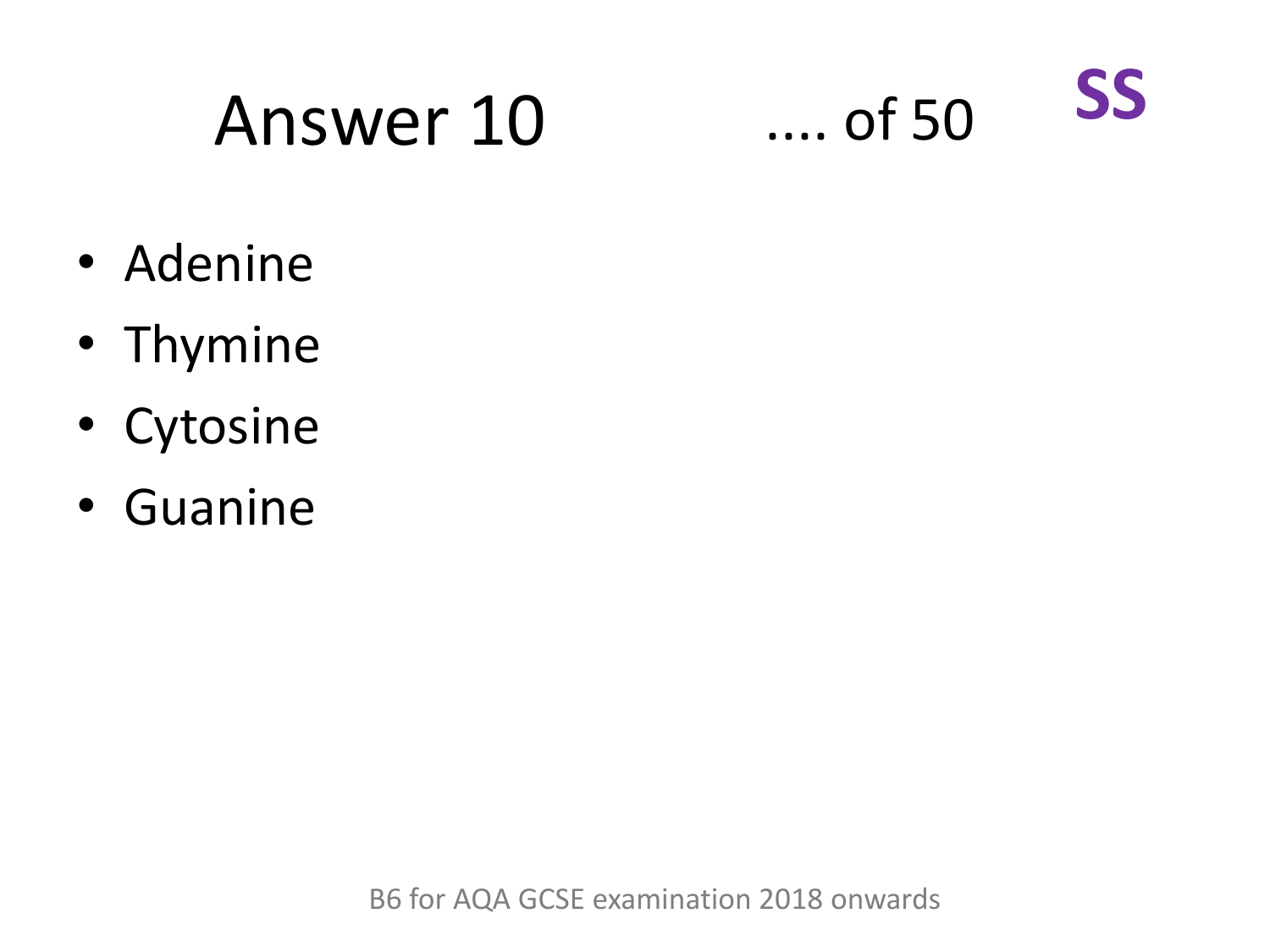# Answer 10

.... of 50

**SS**

- Adenine
- Thymine
- Cytosine
- Guanine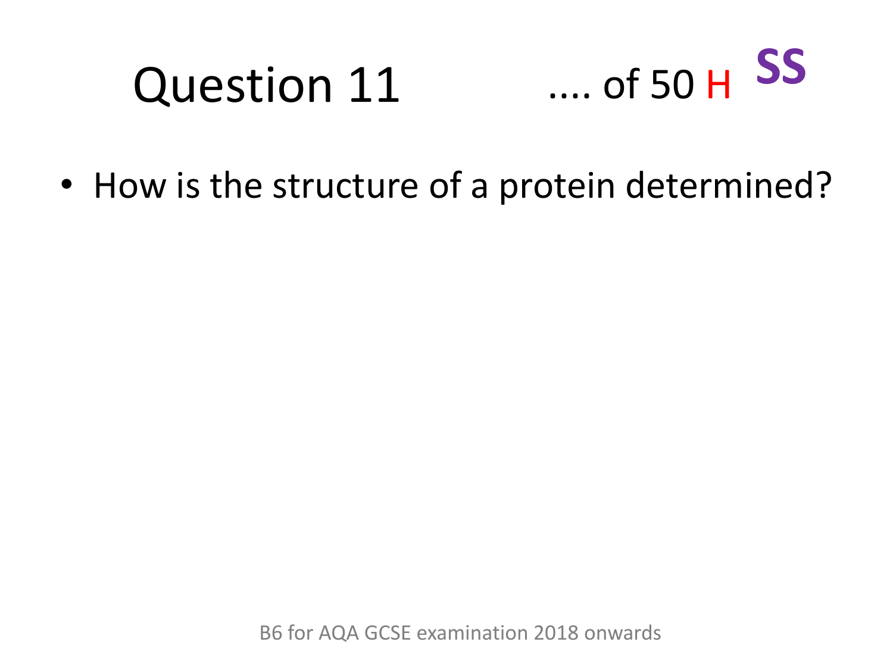# Question 11 .... of 50 H SS

- How is the structure of a protein determined?

B6 for AQA GCSE examination 2018 onwards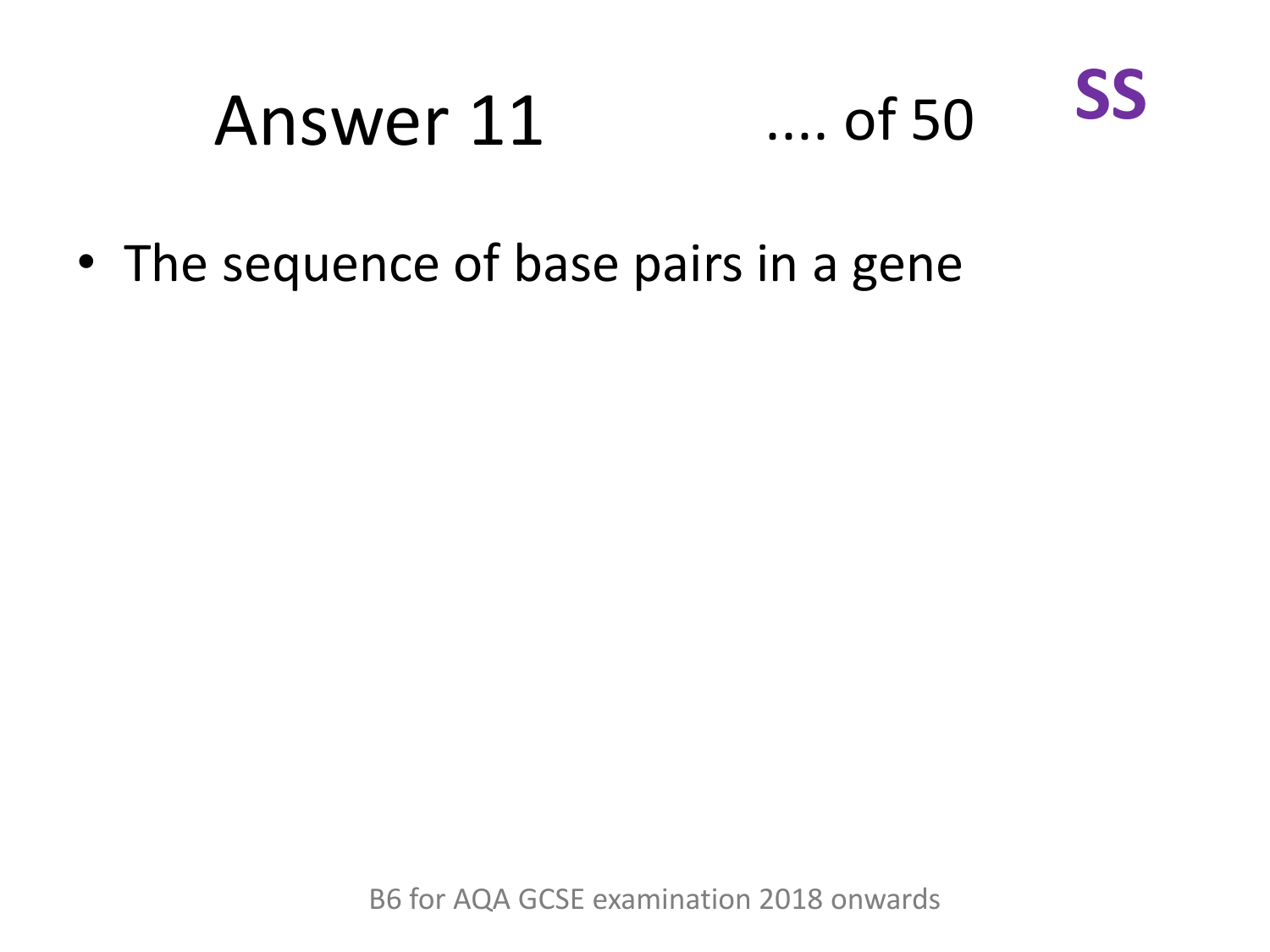# Answer 11

.... of 50

SS

- The sequence of base pairs in a gene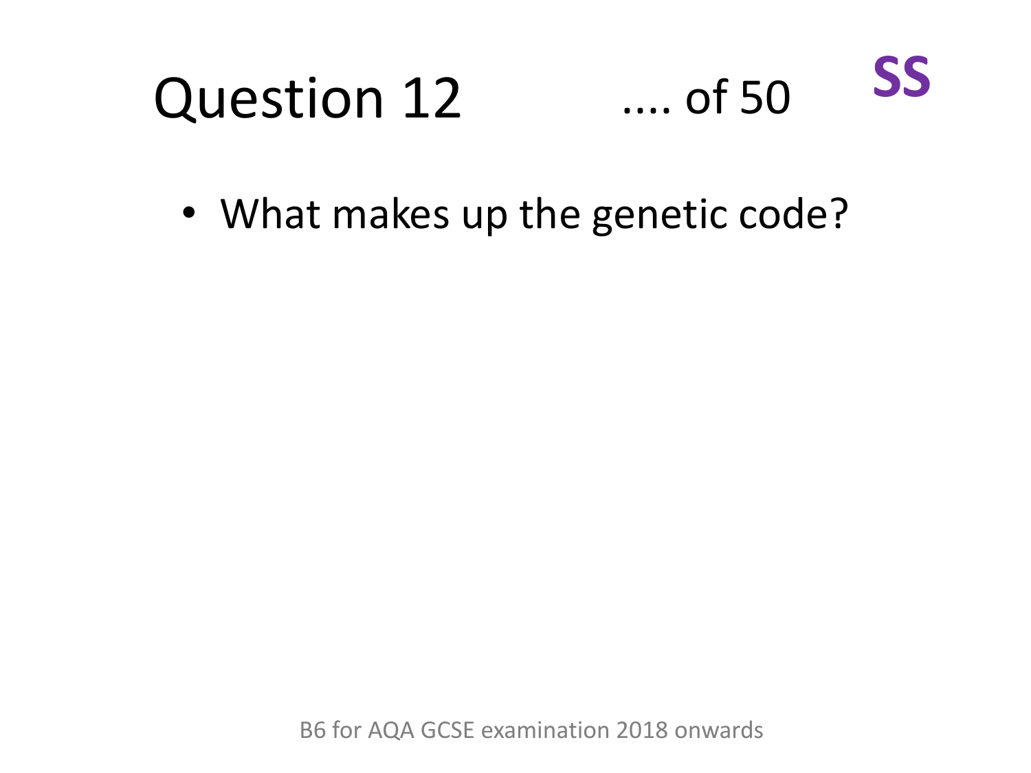# Question 12 .... of 50 SS

- What makes up the genetic code?

B6 for AQA GCSE examination 2018 onwards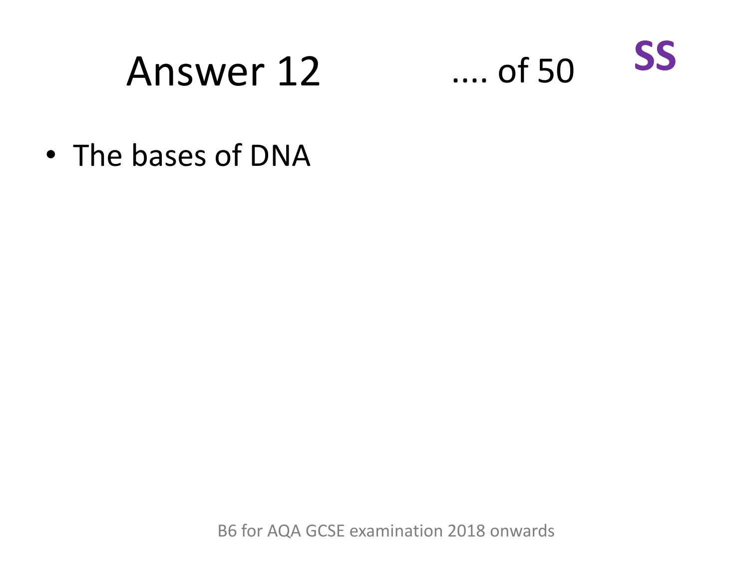# Answer 12

.... of 50

**SS**

- The bases of DNA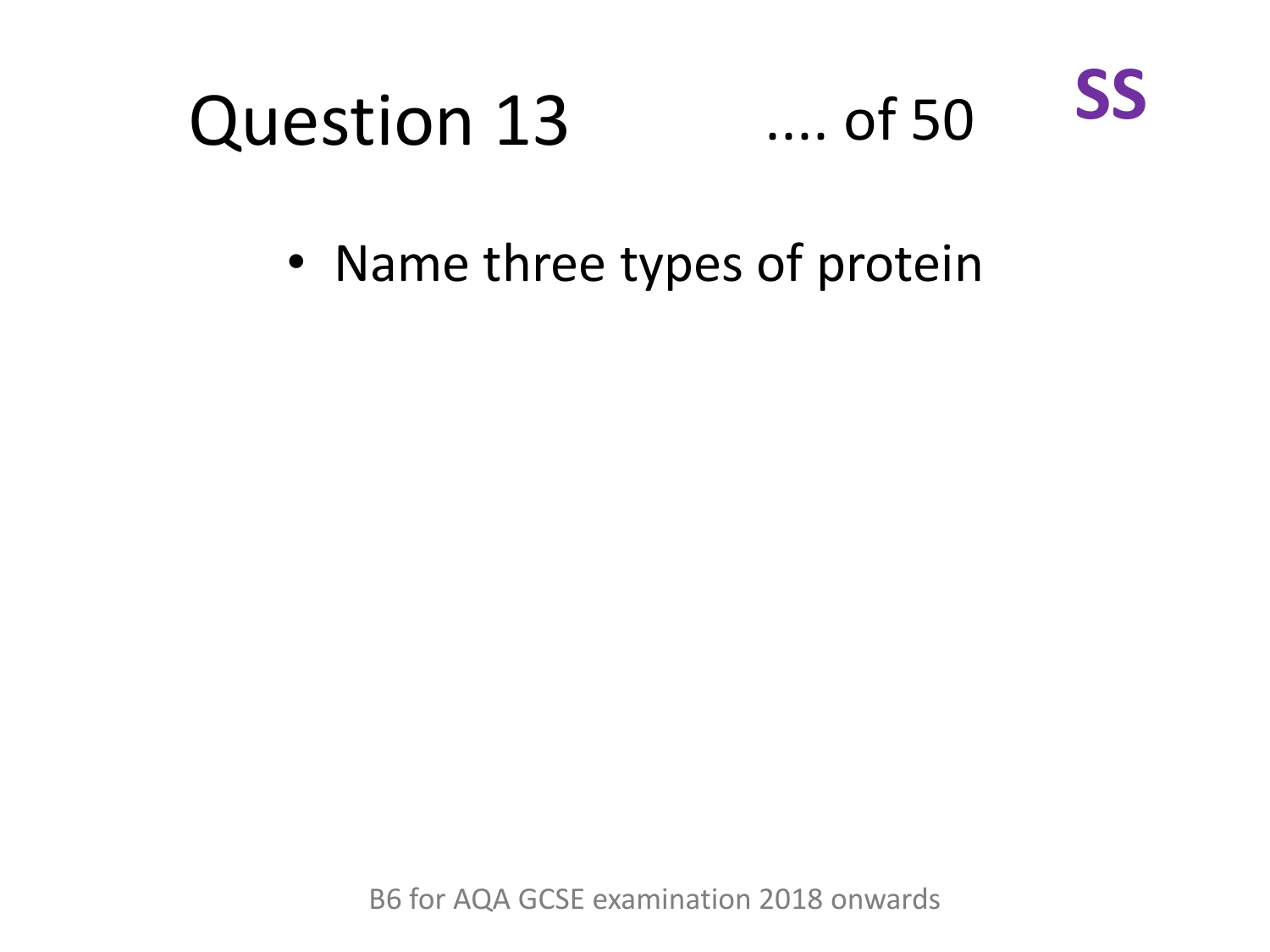# Question 13 .... of 50 **SS**

- Name three types of protein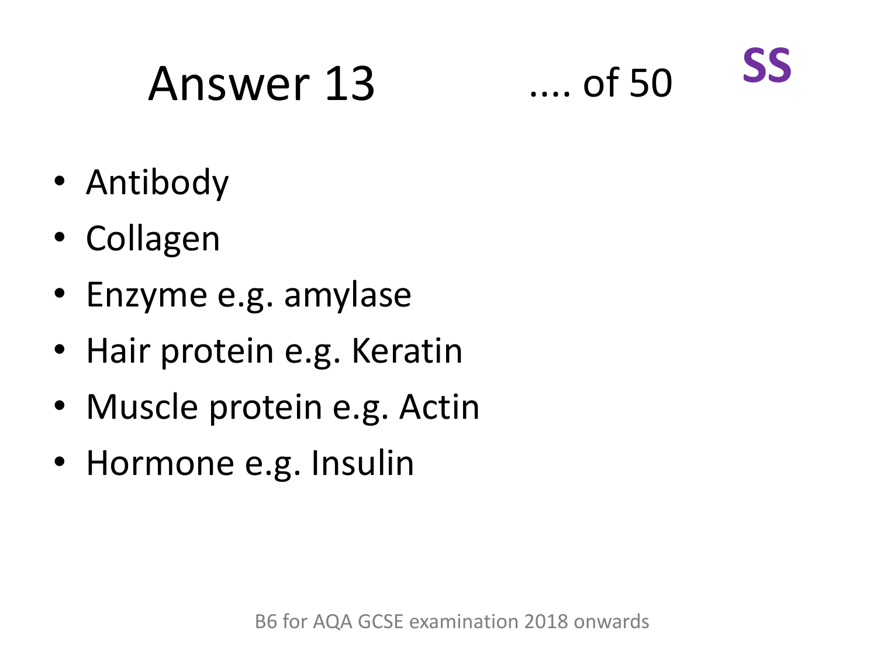# Answer 13

.... of 50

**SS**

- Antibody
- Collagen
- Enzyme e.g. amylase
- Hair protein e.g. Keratin
- Muscle protein e.g. Actin
- Hormone e.g. Insulin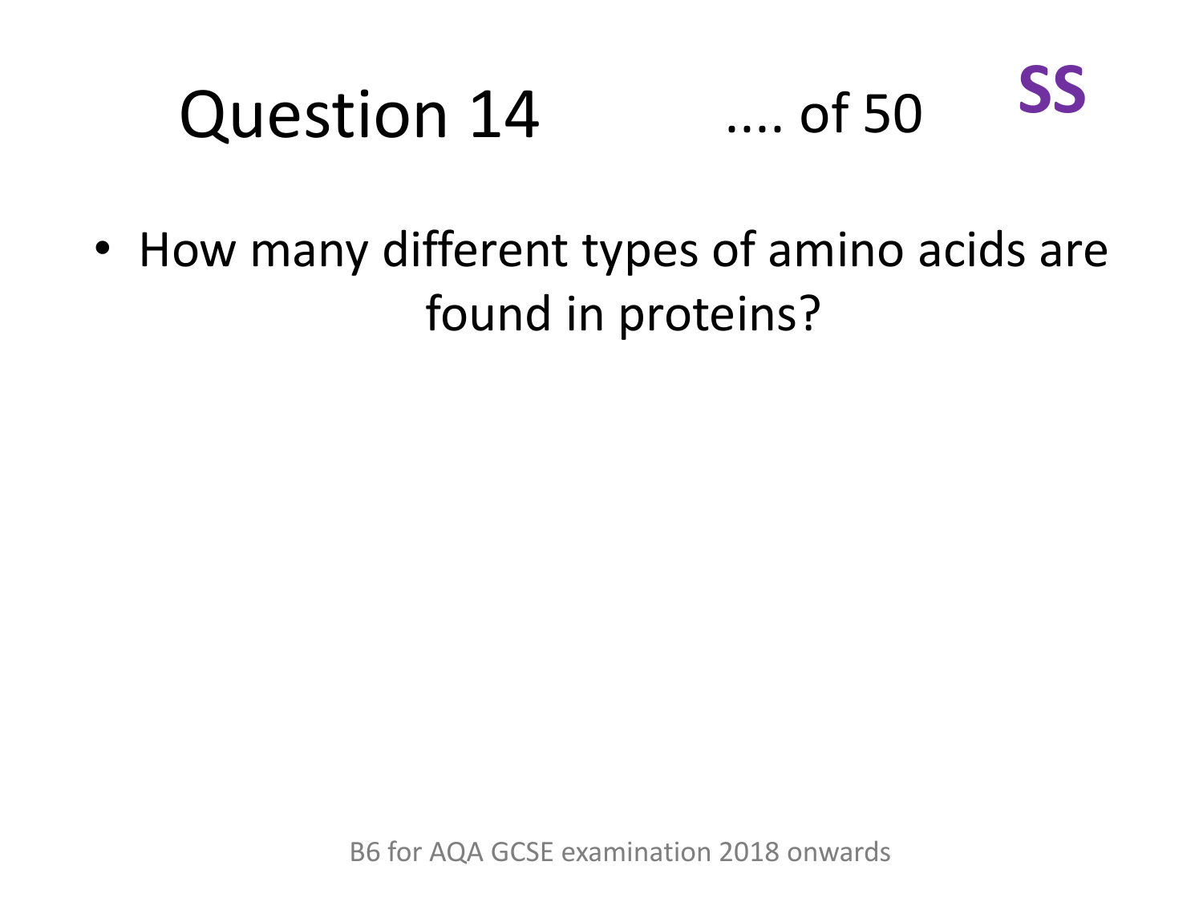# Question 14 .... of 50 **SS**

- How many different types of amino acids are found in proteins?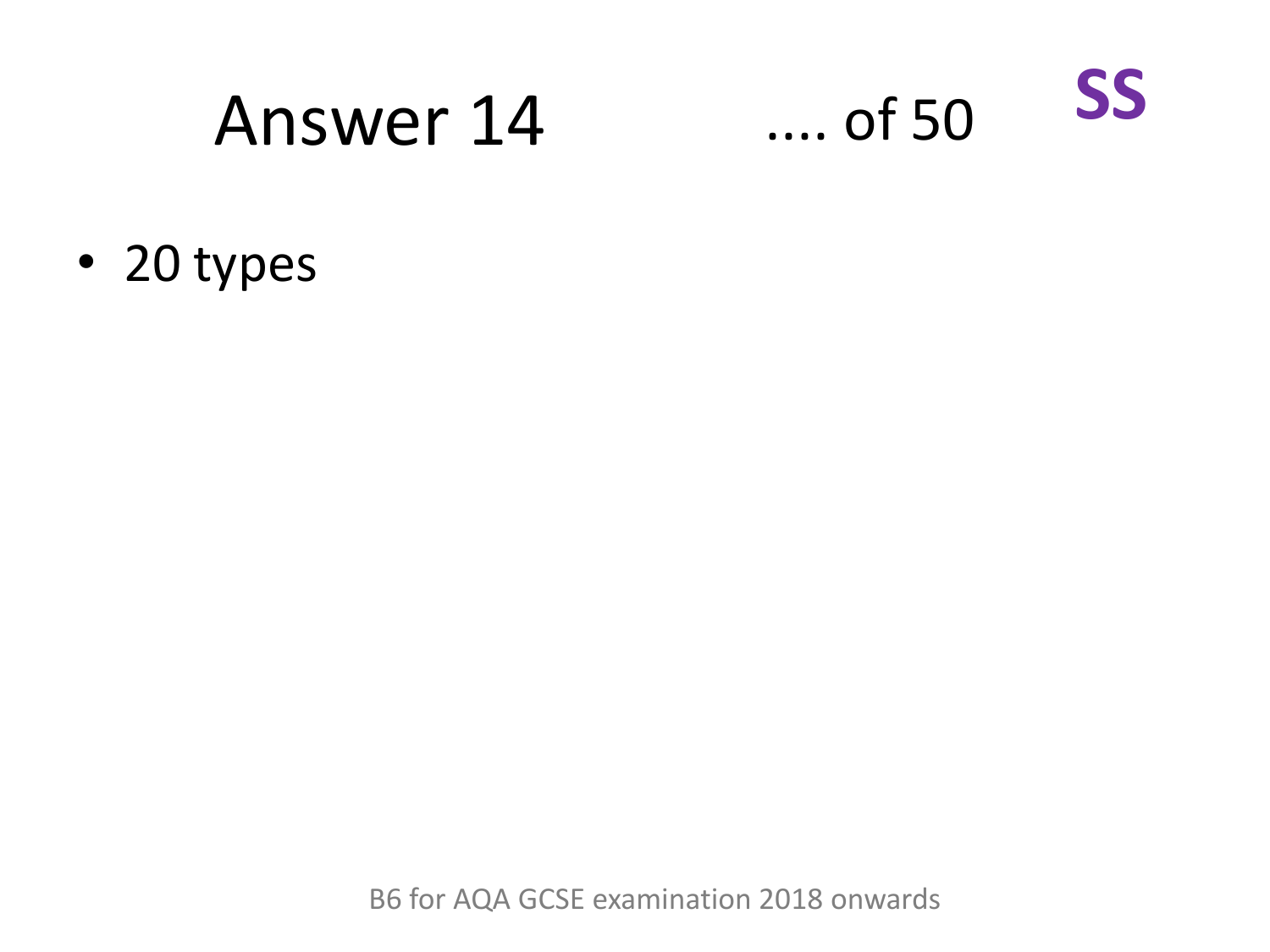# Answer 14

.... of 50

**SS**

- 20 types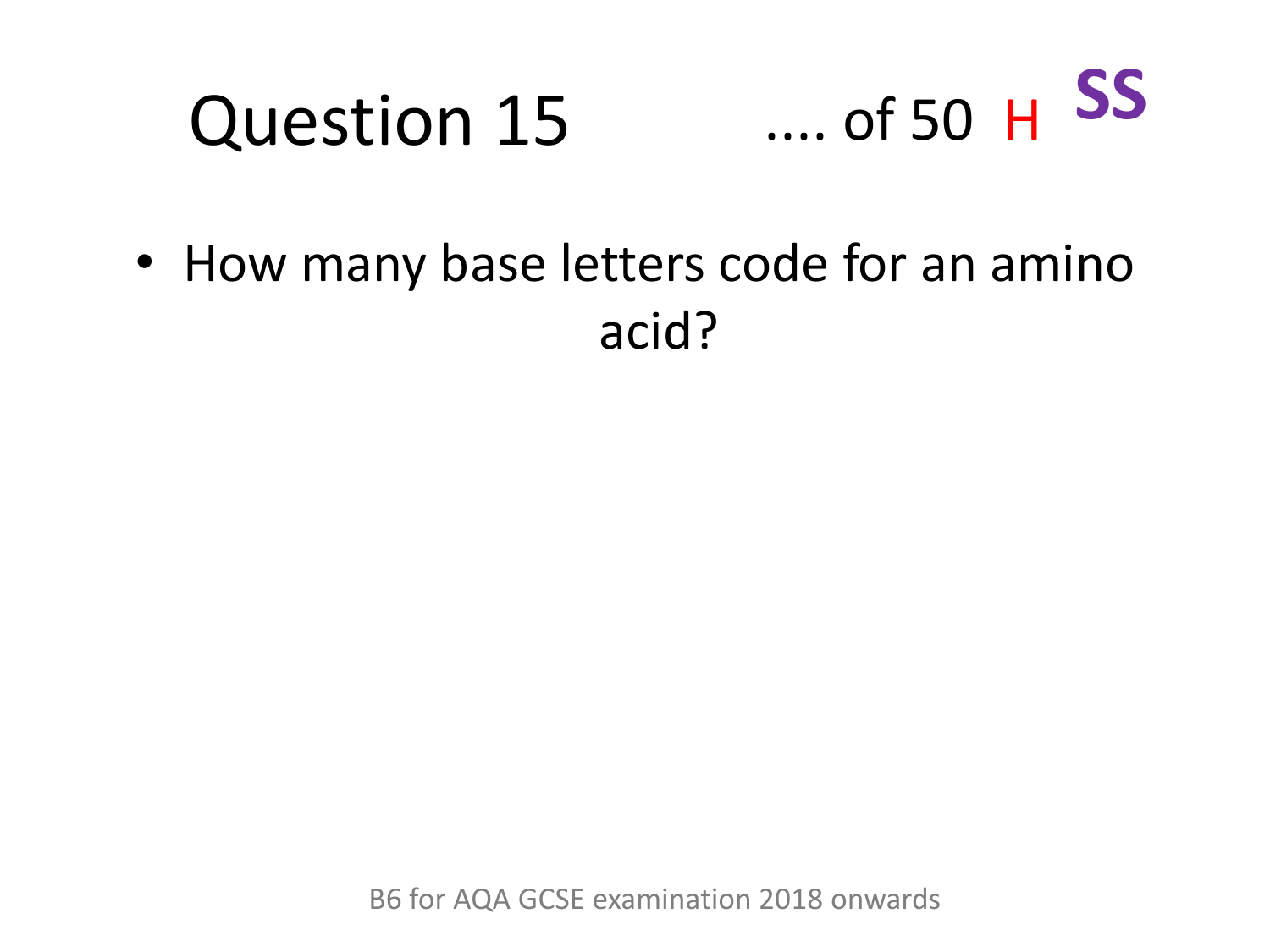# Question 15

.... of 50 H **SS**

- How many base letters code for an amino acid?

B6 for AQA GCSE examination 2018 onwards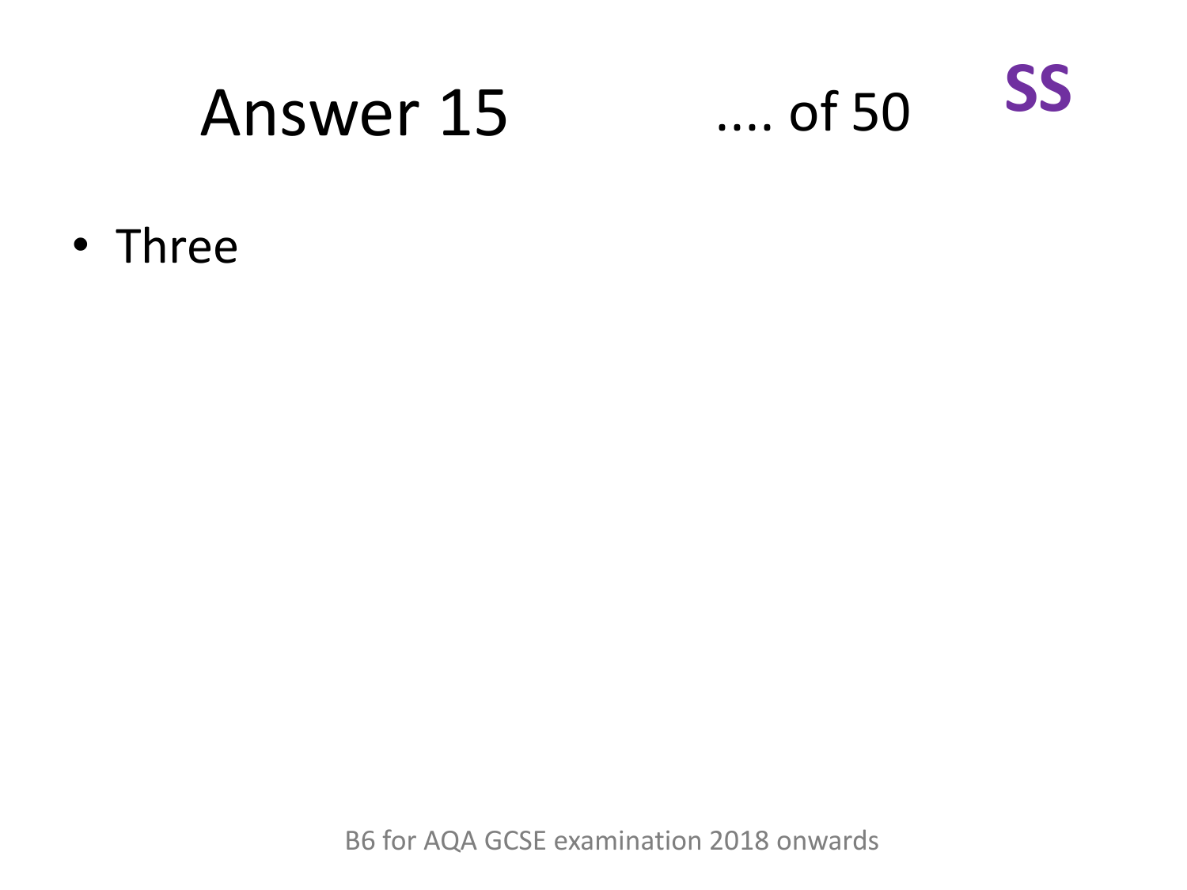# Answer 15 .... of 50

**SS**

- Three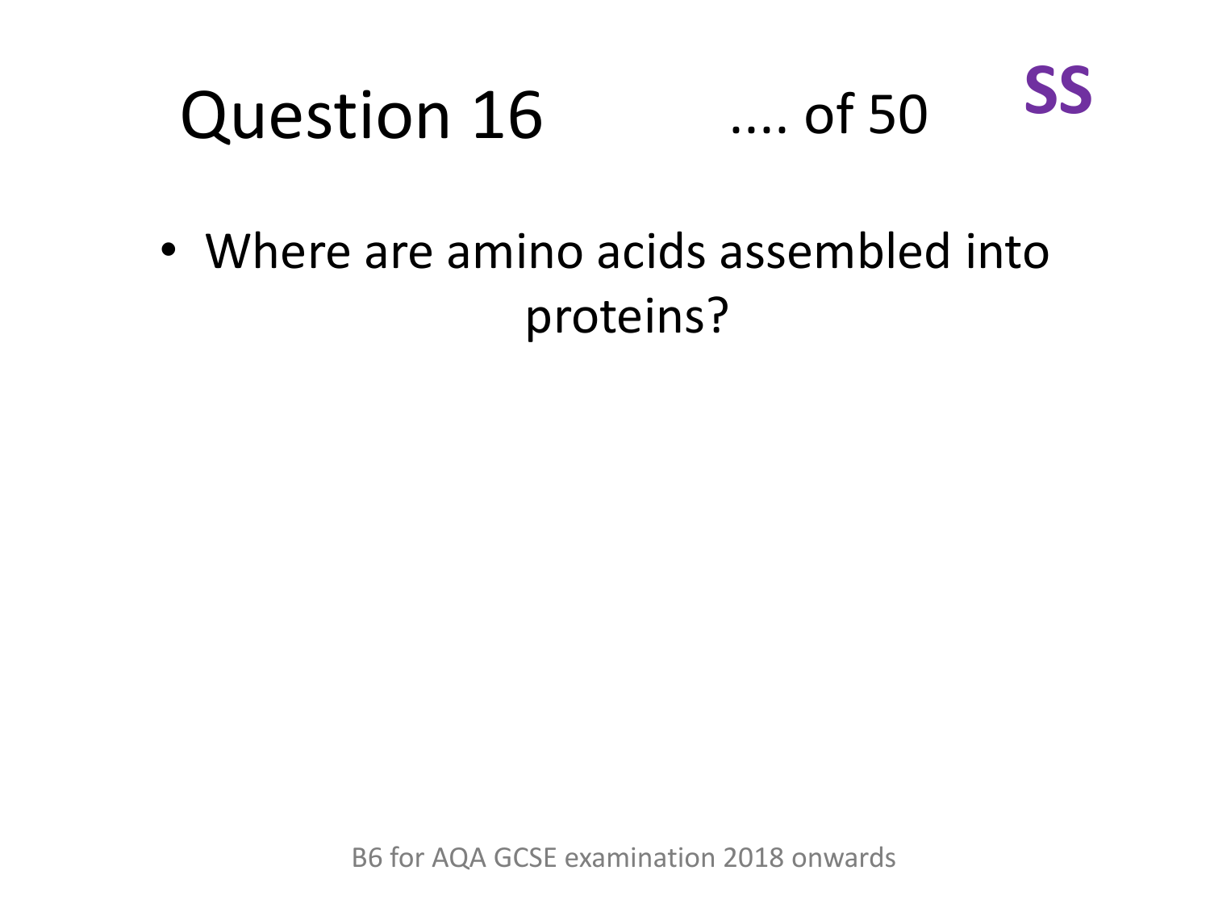# Question 16 .... of 50 **SS**

- Where are amino acids assembled into proteins?

B6 for AQA GCSE examination 2018 onwards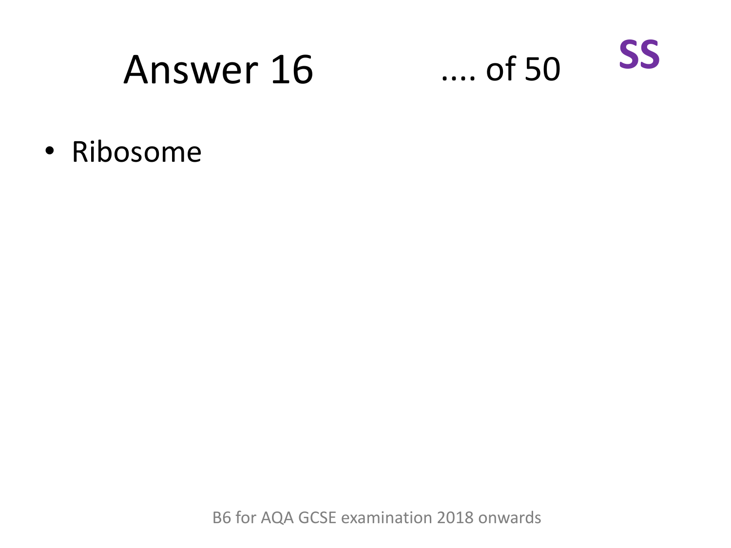# Answer 16

.... of 50

**SS**

- Ribosome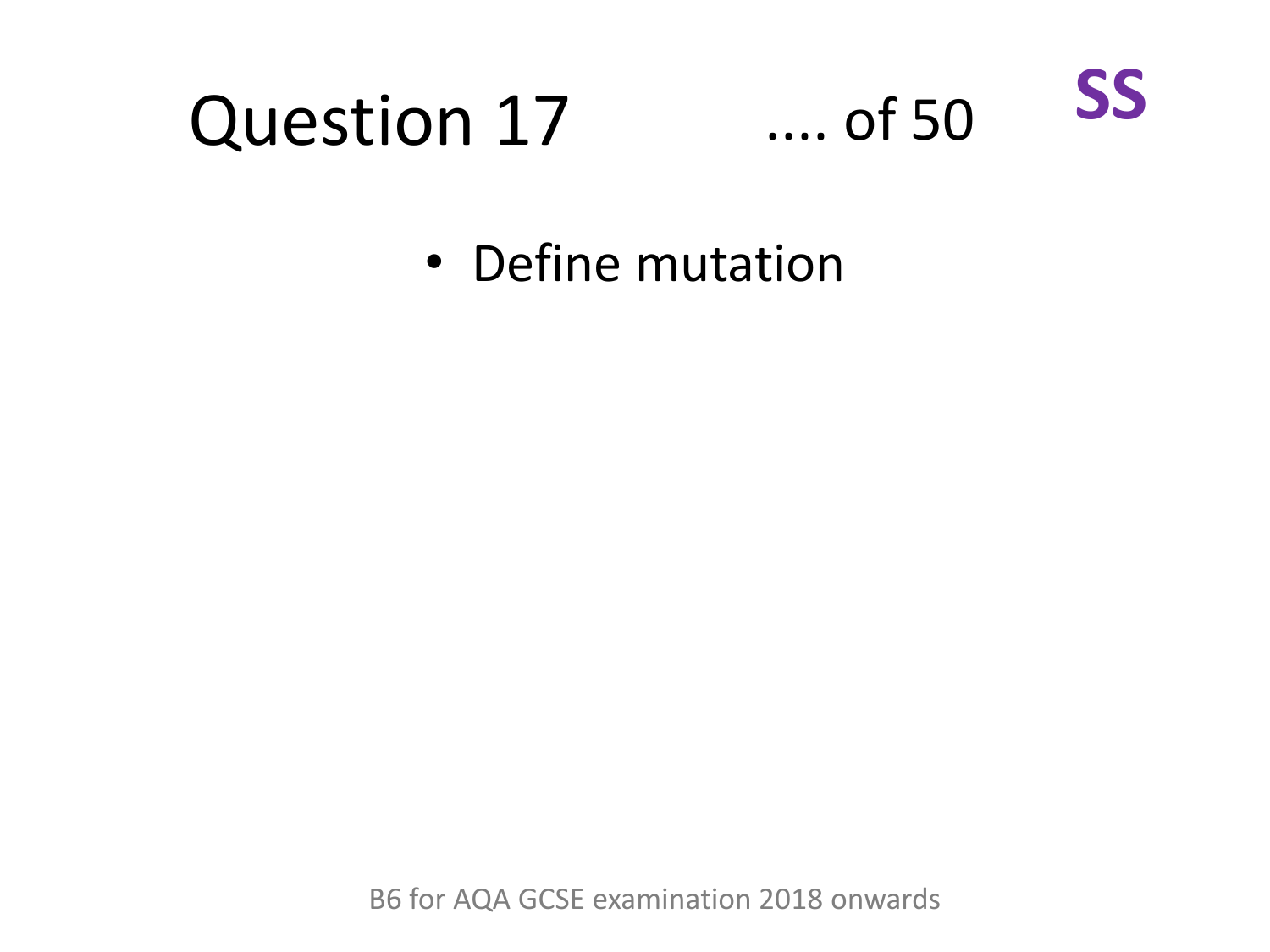# Question 17 .... of 50 **SS**

- Define mutation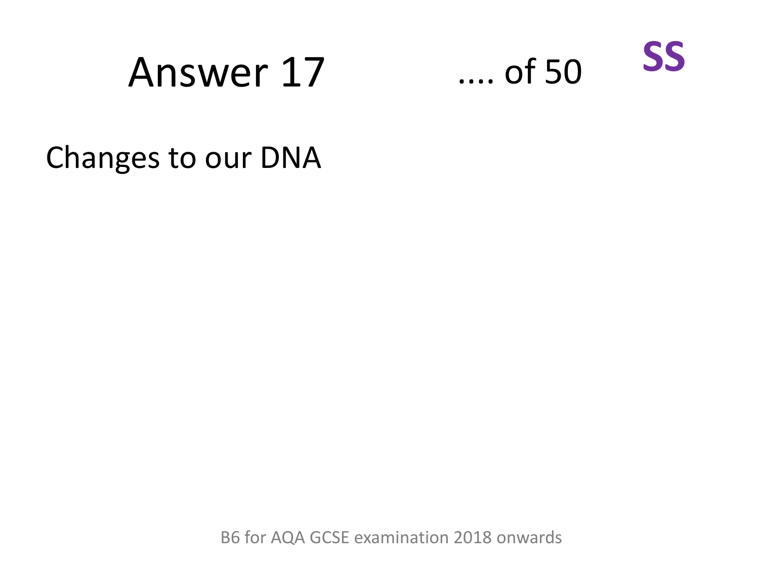# Answer 17

.... of 50

**SS**

Changes to our DNA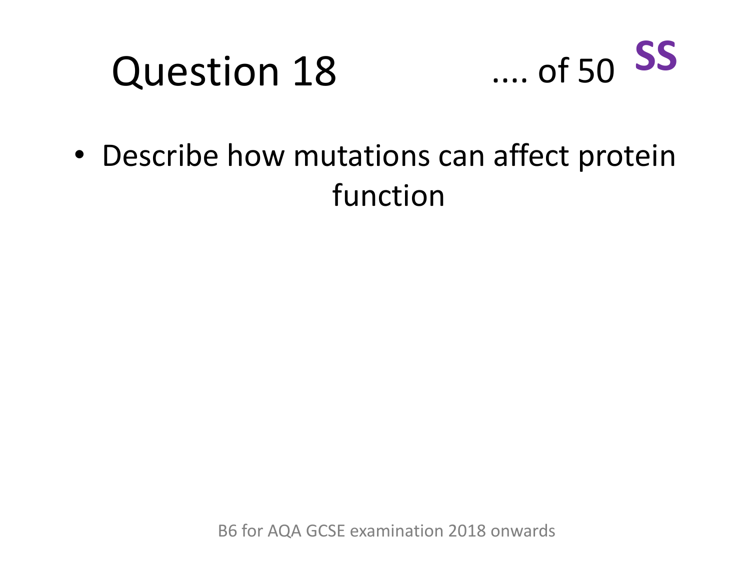# Question 18

.... of 50 **SS**

- Describe how mutations can affect protein function

B6 for AQA GCSE examination 2018 onwards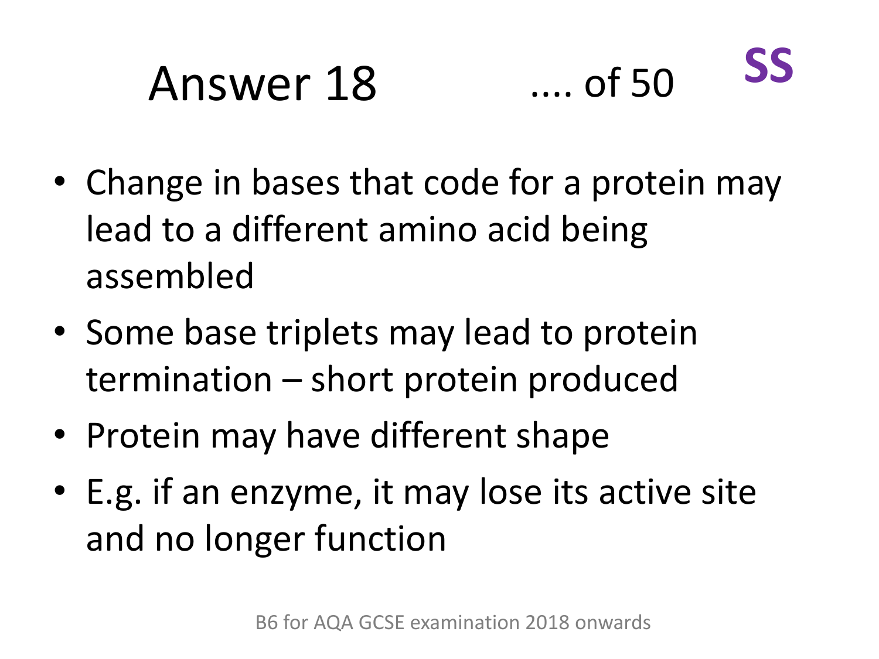# Answer 18 .... of 50 SS

- Change in bases that code for a protein may lead to a different amino acid being assembled
- Some base triplets may lead to protein termination – short protein produced
- Protein may have different shape
- E.g. if an enzyme, it may lose its active site and no longer function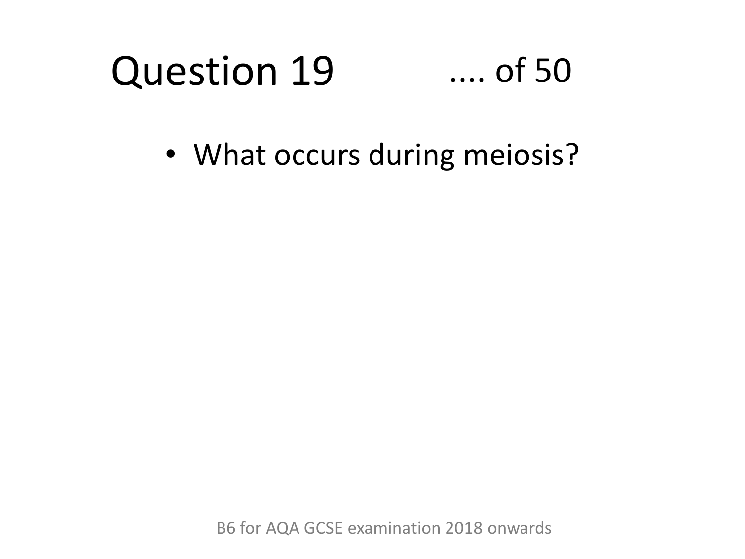# Question 19 .... of 50

- What occurs during meiosis?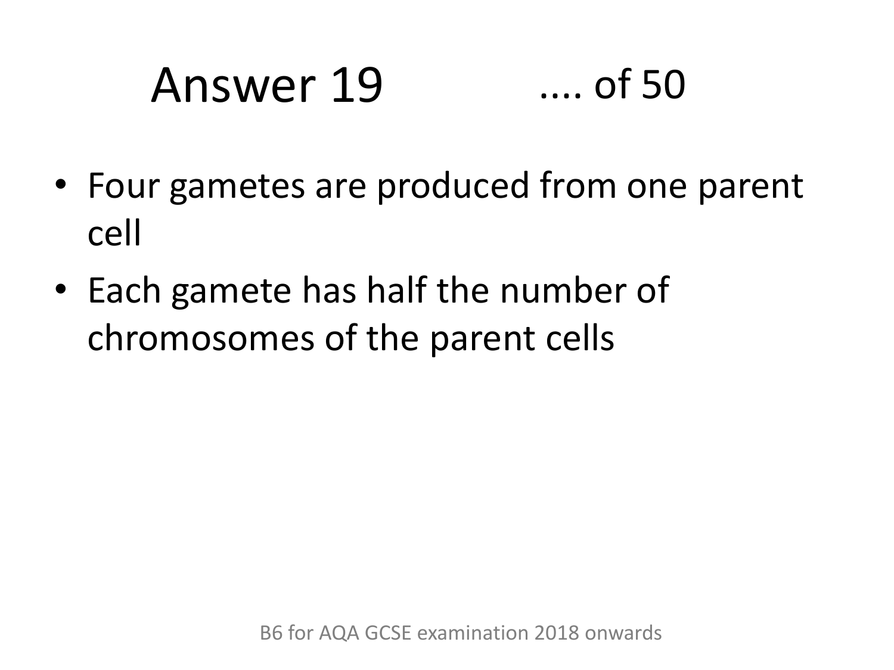# Answer 19 .... of 50

- Four gametes are produced from one parent cell
- Each gamete has half the number of chromosomes of the parent cells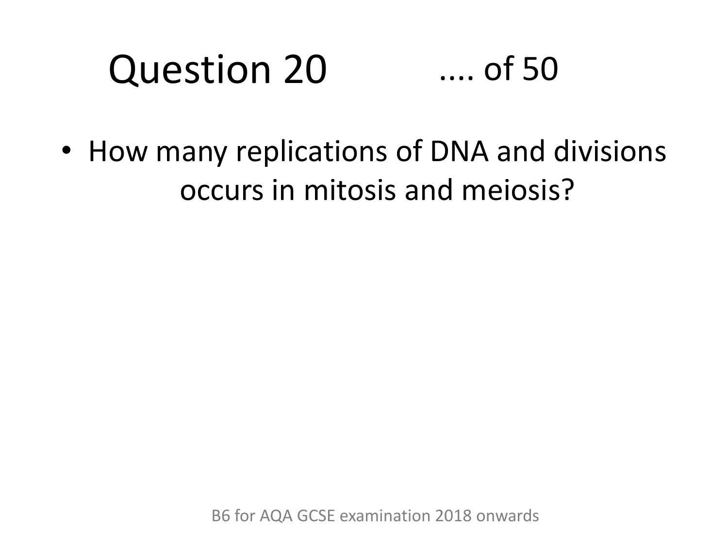# Question 20 .... of 50

- How many replications of DNA and divisions occurs in mitosis and meiosis?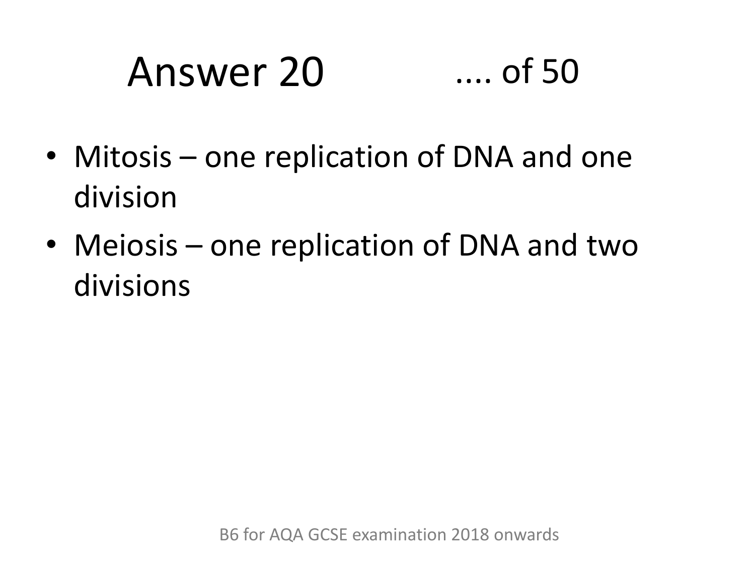# Answer 20 .... of 50

- Mitosis – one replication of DNA and one division
- Meiosis – one replication of DNA and two divisions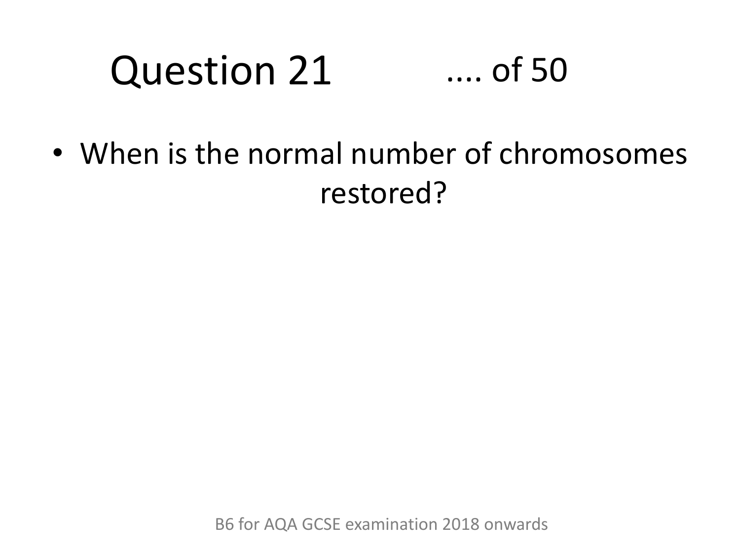# Question 21 .... of 50

- When is the normal number of chromosomes restored?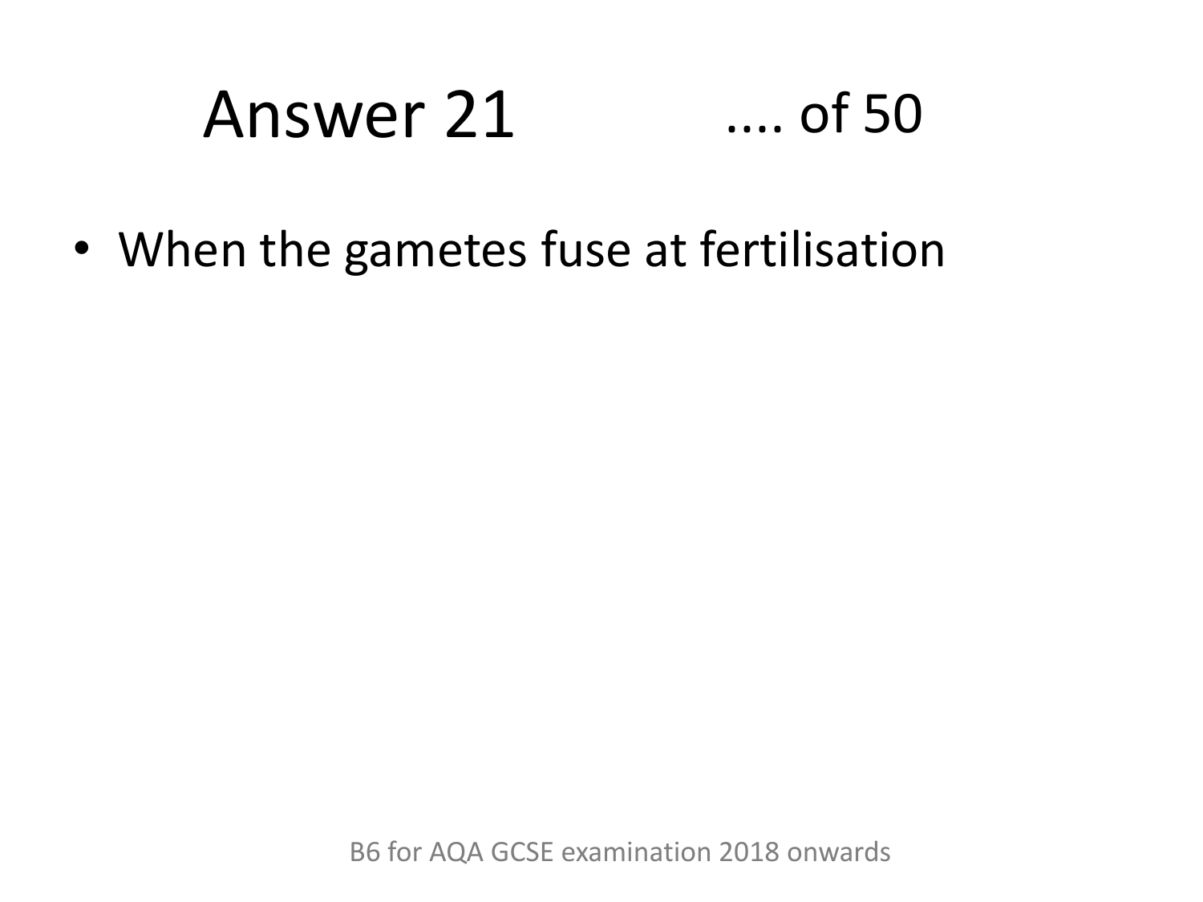# Answer 21 .... of 50

- When the gametes fuse at fertilisation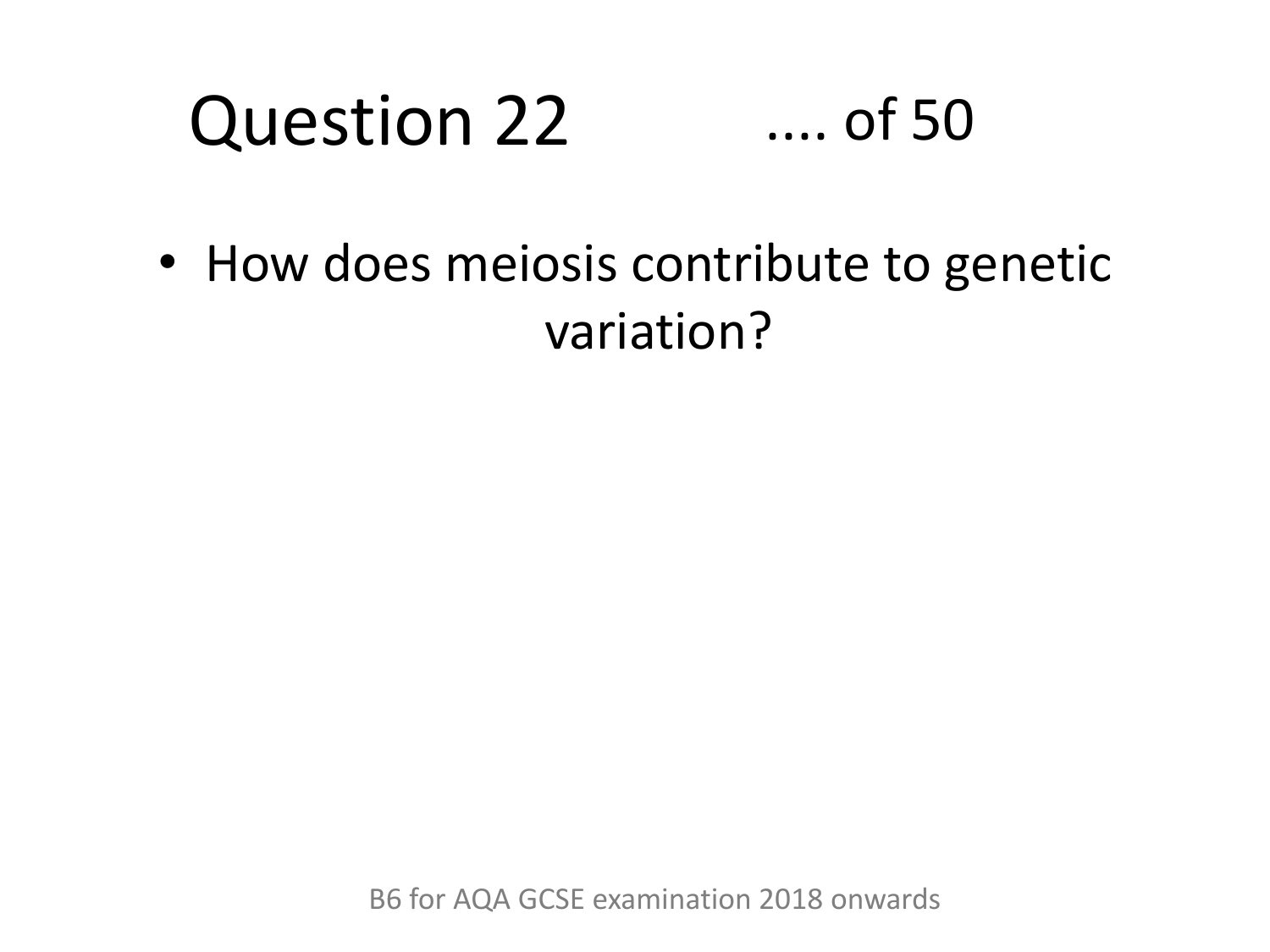# Question 22 .... of 50

- How does meiosis contribute to genetic variation?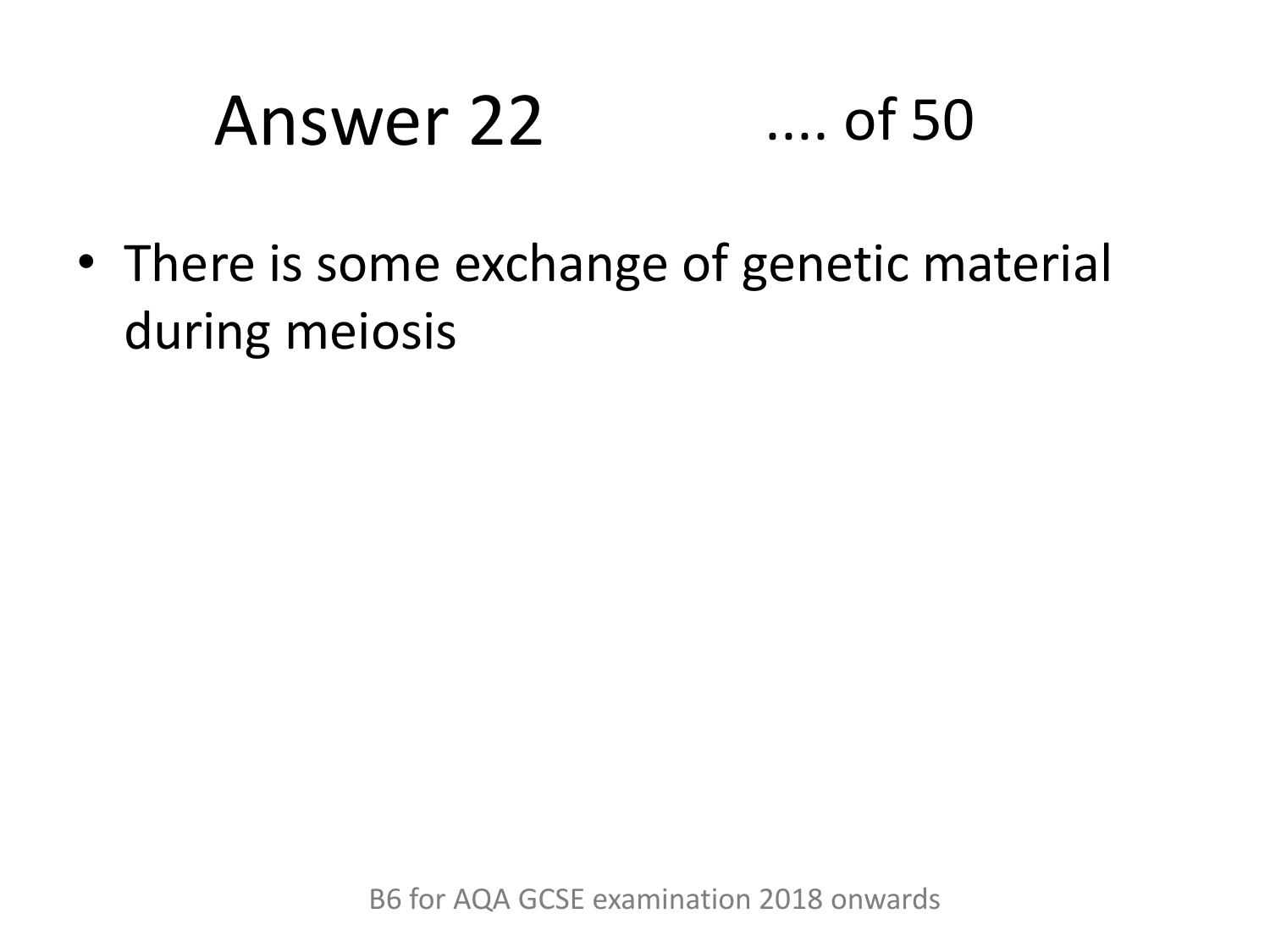# Answer 22 .... of 50

- There is some exchange of genetic material during meiosis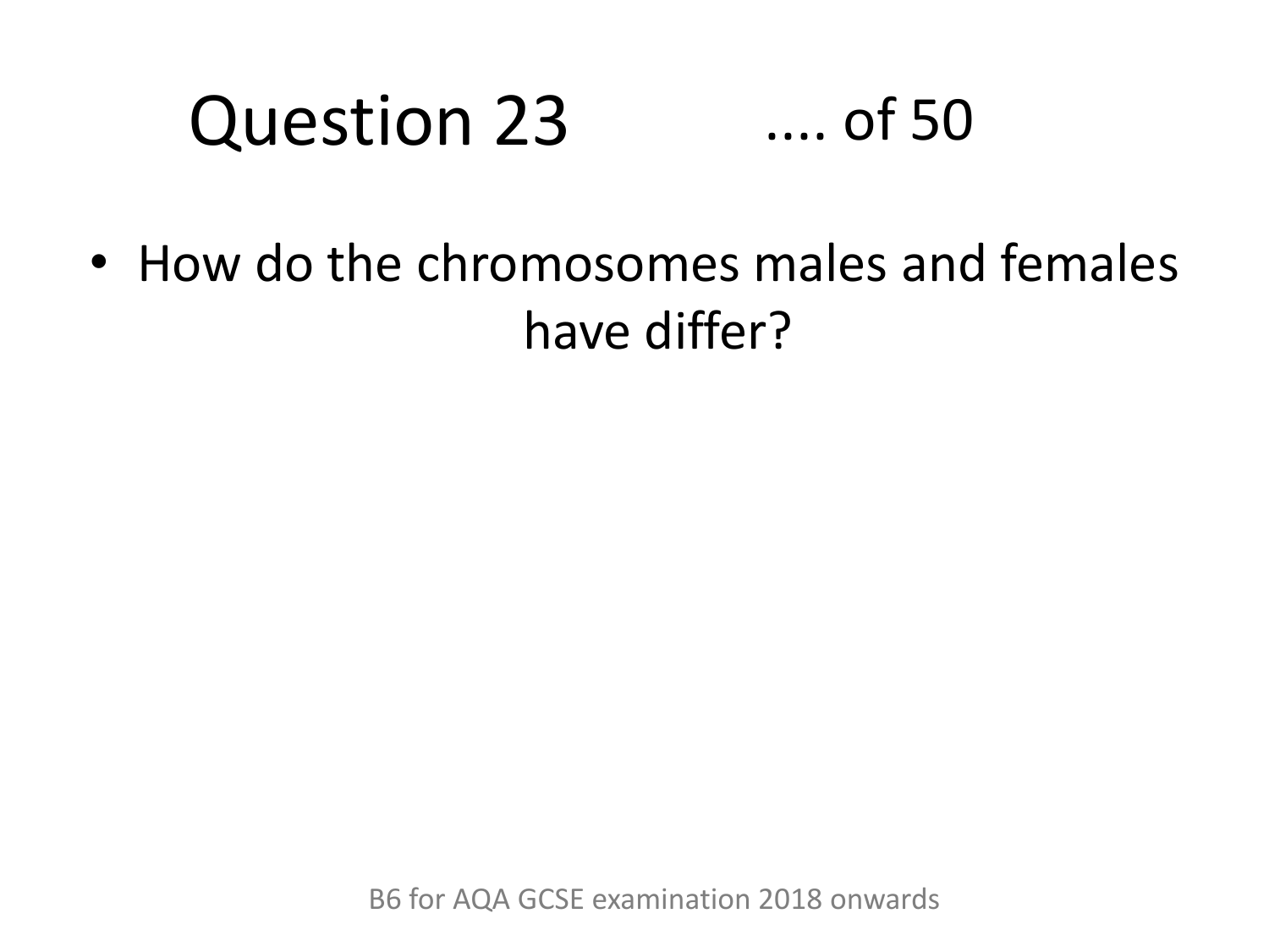# Question 23 .... of 50

- How do the chromosomes males and females have differ?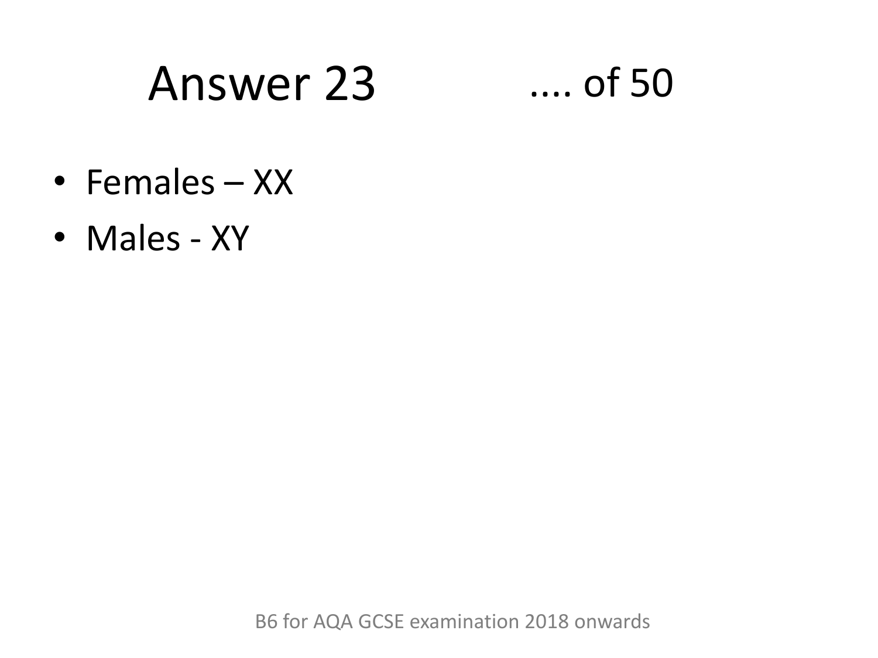# Answer 23 .... of 50

- Females – XX
- Males - XY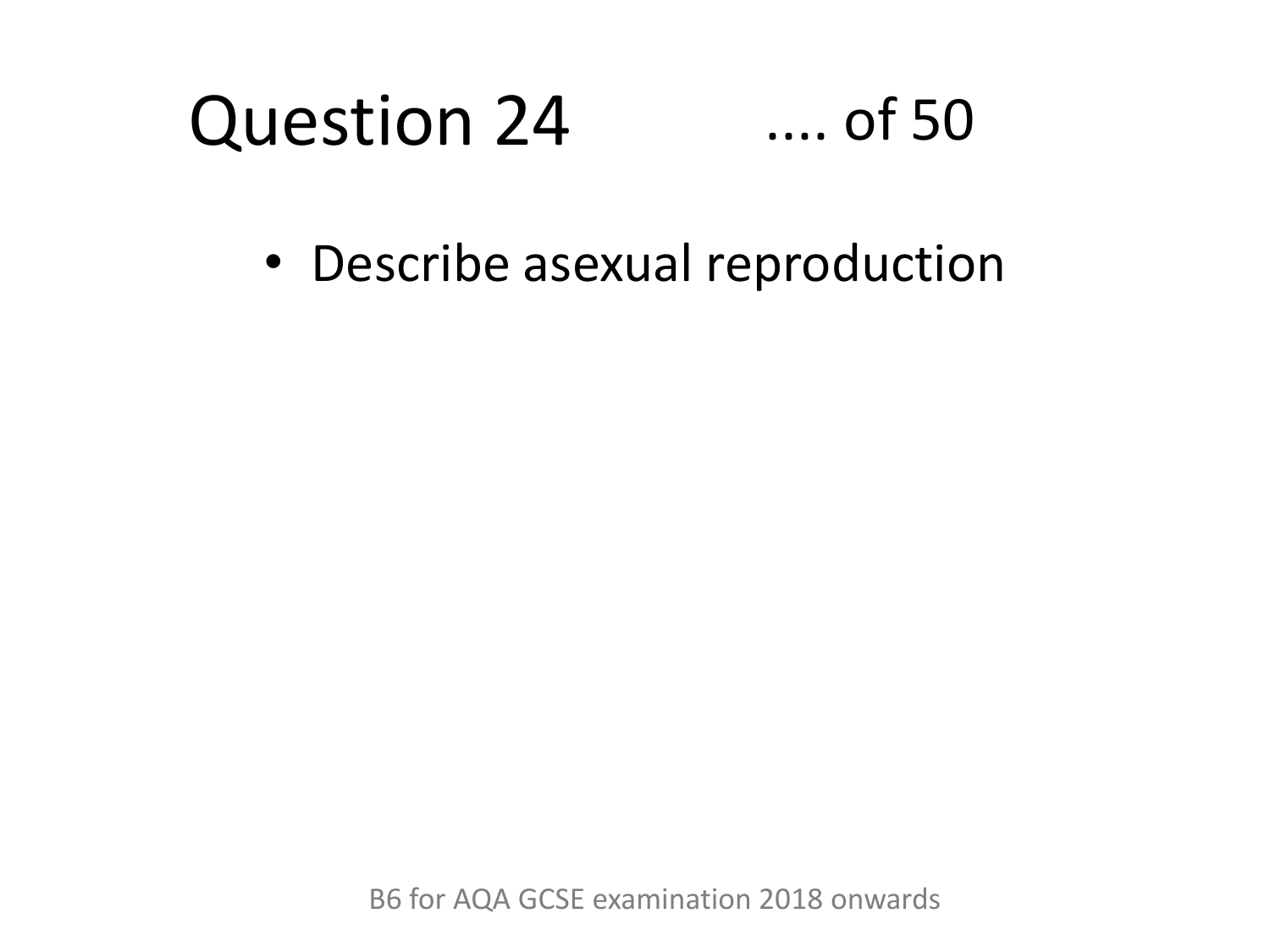# Question 24 .... of 50

- Describe asexual reproduction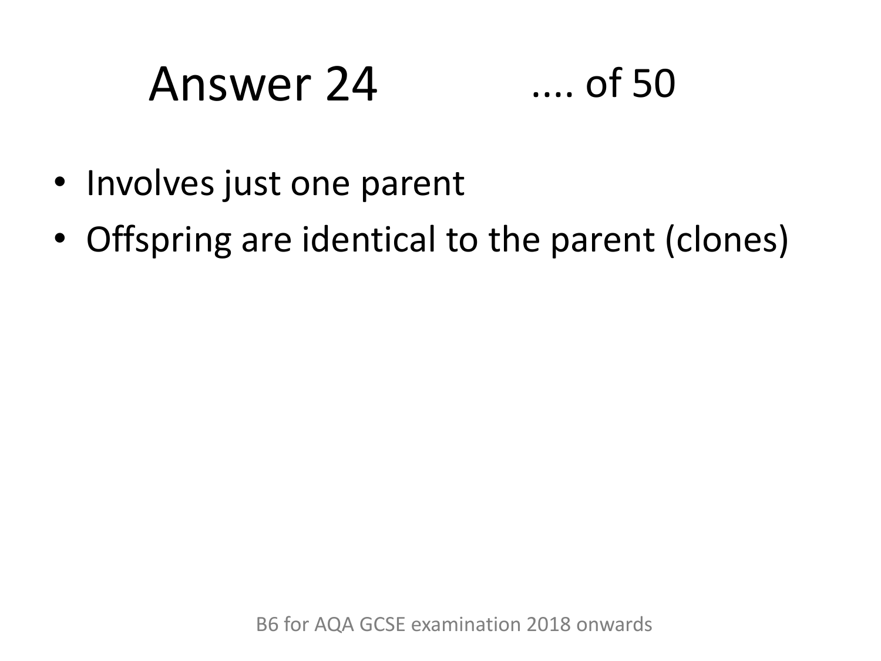# Answer 24

.... of 50

- Involves just one parent
- Offspring are identical to the parent (clones)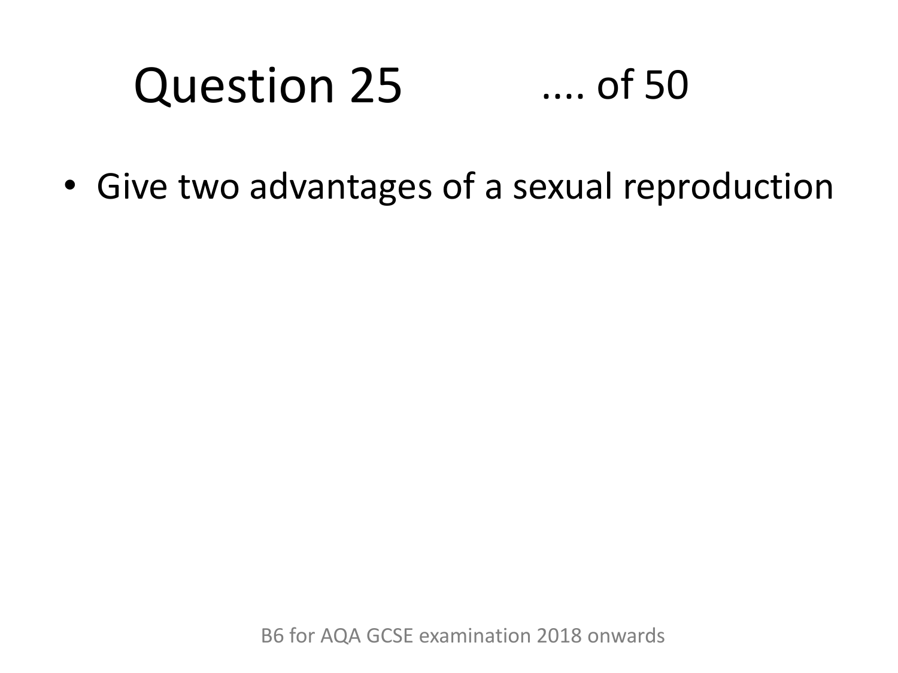# Question 25

.... of 50

- Give two advantages of a sexual reproduction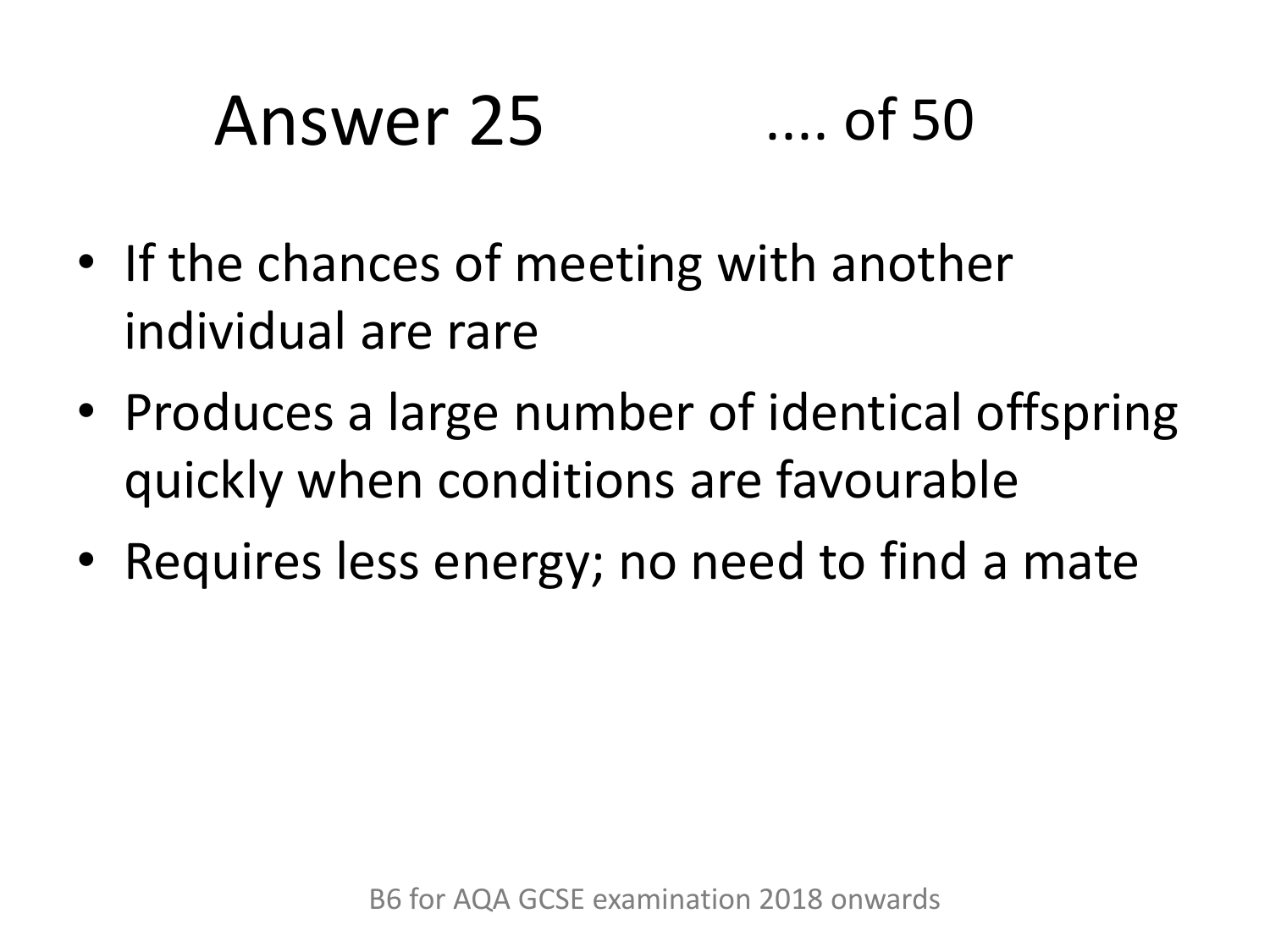# Answer 25 .... of 50

- If the chances of meeting with another individual are rare
- Produces a large number of identical offspring quickly when conditions are favourable
- Requires less energy; no need to find a mate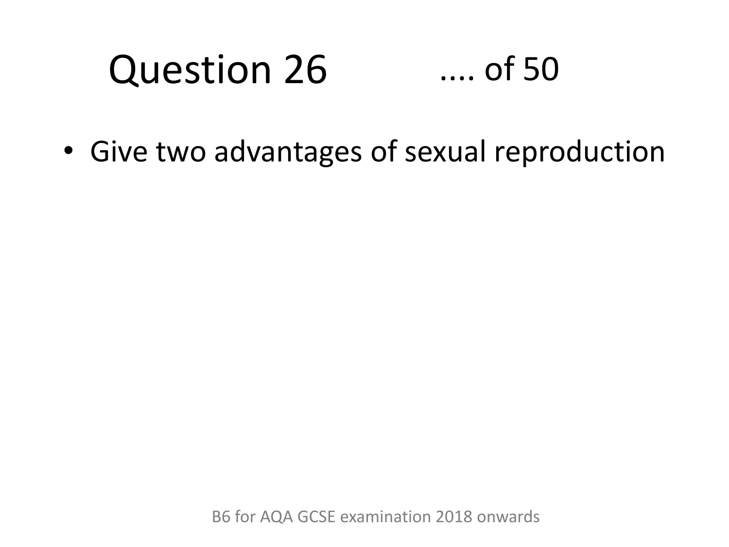# Question 26 .... of 50

- Give two advantages of sexual reproduction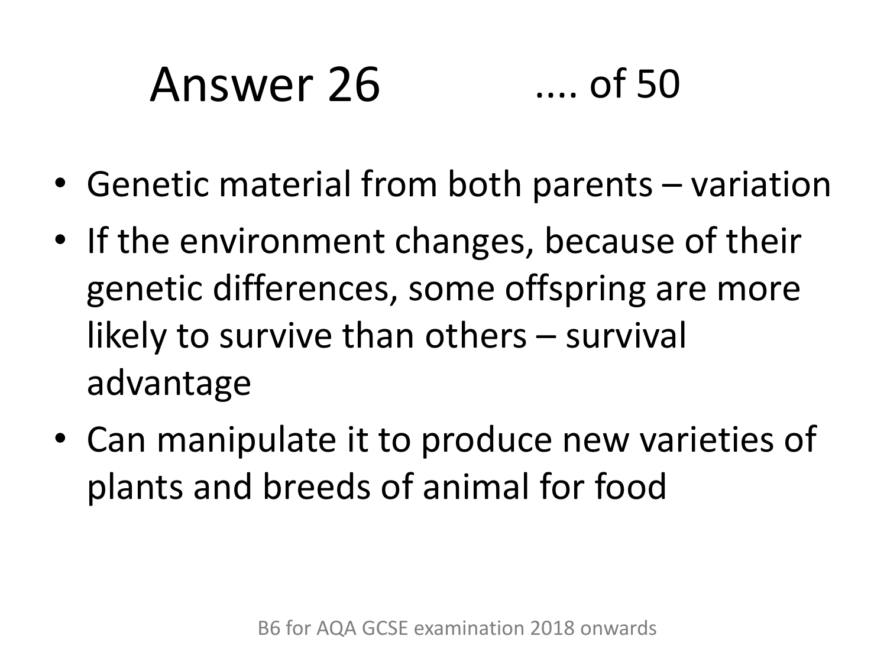# Answer 26 .... of 50

- Genetic material from both parents – variation
- If the environment changes, because of their genetic differences, some offspring are more likely to survive than others – survival advantage
- Can manipulate it to produce new varieties of plants and breeds of animal for food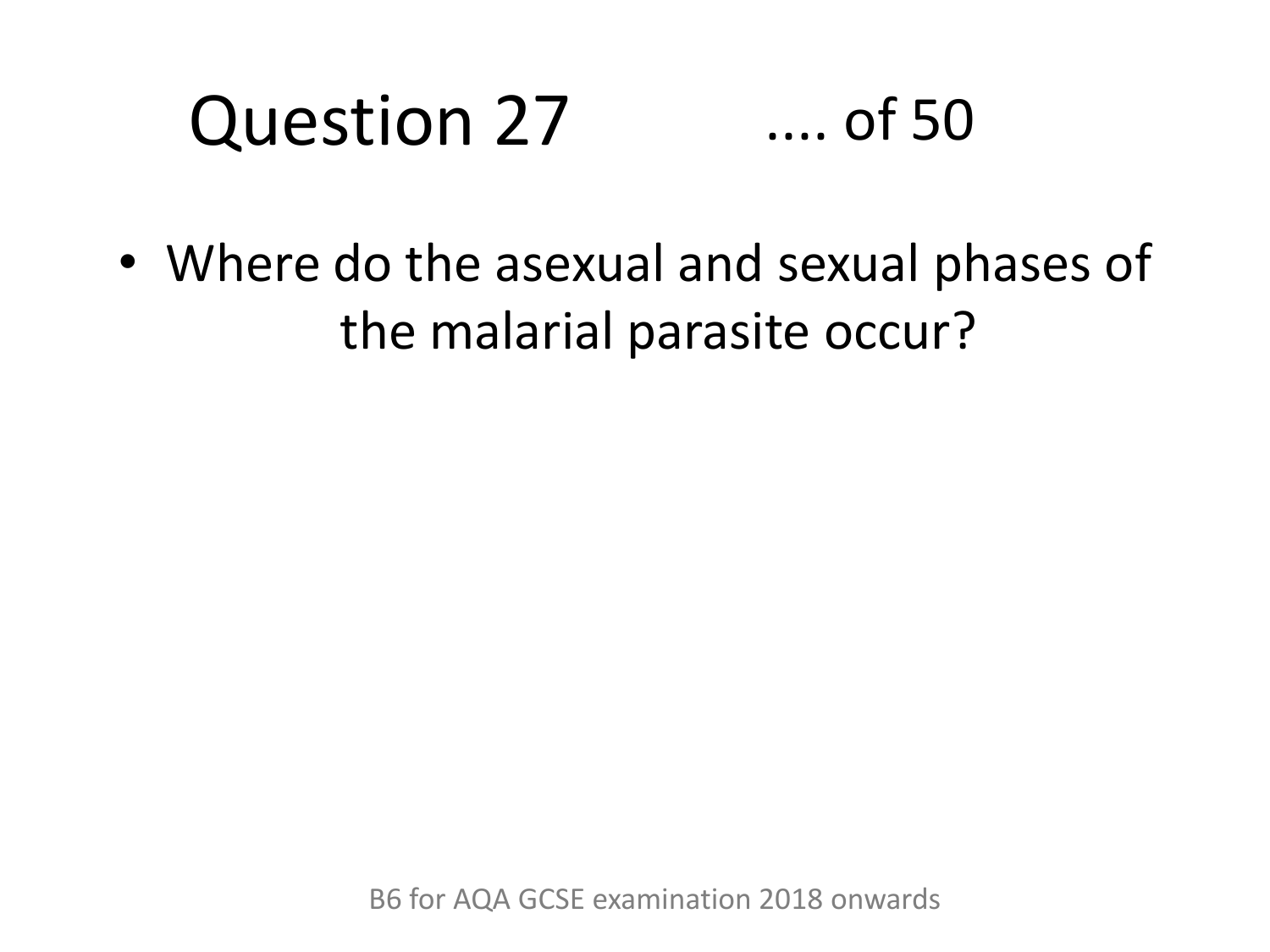# Question 27 .... of 50

- Where do the asexual and sexual phases of the malarial parasite occur?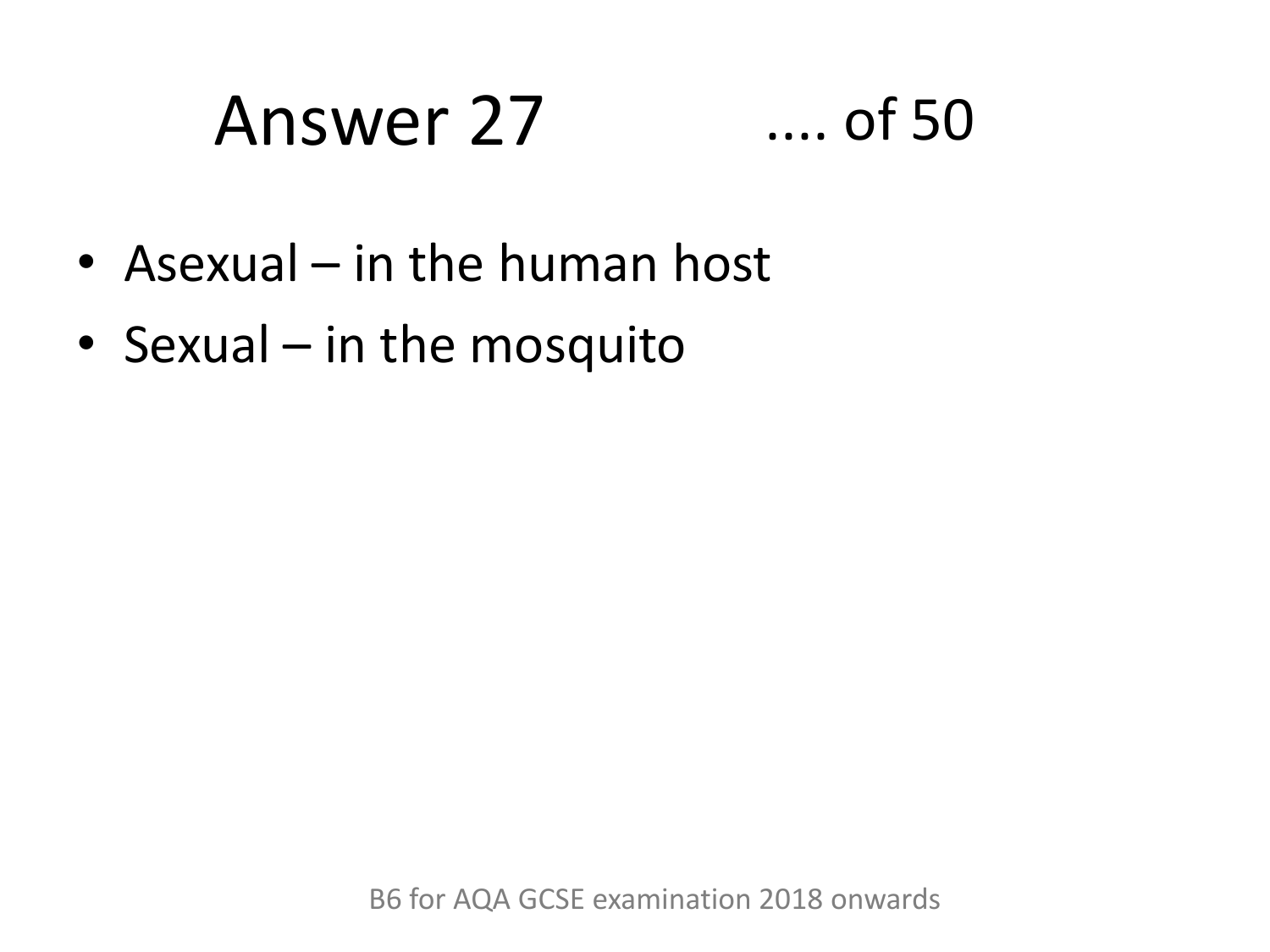# Answer 27 .... of 50

- Asexual – in the human host
- Sexual – in the mosquito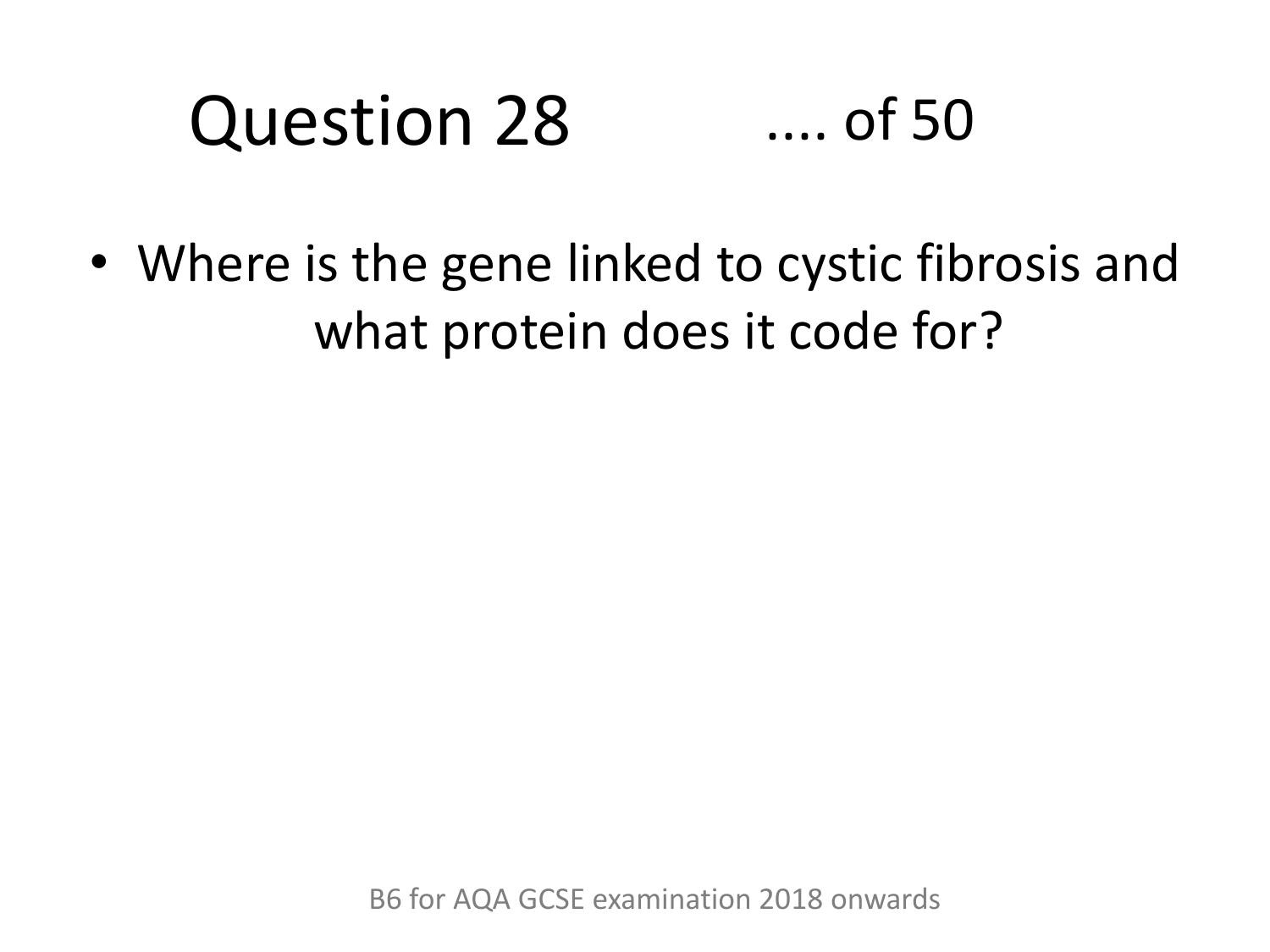# Question 28 .... of 50

- Where is the gene linked to cystic fibrosis and what protein does it code for?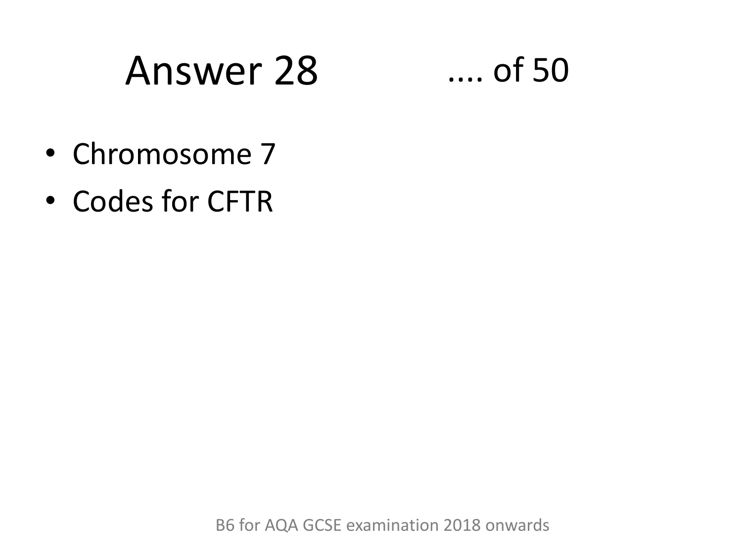# Answer 28 .... of 50

- Chromosome 7
- Codes for CFTR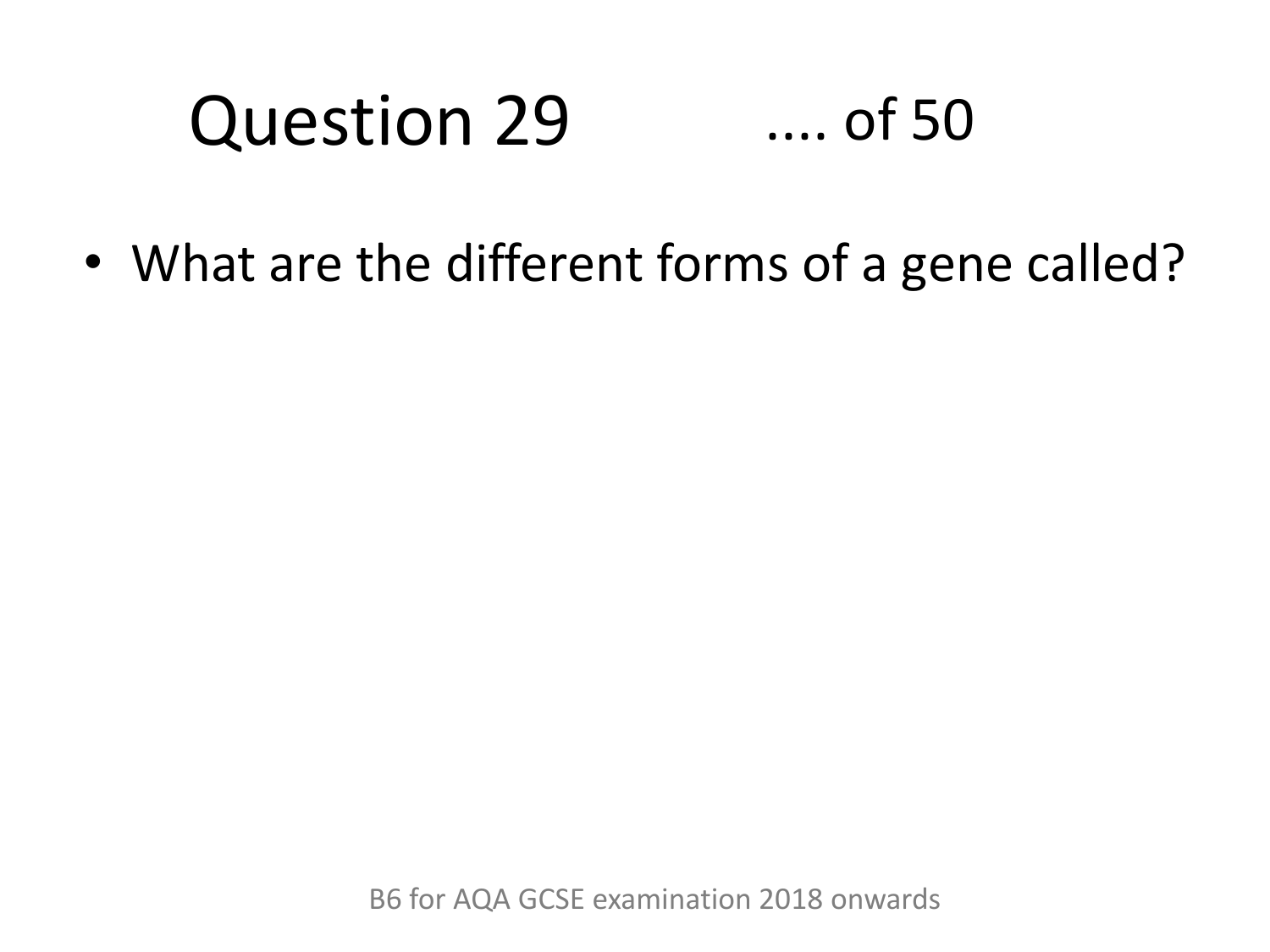# Question 29 .... of 50

- What are the different forms of a gene called?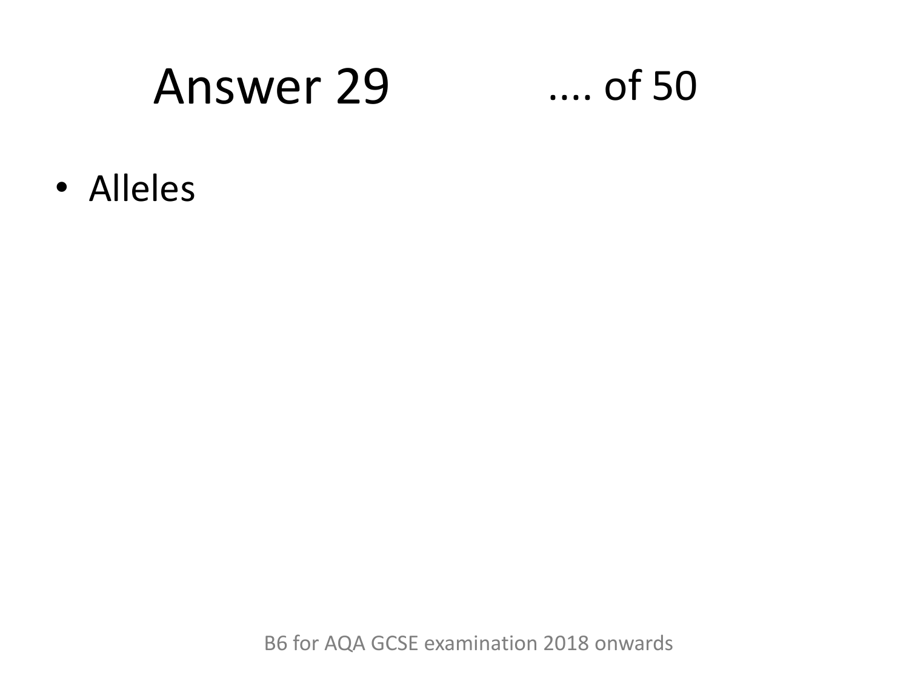# Answer 29 .... of 50

- Alleles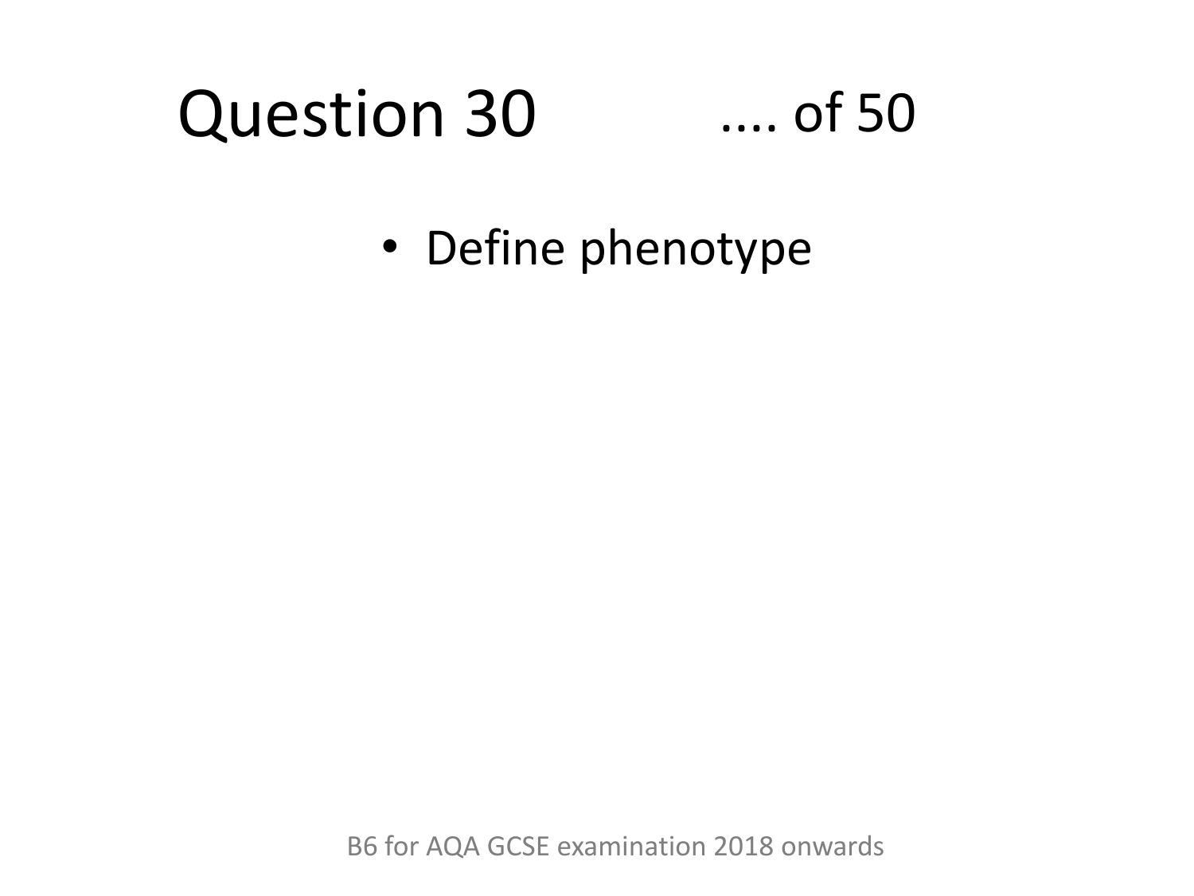# Question 30 .... of 50

- Define phenotype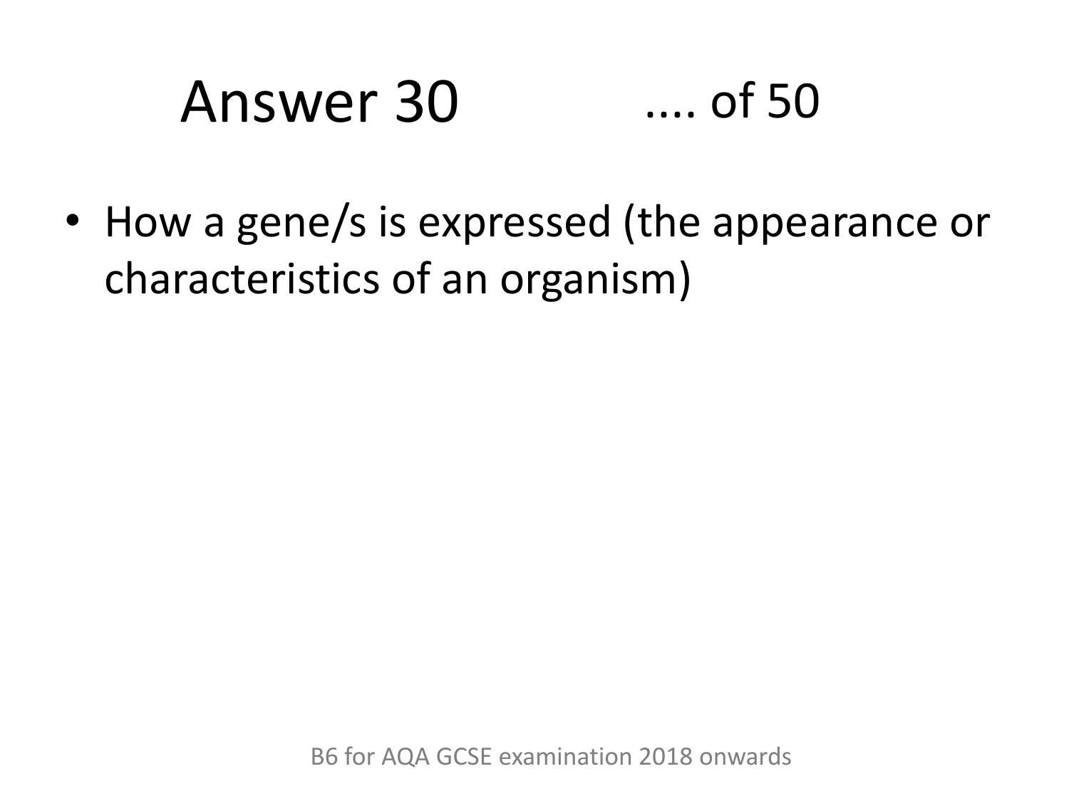# Answer 30

- How a gene/s is expressed (the appearance or characteristics of an organism)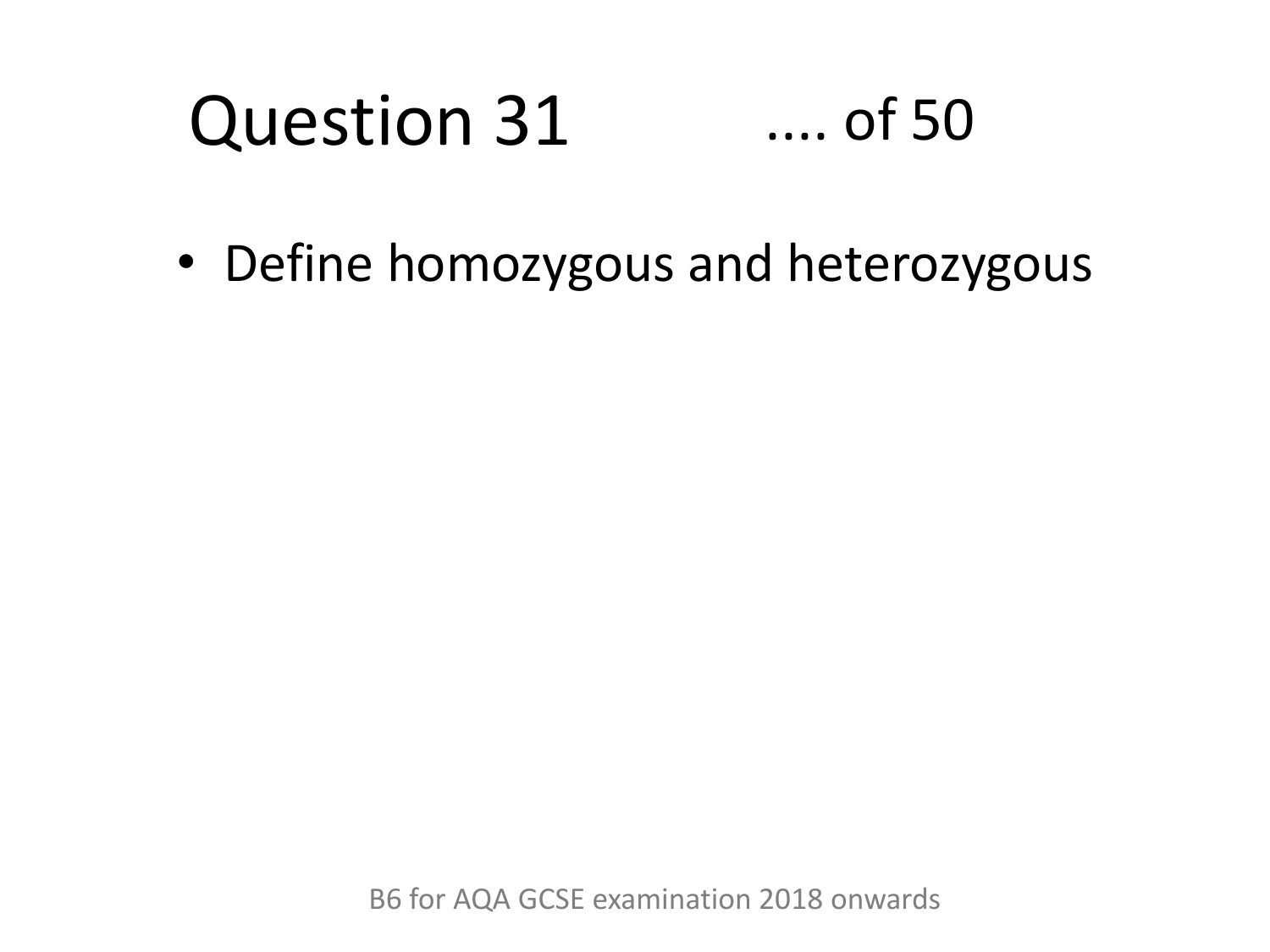# Question 31 .... of 50

- Define homozygous and heterozygous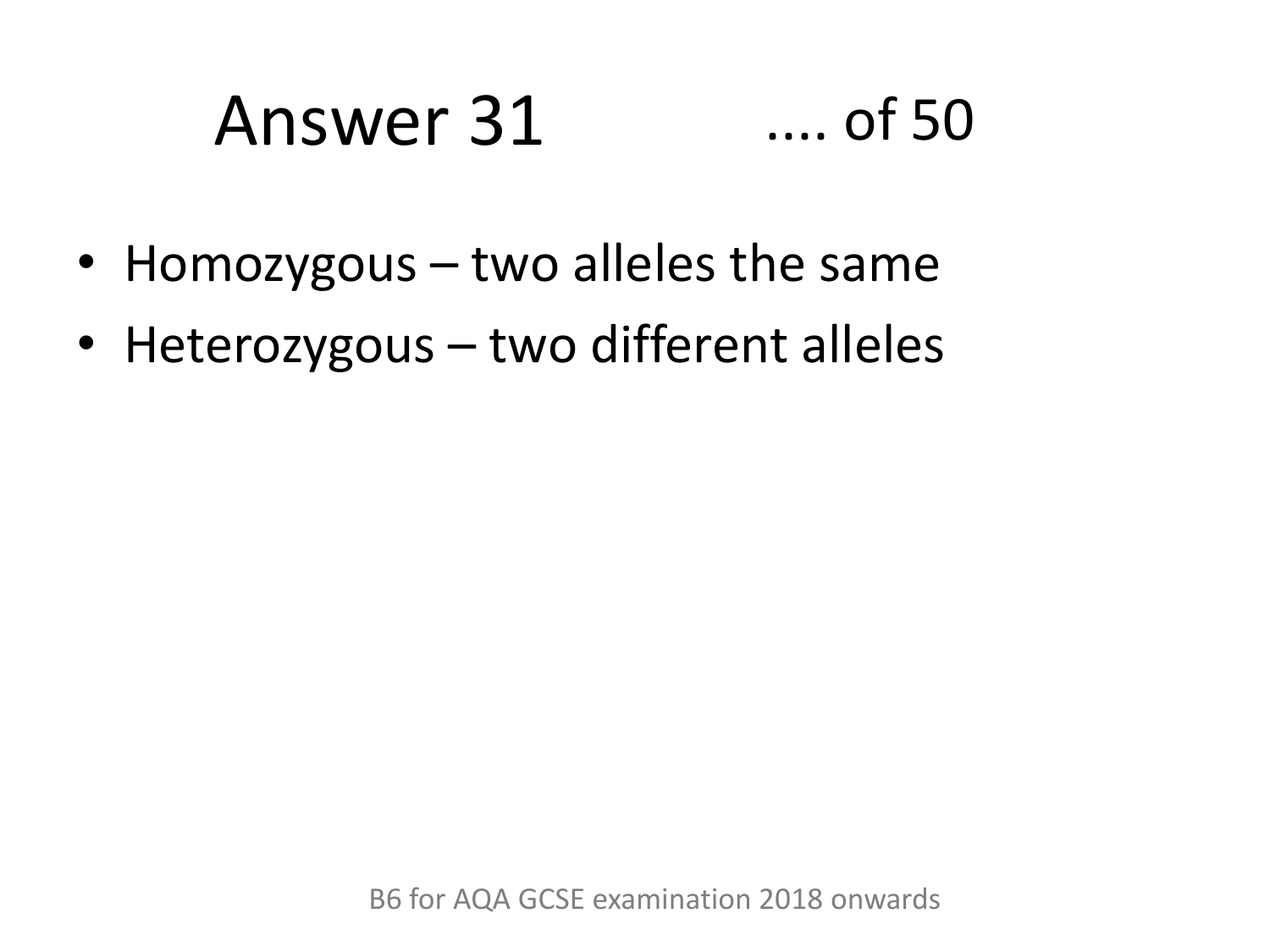# Answer 31 .... of 50

- Homozygous – two alleles the same
- Heterozygous – two different alleles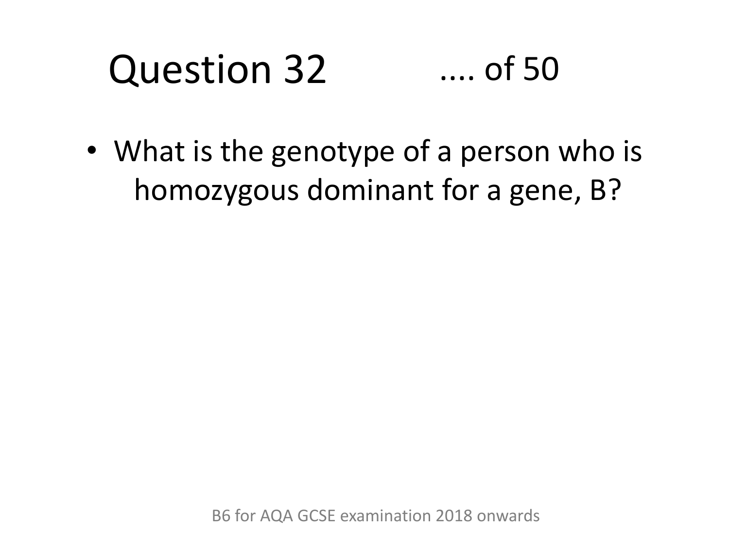# Question 32

.... of 50

- What is the genotype of a person who is homozygous dominant for a gene, B?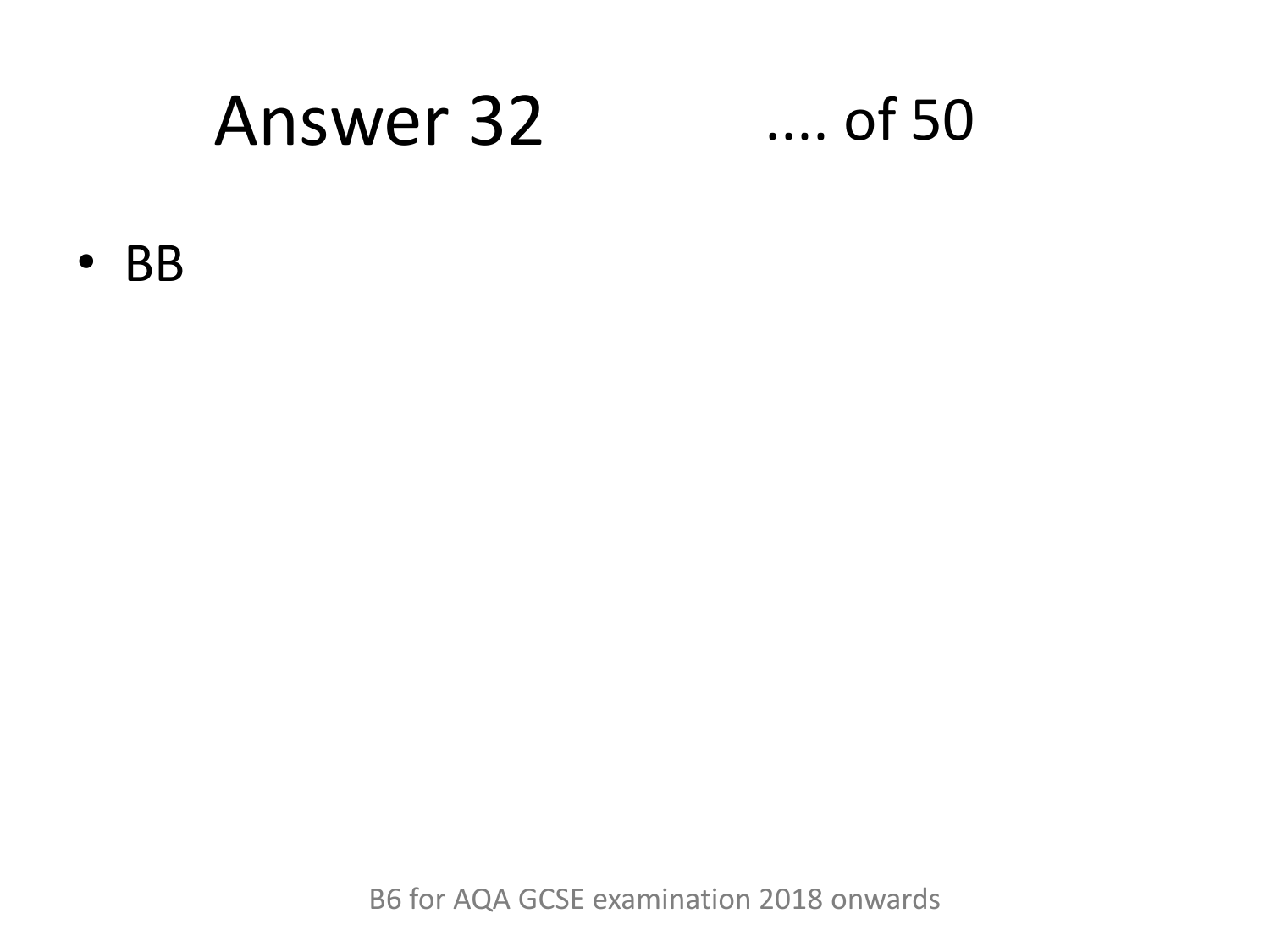# Answer 32 .... of 50

- BB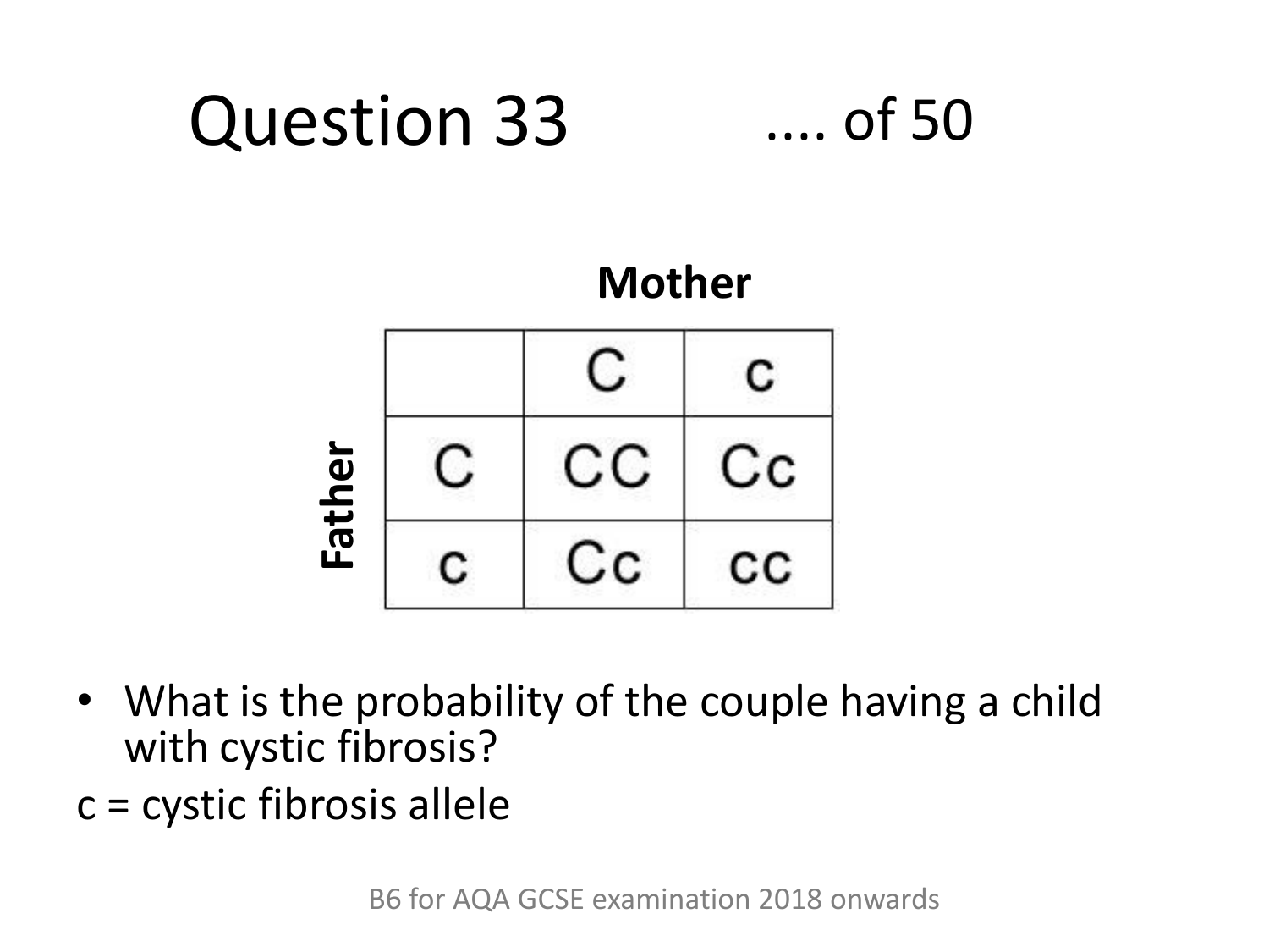# Question 33

.... of 50

**Mother**

| **Father** | C | c |
|---|---|---|
| C | CC | Cc |
| c | Cc | cc |

- What is the probability of the couple having a child with cystic fibrosis?

c = cystic fibrosis allele

B6 for AQA GCSE examination 2018 onwards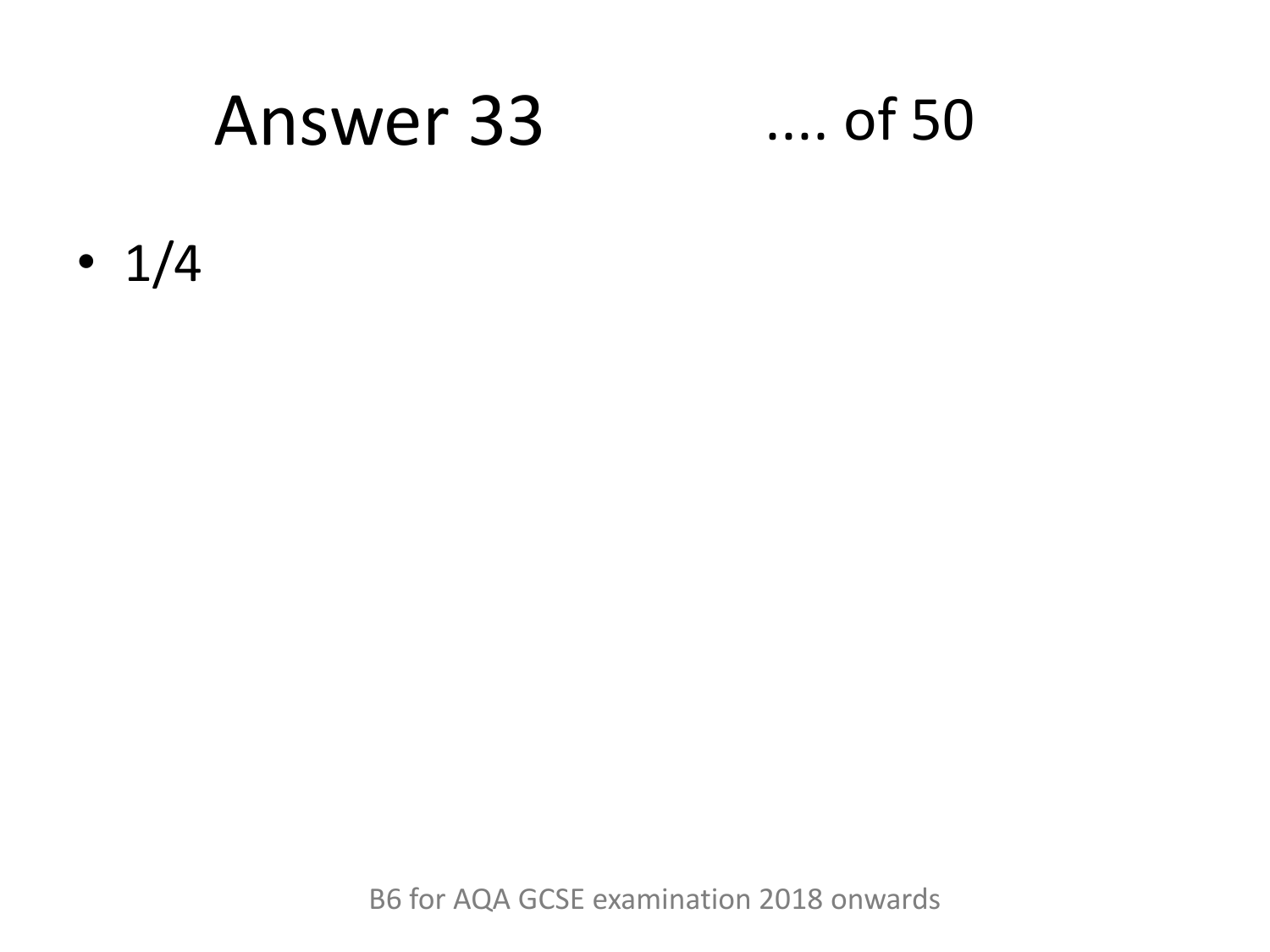# Answer 33 .... of 50

- 1/4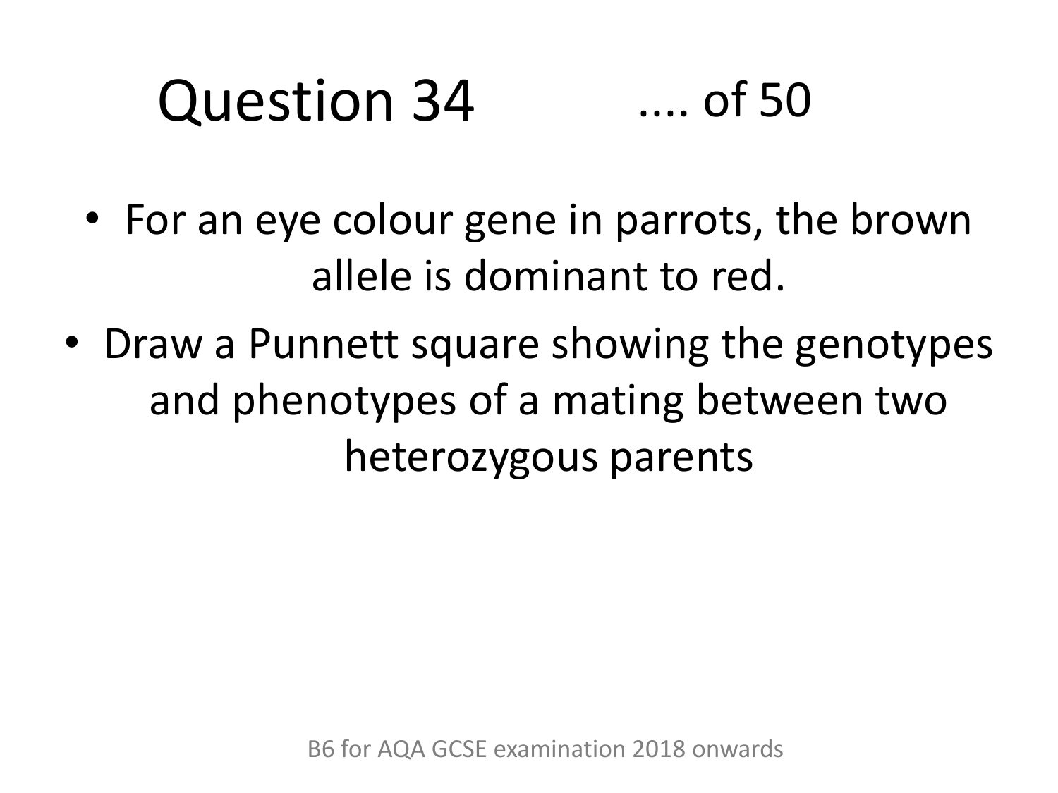# Question 34 .... of 50

- For an eye colour gene in parrots, the brown allele is dominant to red.
- Draw a Punnett square showing the genotypes and phenotypes of a mating between two heterozygous parents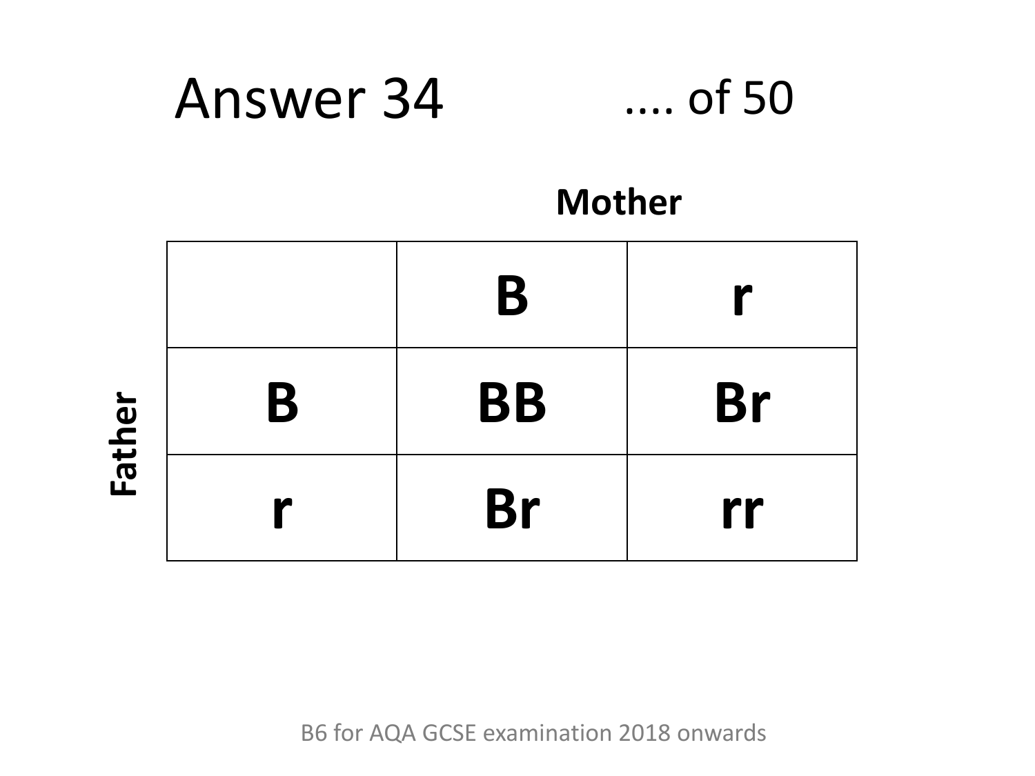# Answer 34

.... of 50

**Mother**

| **Father** | **B** | **r** |
|---|---|---|
| **B** | **BB** | **Br** |
| **r** | **Br** | **rr** |

B6 for AQA GCSE examination 2018 onwards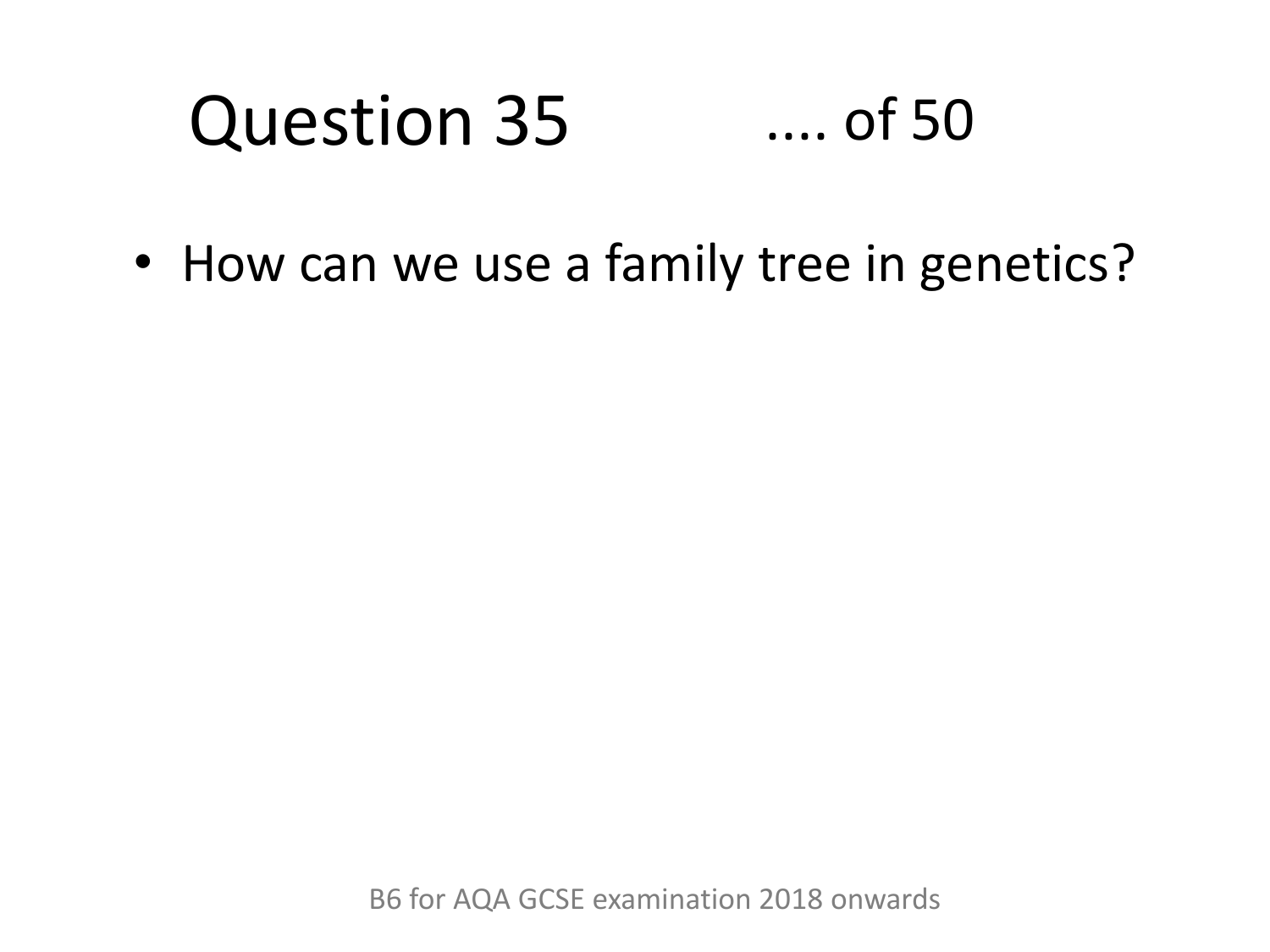# Question 35 .... of 50

- How can we use a family tree in genetics?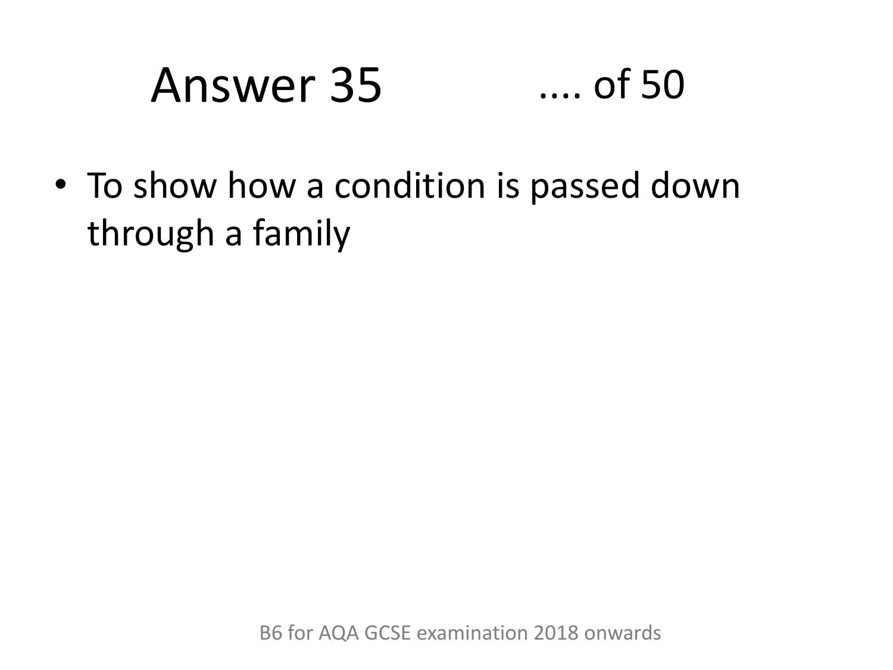# Answer 35 .... of 50

- To show how a condition is passed down through a family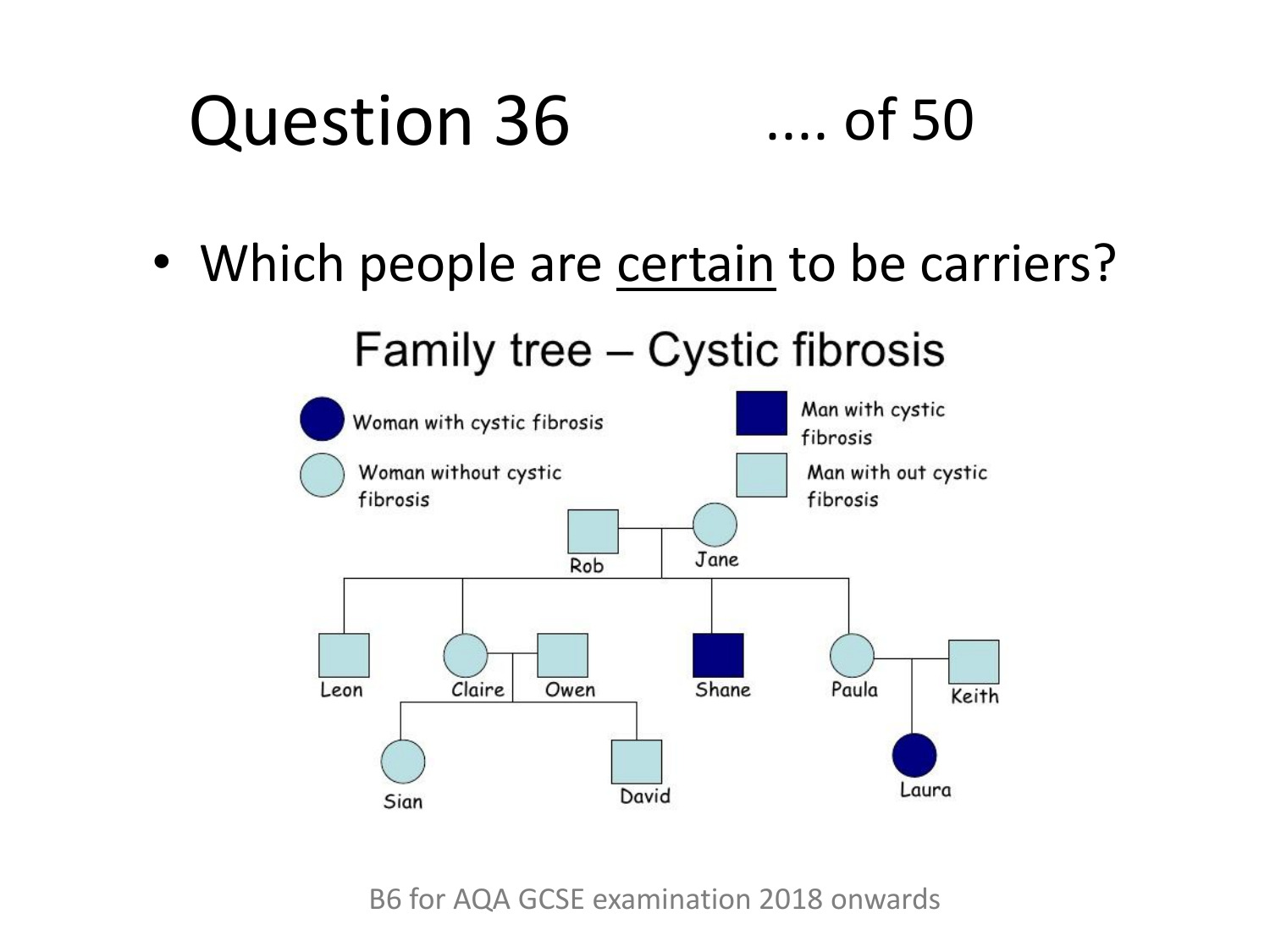# Question 36

.... of 50

- Which people are <u>certain</u> to be carriers?

## Family tree – Cystic fibrosis

Woman with cystic fibrosis

Woman without cystic fibrosis

Man with cystic fibrosis

Man with out cystic fibrosis

Rob, Jane

Leon, Claire, Owen, Shane, Paula, Keith

Sian, David, Laura

B6 for AQA GCSE examination 2018 onwards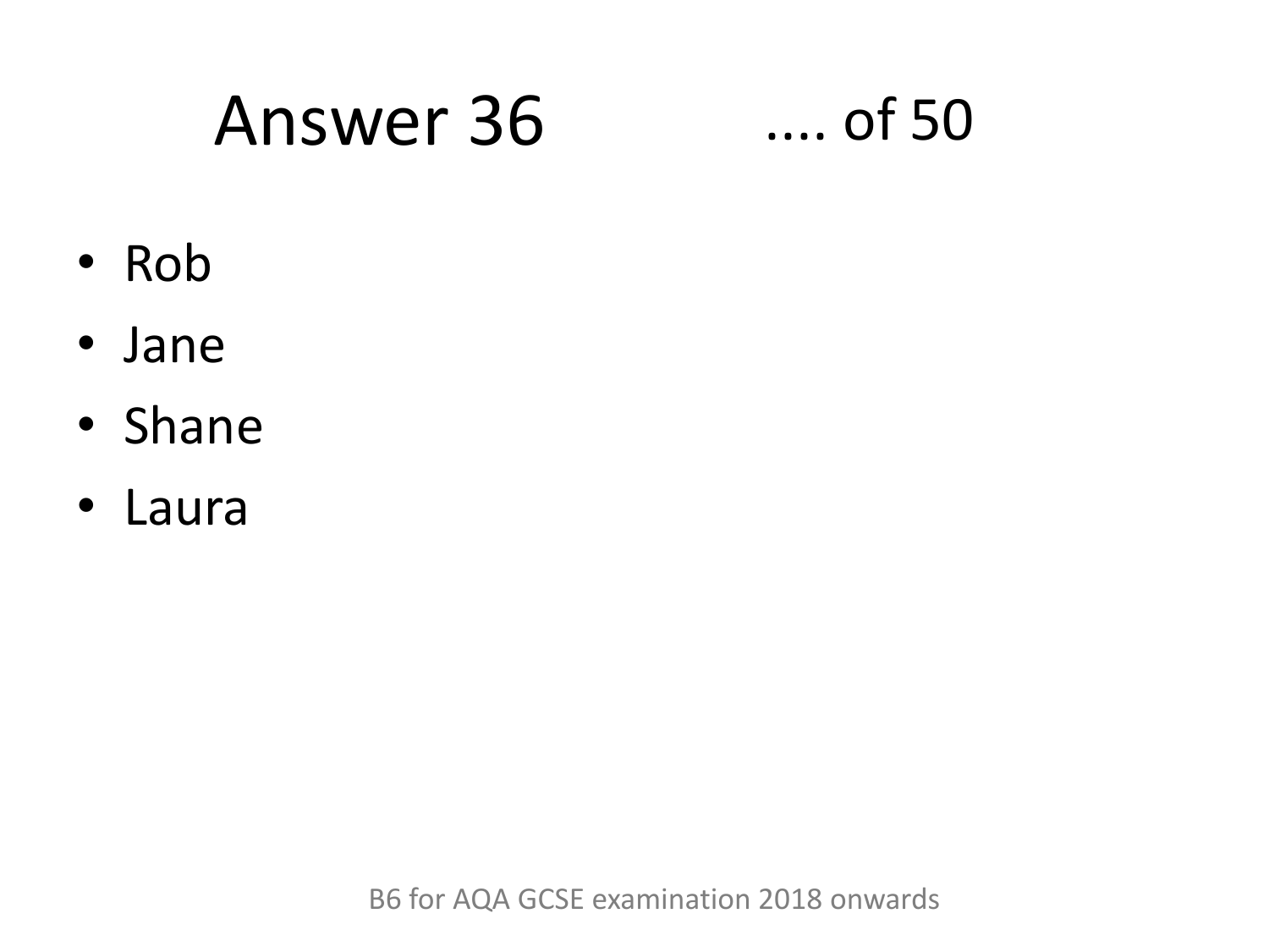# Answer 36 .... of 50

- Rob
- Jane
- Shane
- Laura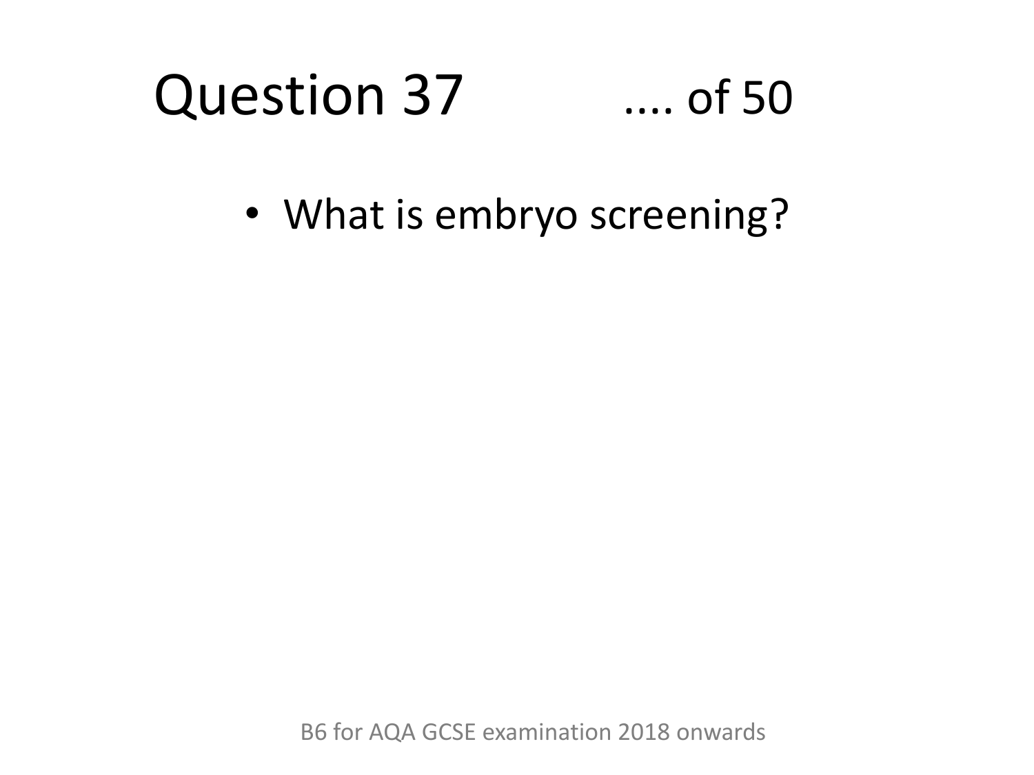# Question 37 .... of 50

- What is embryo screening?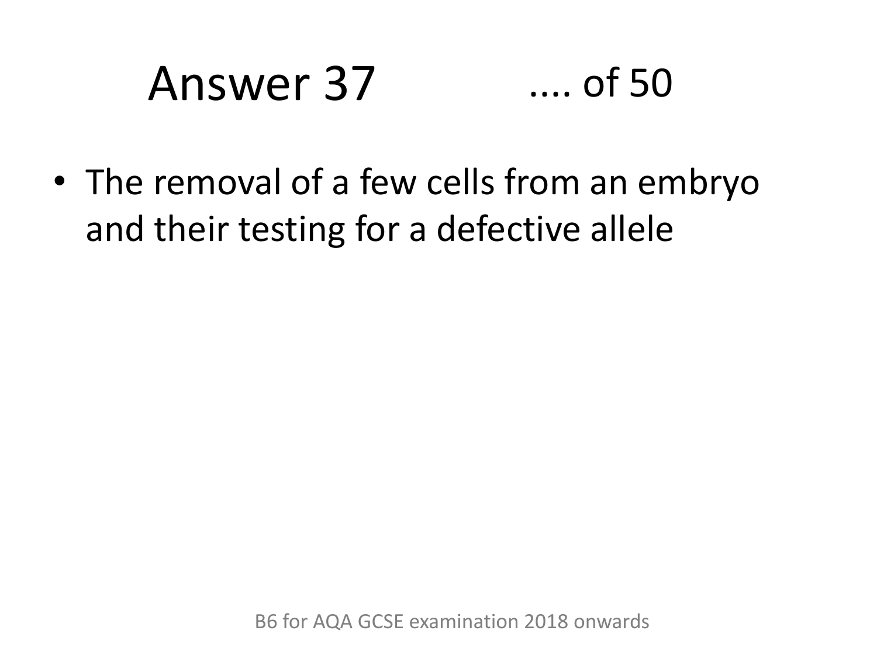# Answer 37

- The removal of a few cells from an embryo and their testing for a defective allele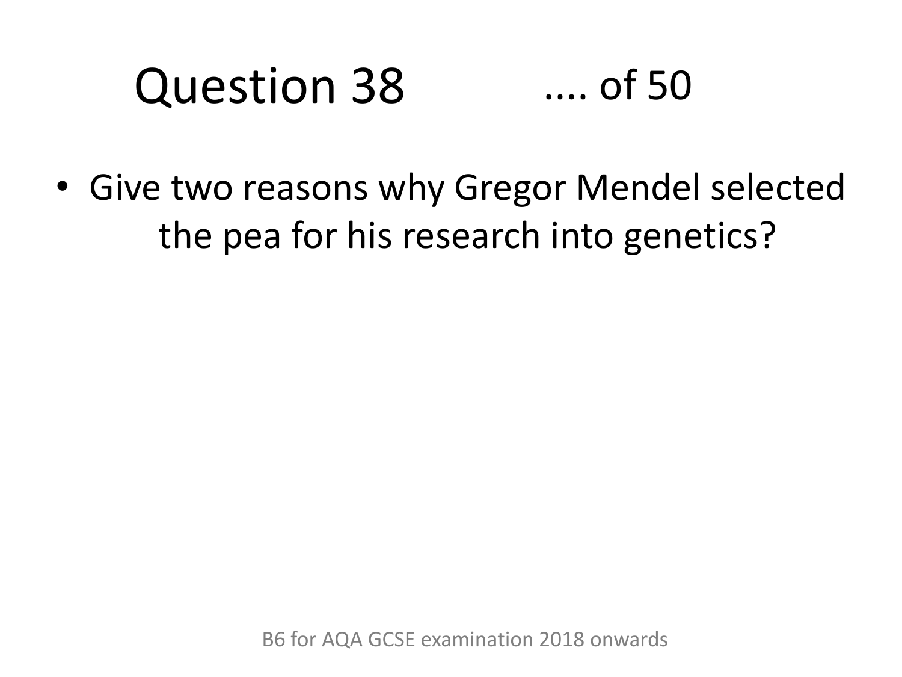# Question 38 .... of 50

- Give two reasons why Gregor Mendel selected the pea for his research into genetics?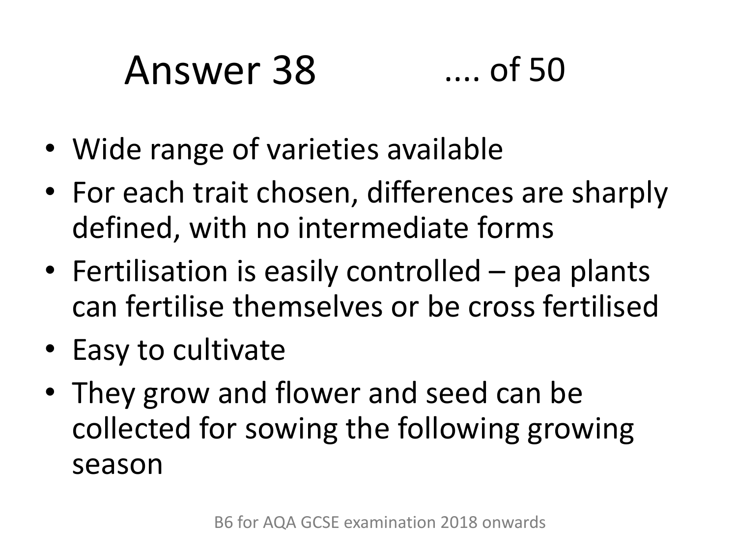# Answer 38 .... of 50

- Wide range of varieties available
- For each trait chosen, differences are sharply defined, with no intermediate forms
- Fertilisation is easily controlled – pea plants can fertilise themselves or be cross fertilised
- Easy to cultivate
- They grow and flower and seed can be collected for sowing the following growing season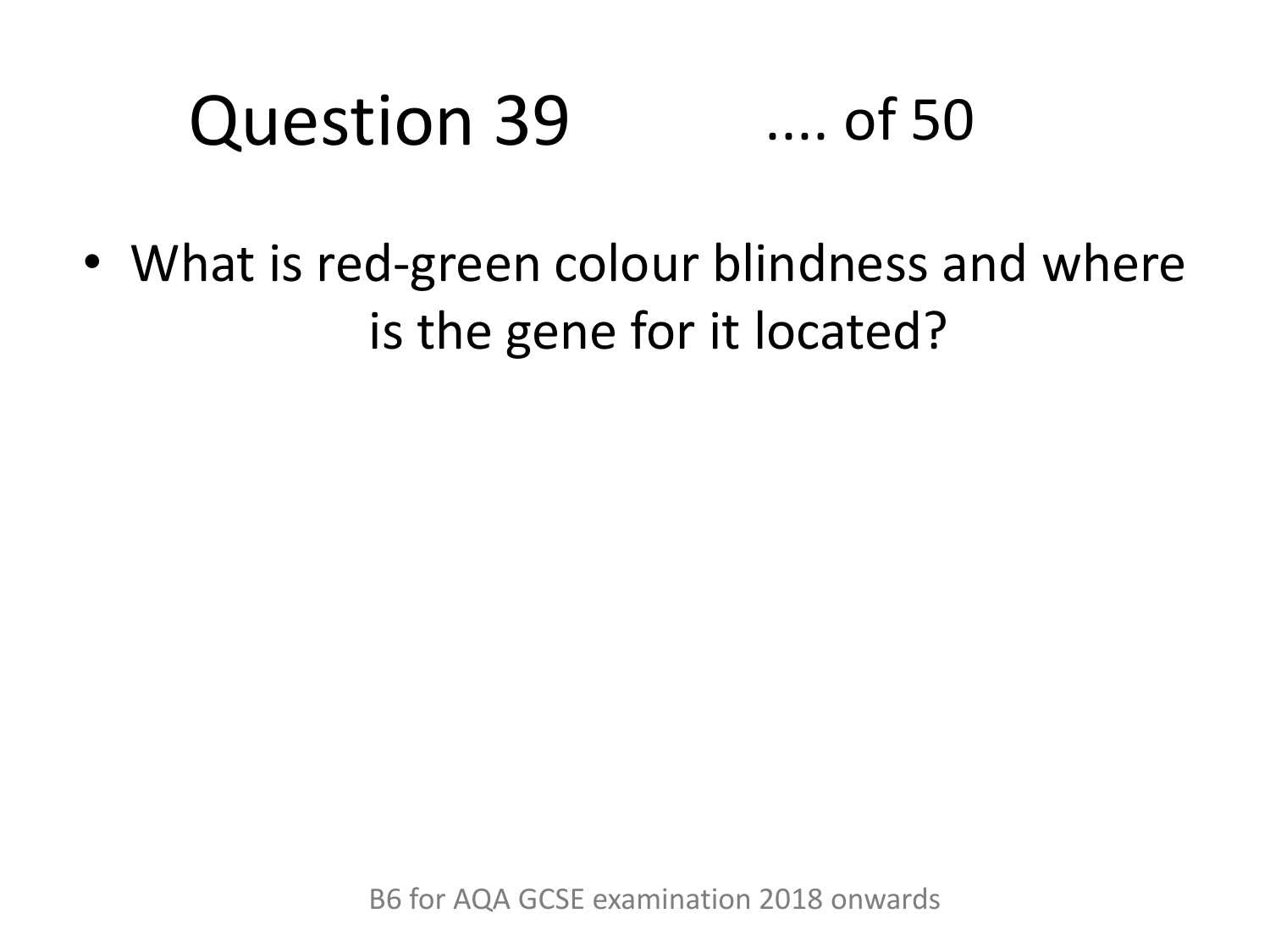# Question 39 .... of 50

- What is red-green colour blindness and where is the gene for it located?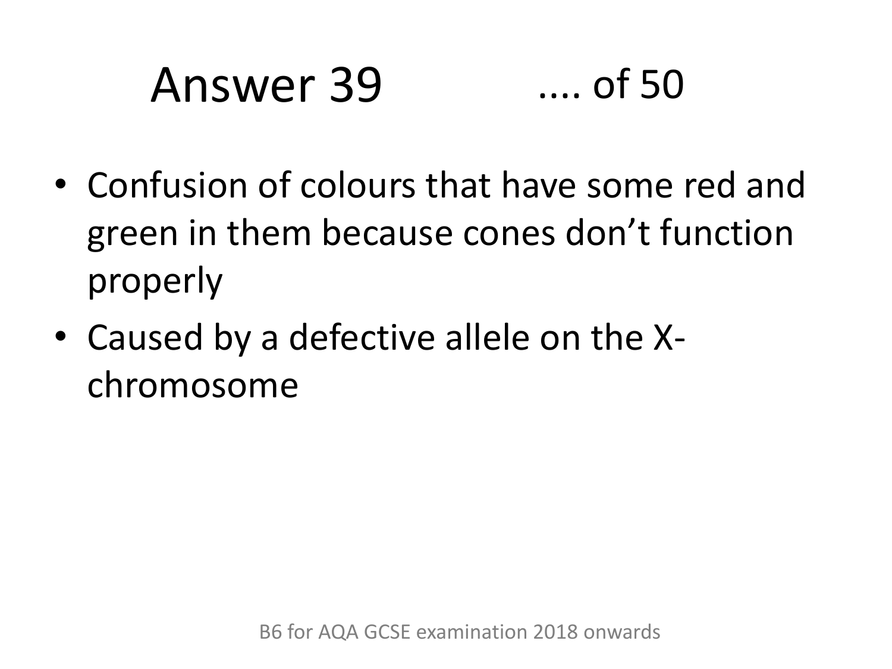# Answer 39 .... of 50

- Confusion of colours that have some red and green in them because cones don't function properly
- Caused by a defective allele on the X-chromosome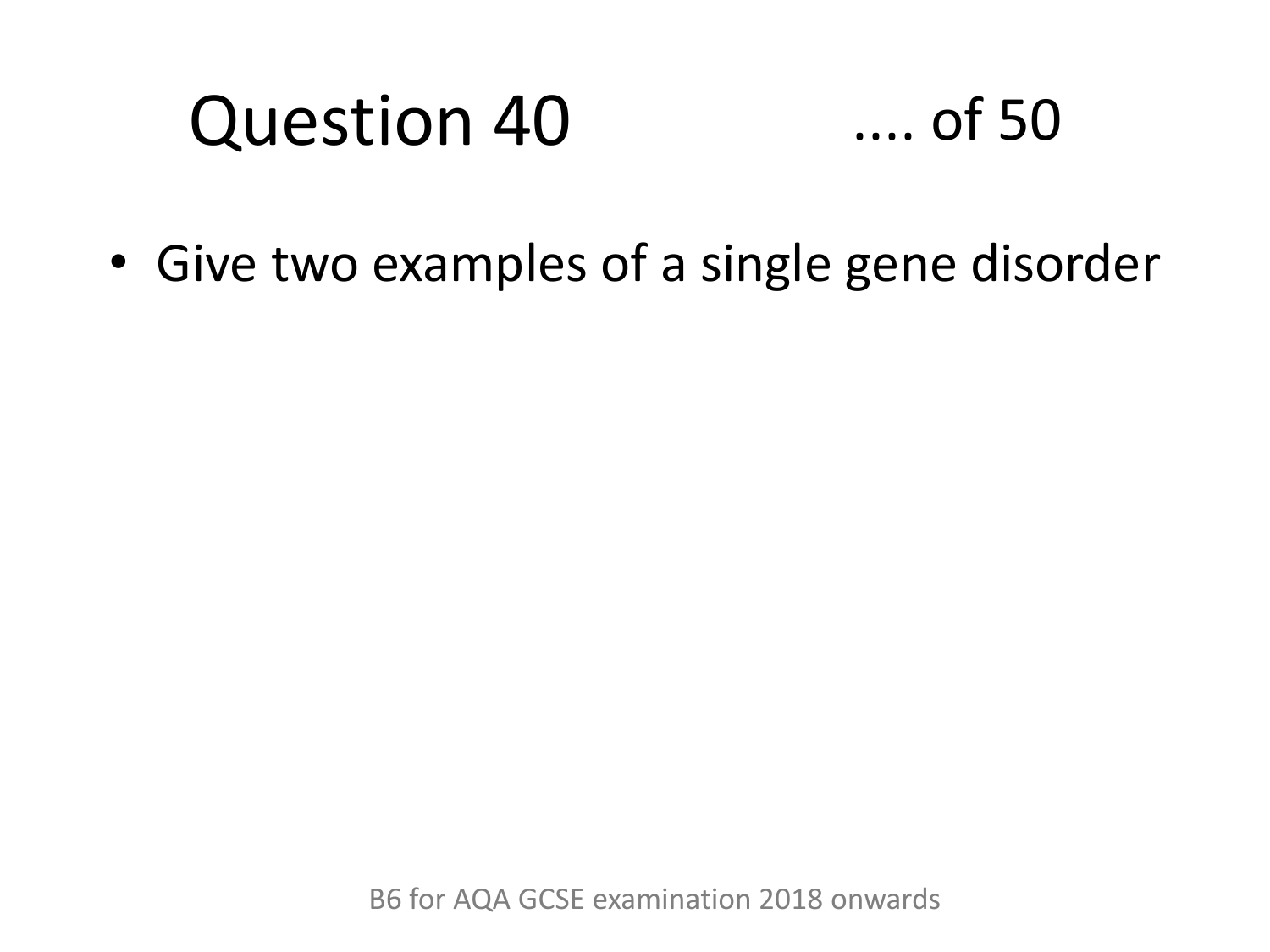# Question 40 .... of 50

- Give two examples of a single gene disorder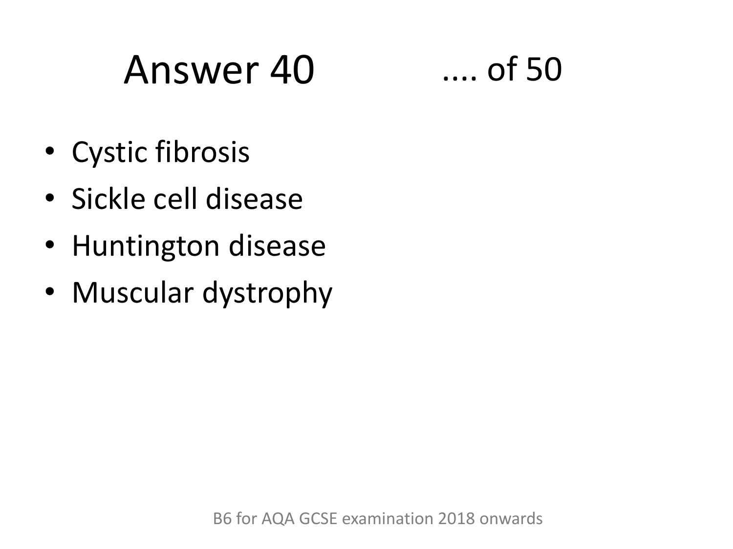# Answer 40 .... of 50

- Cystic fibrosis
- Sickle cell disease
- Huntington disease
- Muscular dystrophy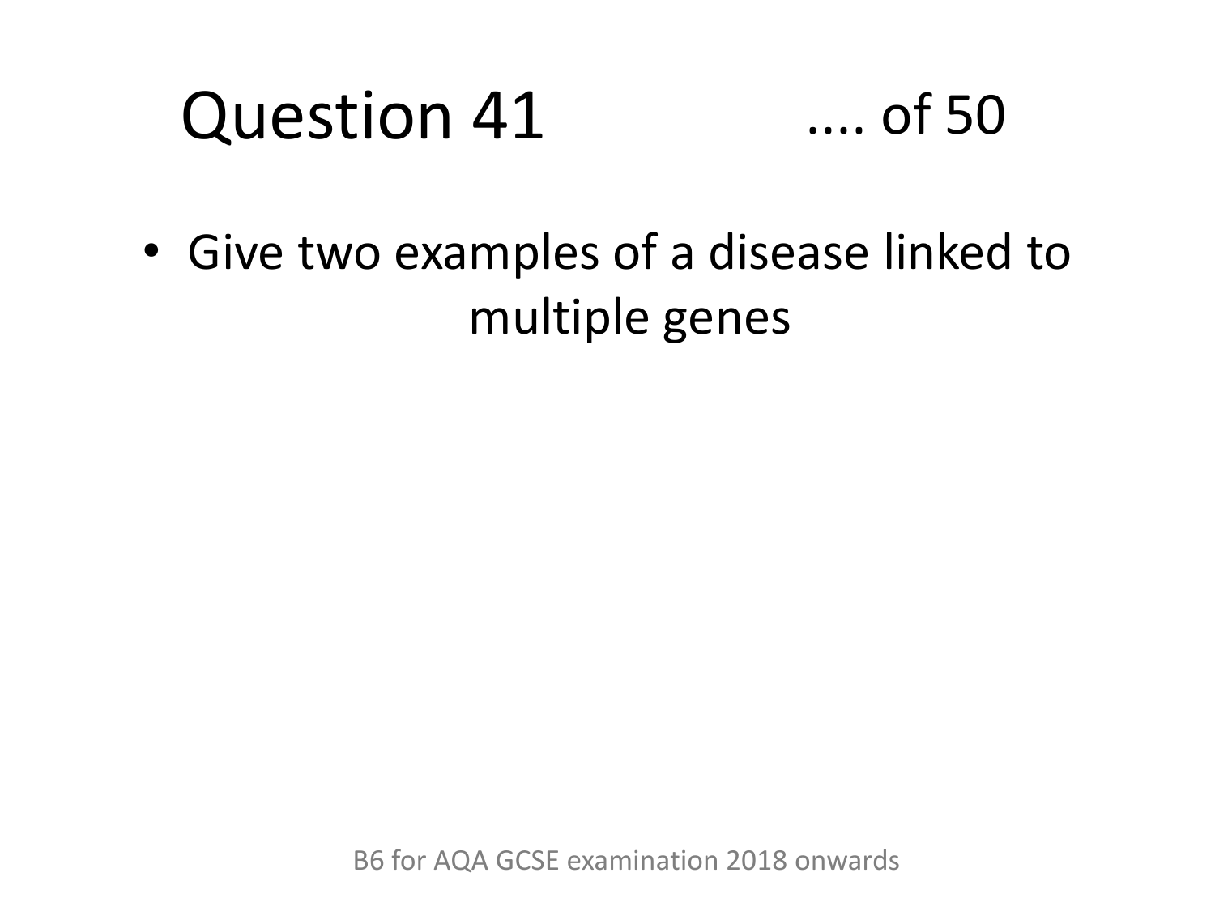# Question 41 .... of 50

- Give two examples of a disease linked to multiple genes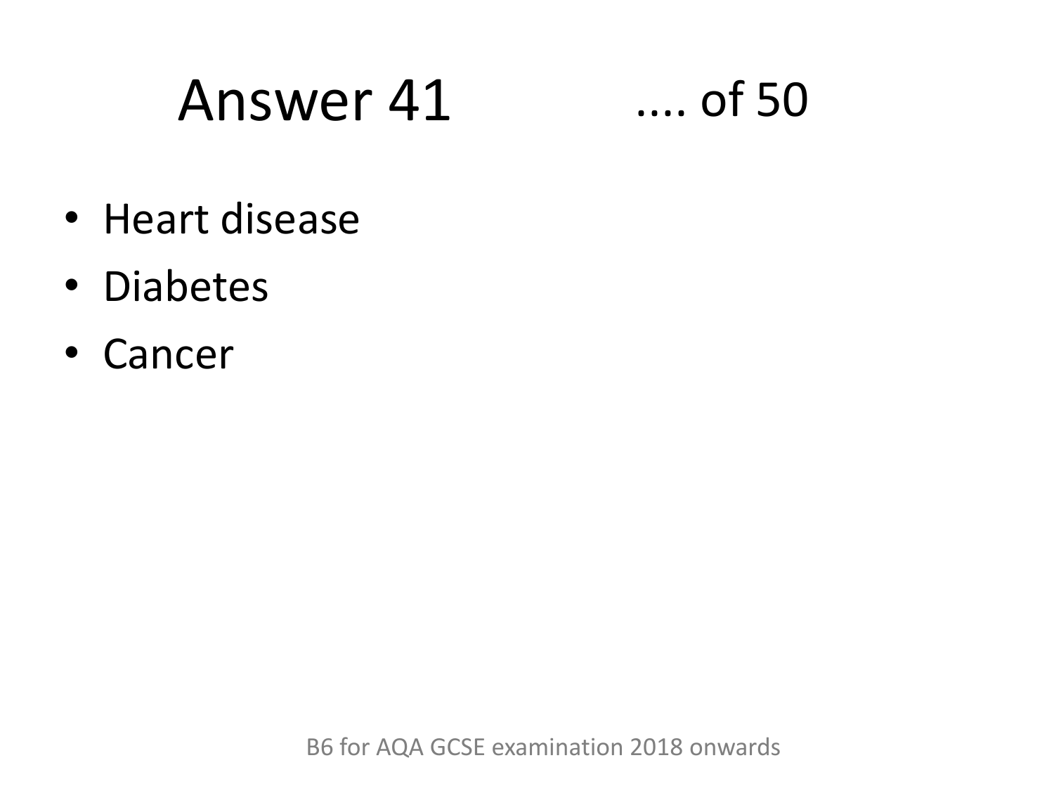# Answer 41

.... of 50

- Heart disease
- Diabetes
- Cancer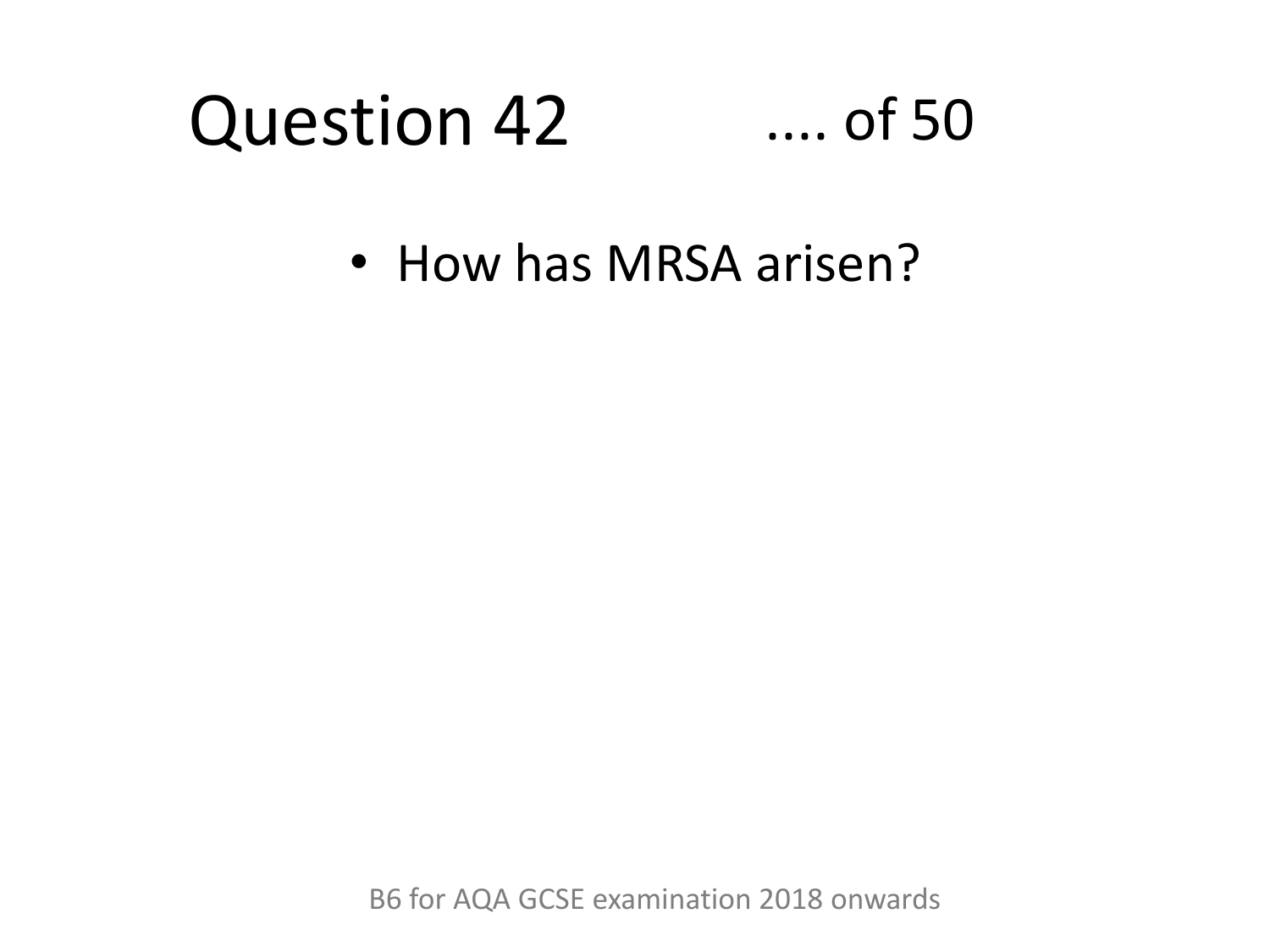# Question 42 .... of 50

- How has MRSA arisen?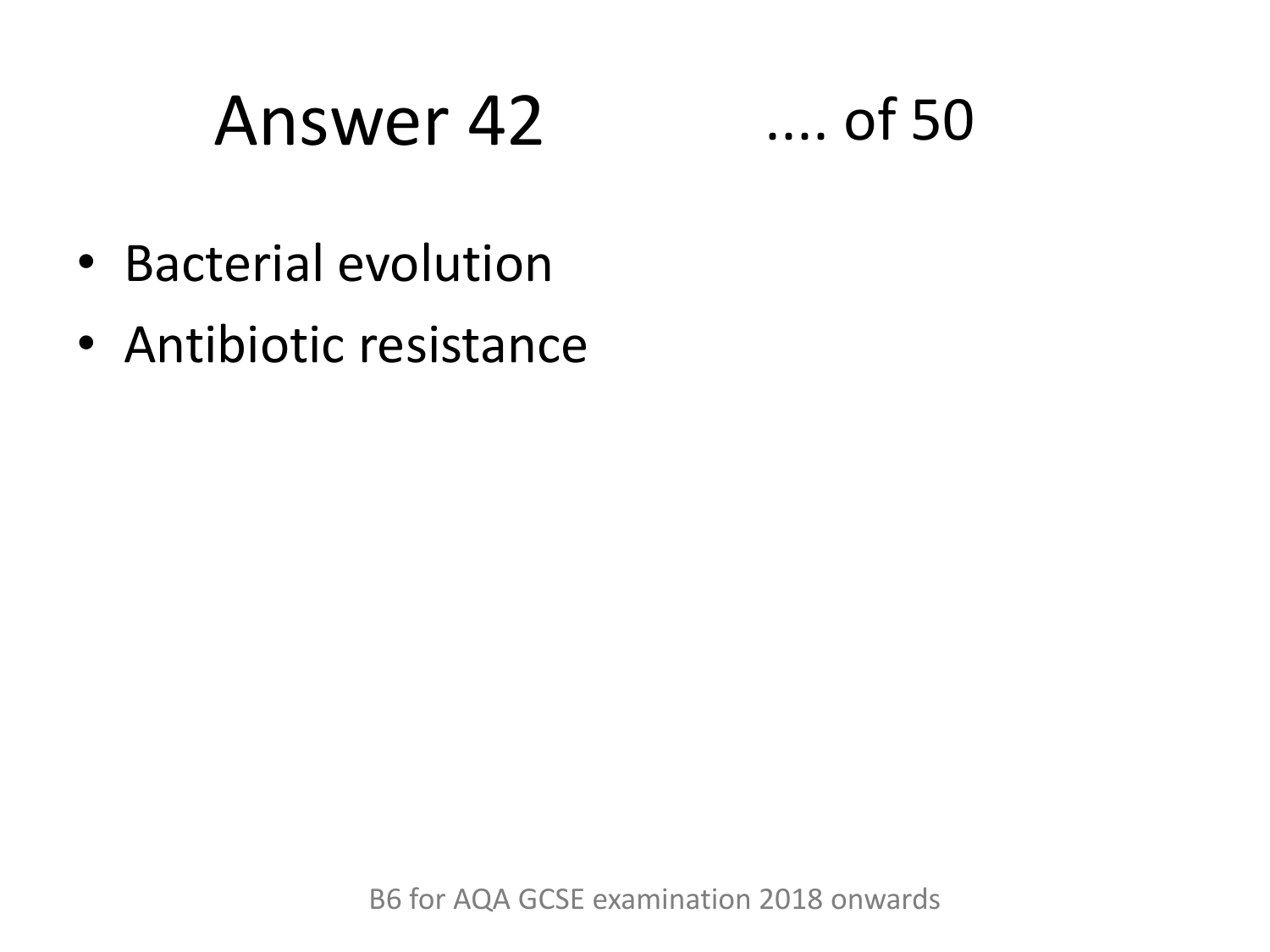# Answer 42 .... of 50

- Bacterial evolution
- Antibiotic resistance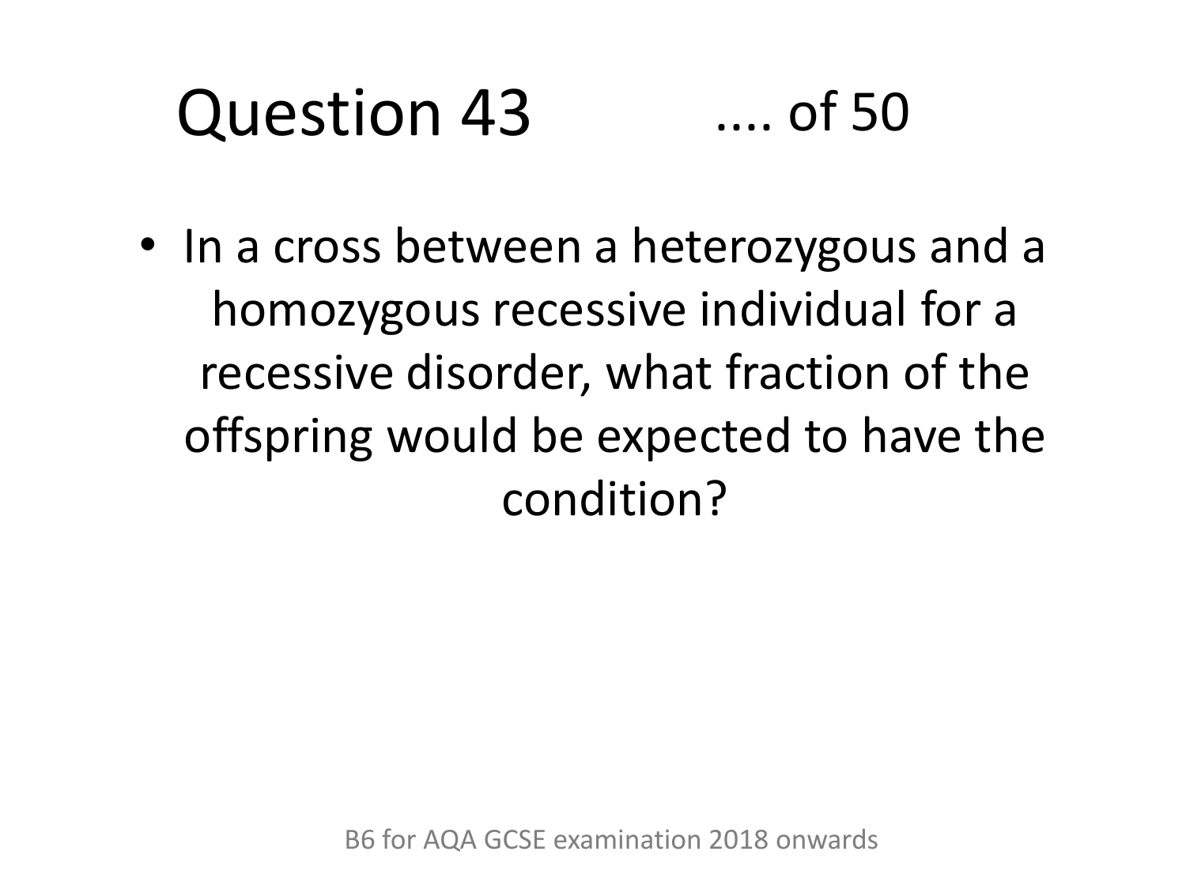# Question 43 .... of 50

- In a cross between a heterozygous and a homozygous recessive individual for a recessive disorder, what fraction of the offspring would be expected to have the condition?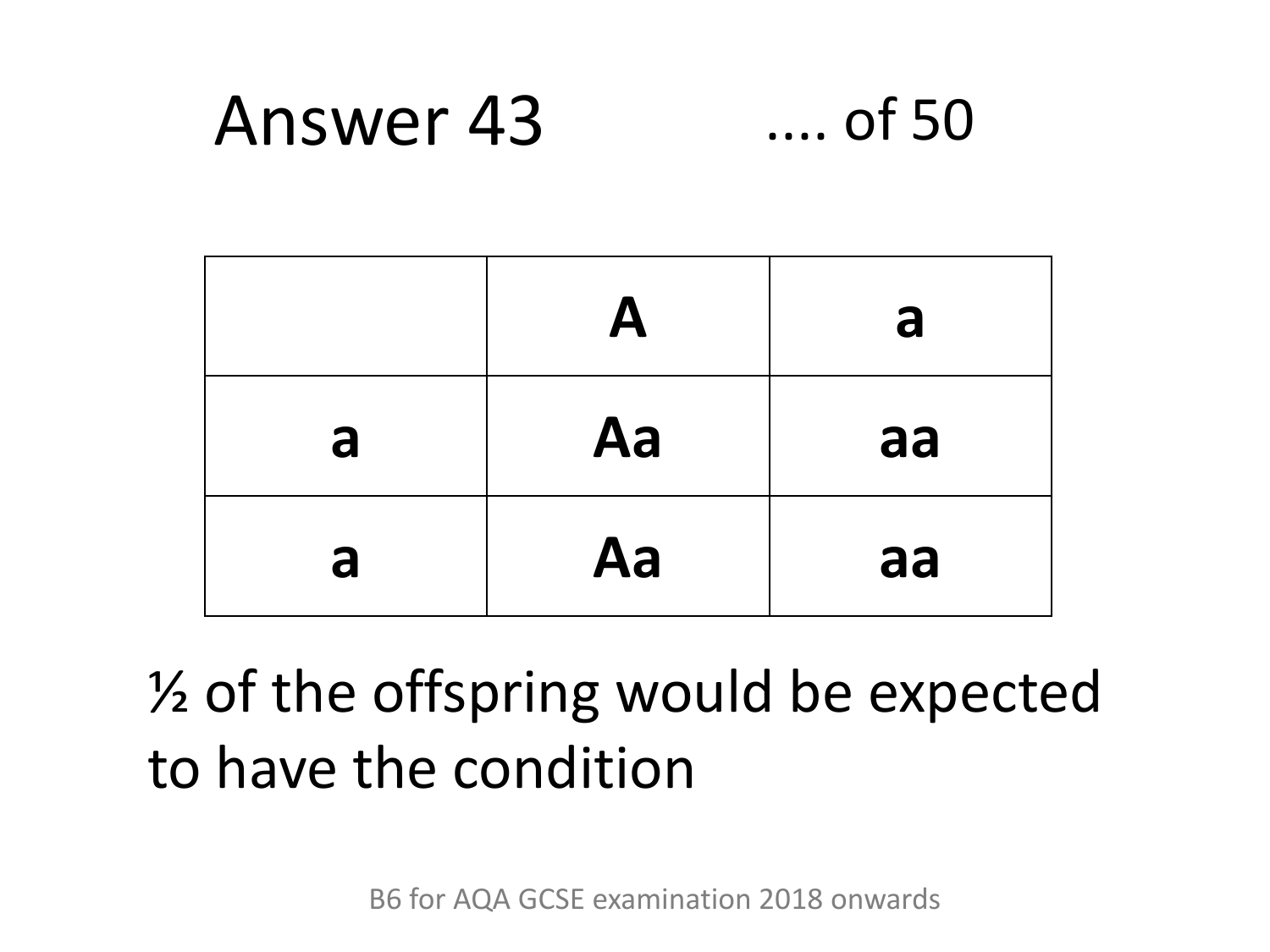# Answer 43 .... of 50

| | **A** | **a** |
|---|---|---|
| **a** | **Aa** | **aa** |
| **a** | **Aa** | **aa** |

½ of the offspring would be expected to have the condition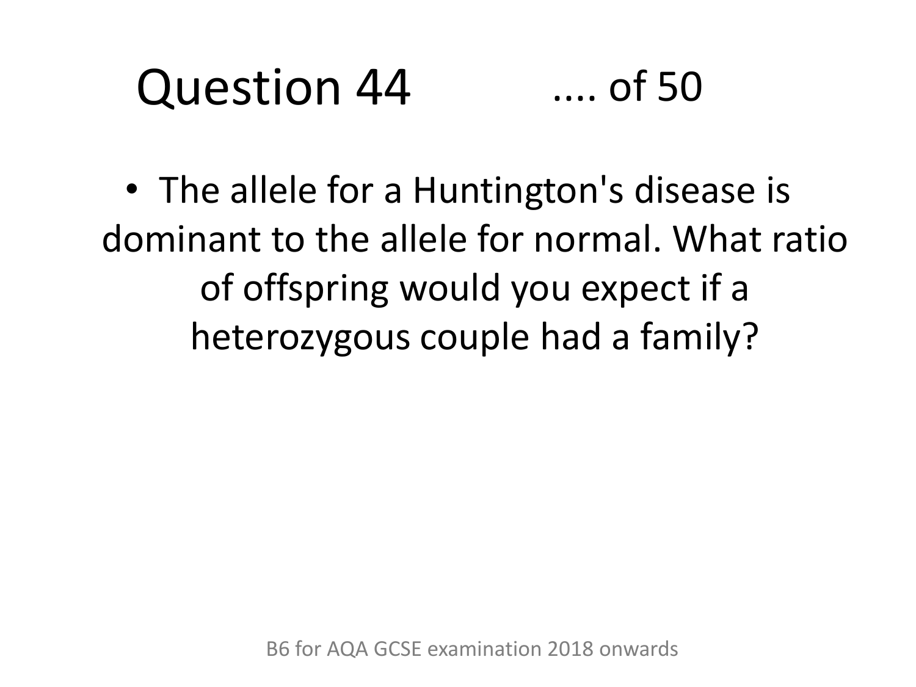# Question 44 .... of 50

- The allele for a Huntington's disease is dominant to the allele for normal. What ratio of offspring would you expect if a heterozygous couple had a family?

B6 for AQA GCSE examination 2018 onwards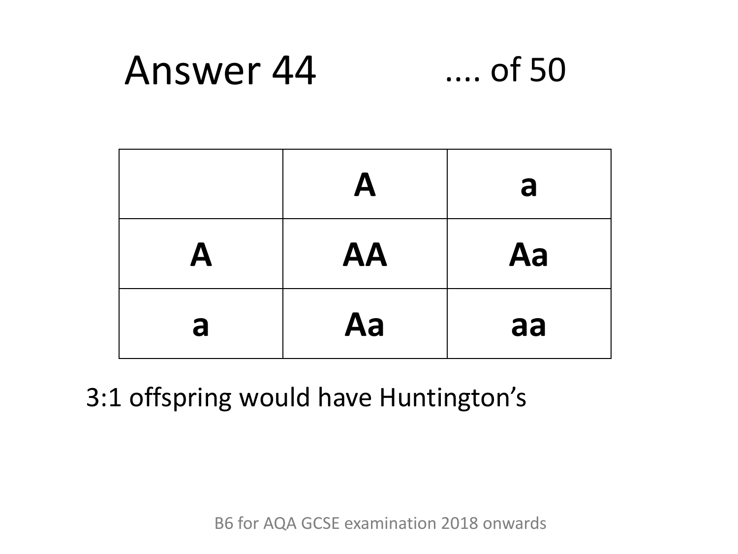# Answer 44

.... of 50

|   | **A** | **a** |
|---|---|---|
| **A** | **AA** | **Aa** |
| **a** | **Aa** | **aa** |

3:1 offspring would have Huntington's

B6 for AQA GCSE examination 2018 onwards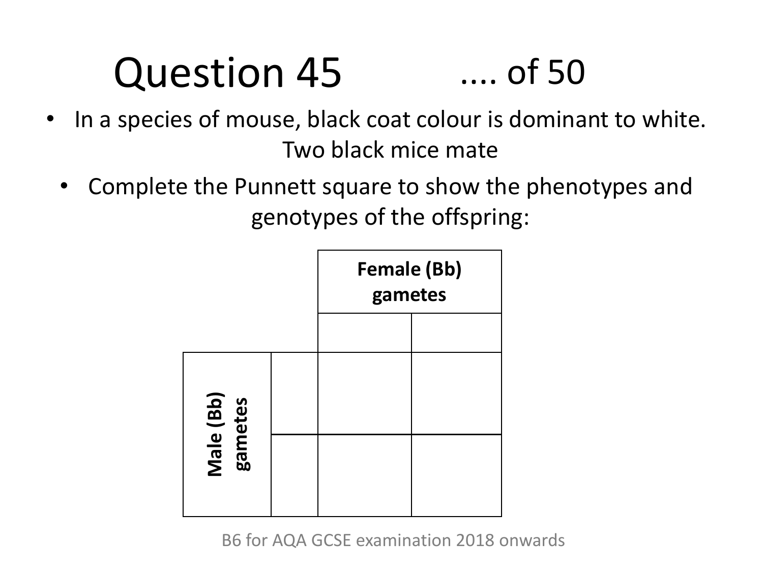# Question 45 .... of 50

- In a species of mouse, black coat colour is dominant to white. Two black mice mate
- Complete the Punnett square to show the phenotypes and genotypes of the offspring:

| | | **Female (Bb) gametes** | |
|---|---|---|---|
| | | | |
| **Male (Bb) gametes** | | | |
| | | | |

B6 for AQA GCSE examination 2018 onwards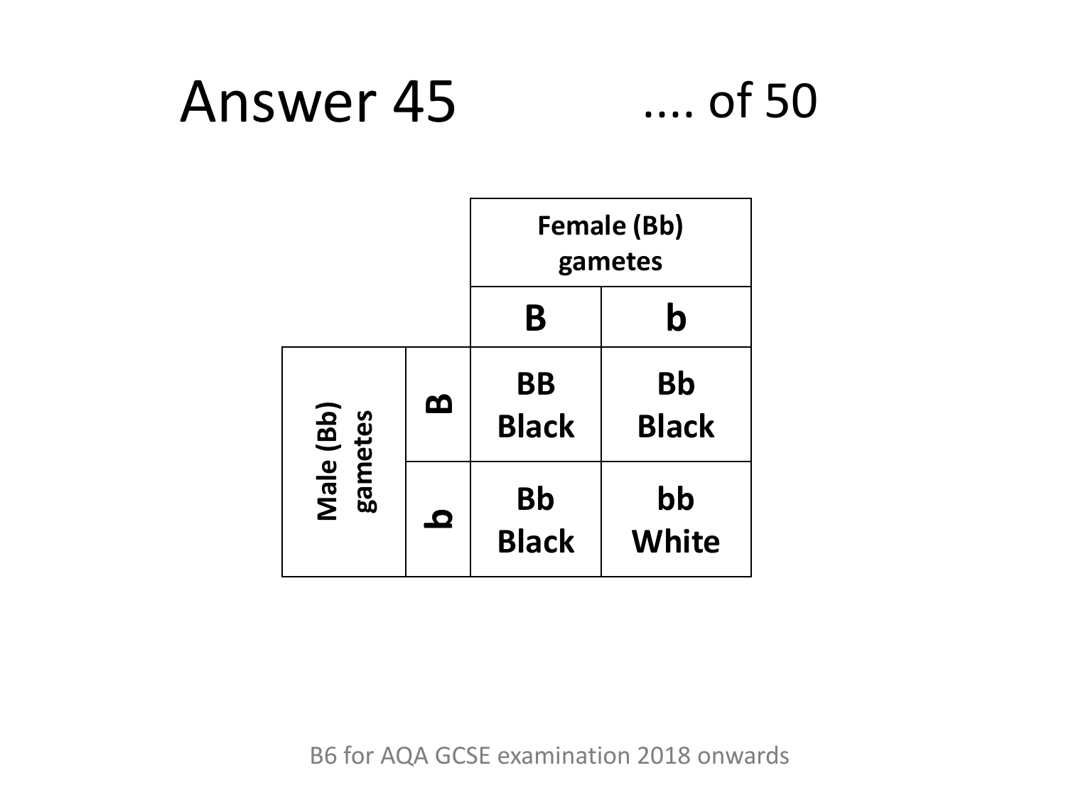# Answer 45

.... of 50

| | | Female (Bb) gametes | |
|---|---|---|---|
| | | **B** | **b** |
| **Male (Bb) gametes** | **B** | **BB Black** | **Bb Black** |
| | **b** | **Bb Black** | **bb White** |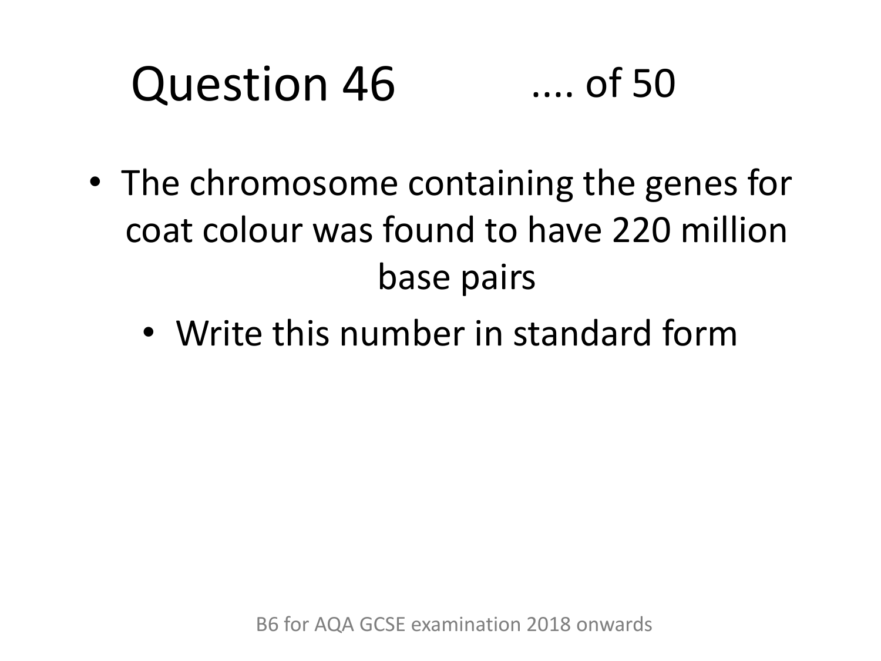# Question 46 .... of 50

- The chromosome containing the genes for coat colour was found to have 220 million base pairs
- Write this number in standard form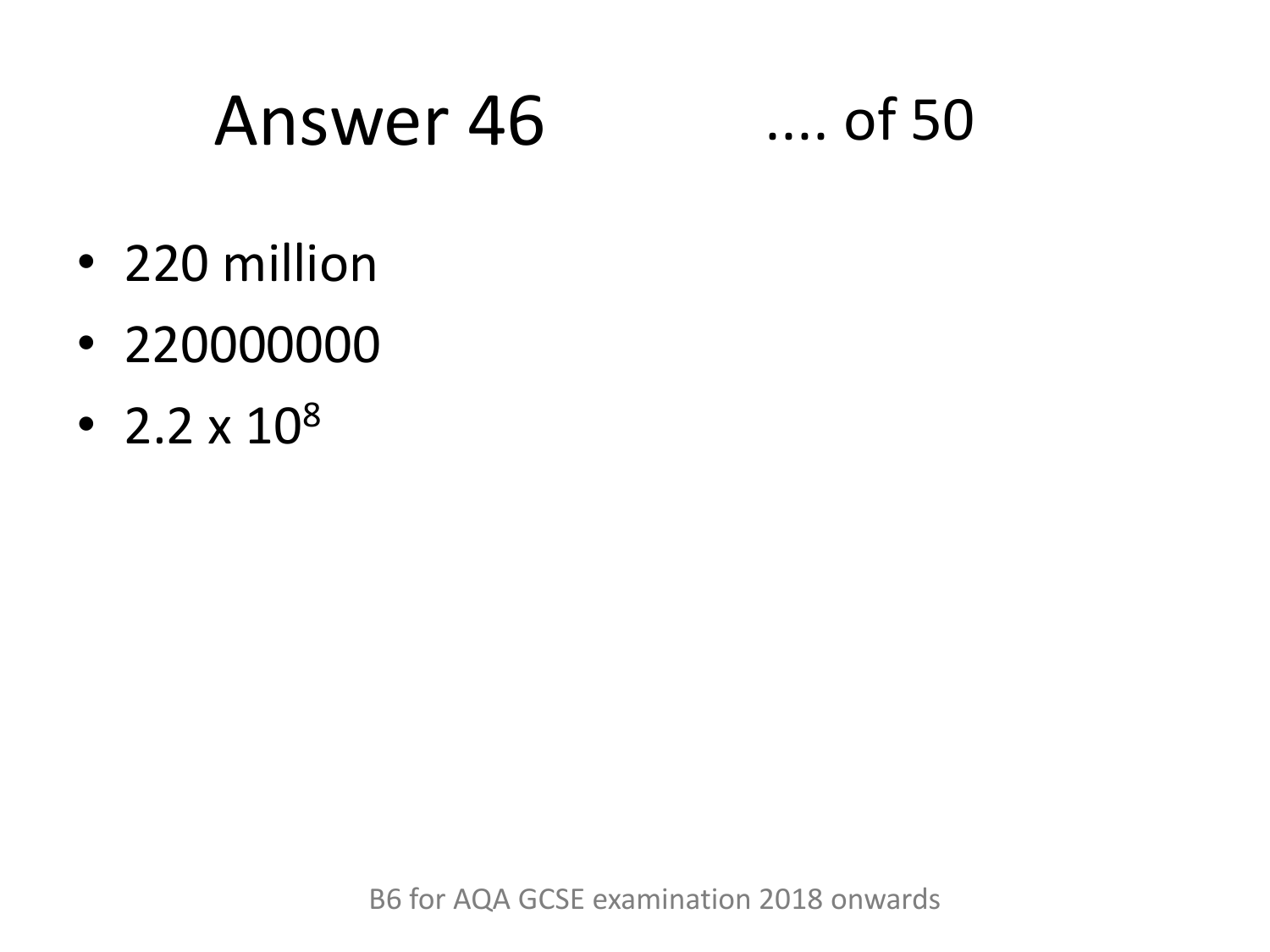# Answer 46

.... of 50

- 220 million
- 220000000
- $2.2 \times 10^8$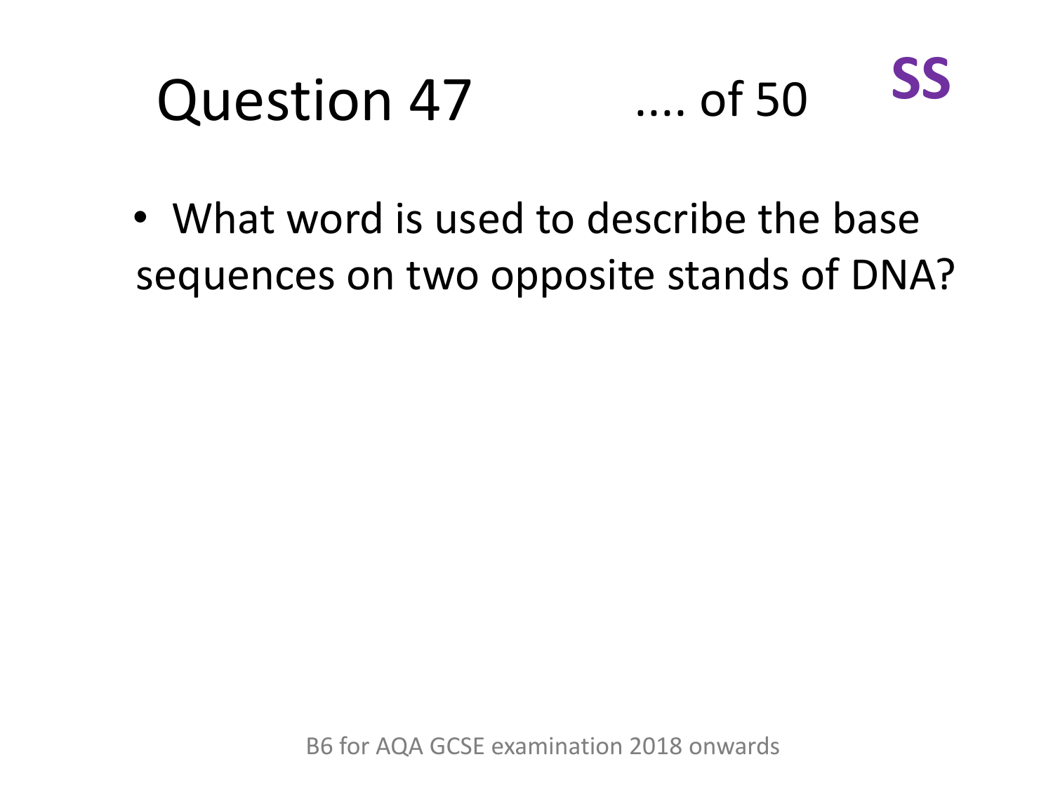# Question 47 .... of 50 **SS**

- What word is used to describe the base sequences on two opposite stands of DNA?

B6 for AQA GCSE examination 2018 onwards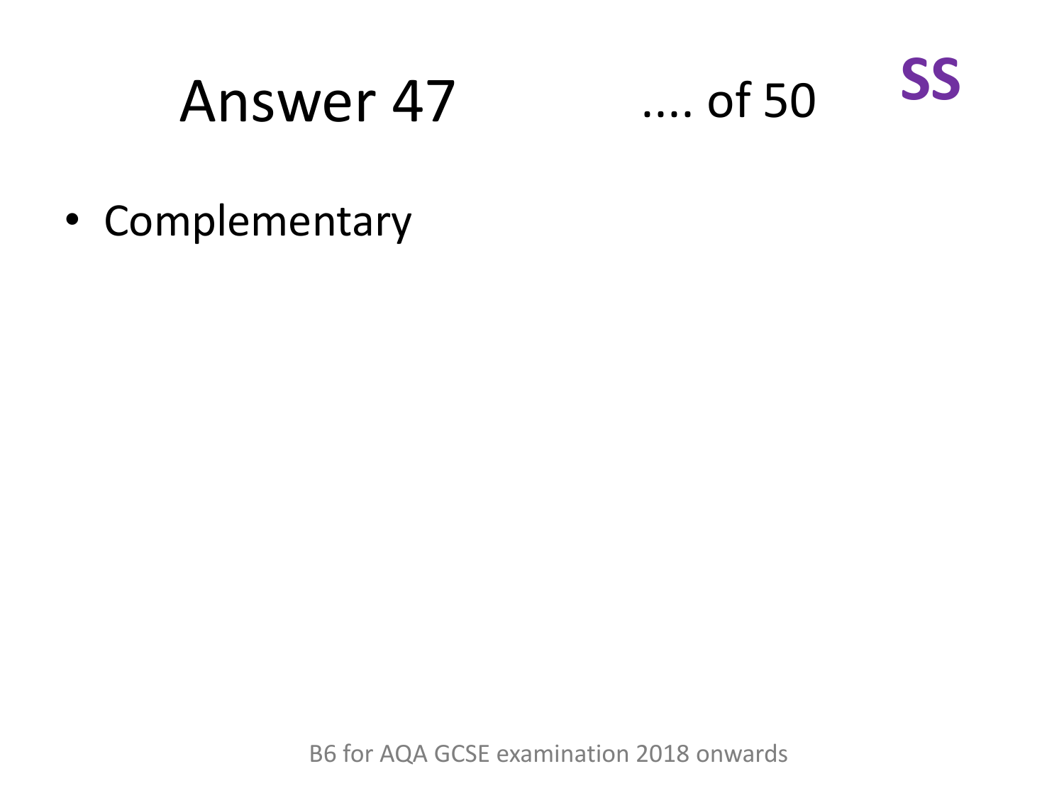# Answer 47

.... of 50

**SS**

- Complementary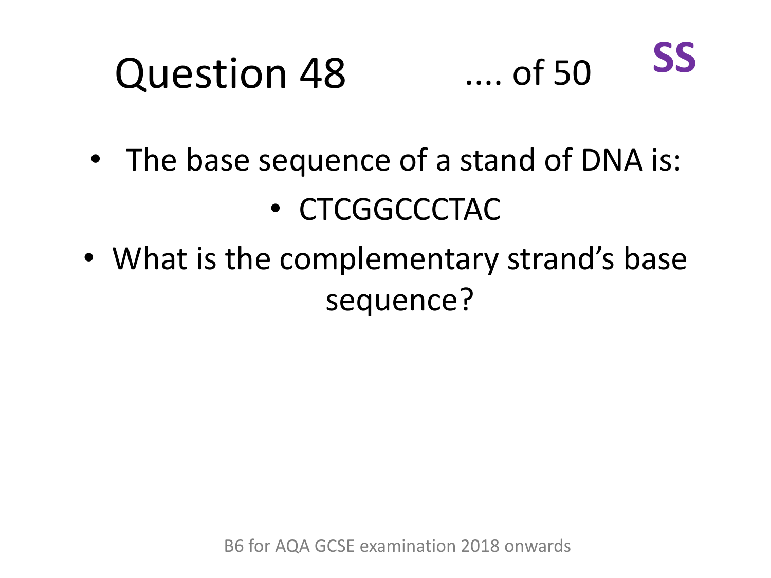# Question 48 .... of 50 **SS**

- The base sequence of a stand of DNA is:
  - CTCGGCCCTAC
- What is the complementary strand's base sequence?

B6 for AQA GCSE examination 2018 onwards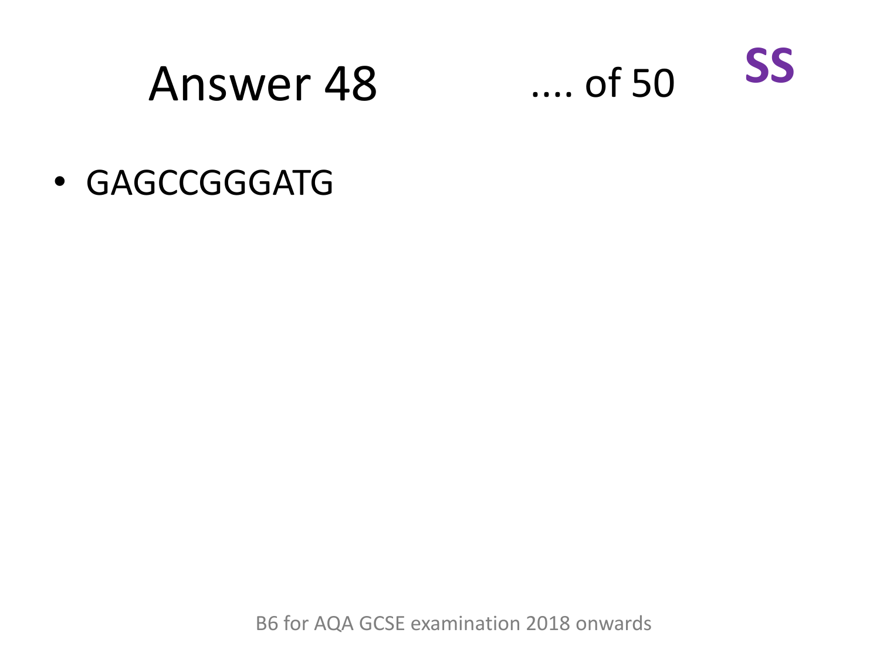# Answer 48

.... of 50

**SS**

- GAGCCGGGATG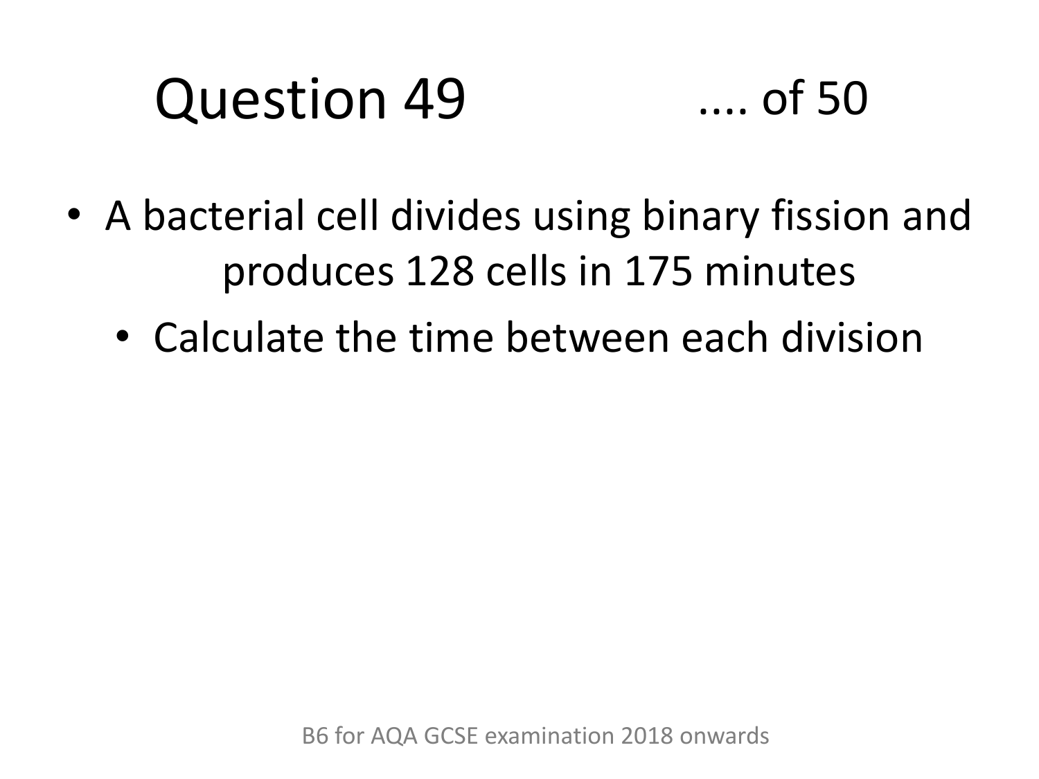# Question 49

.... of 50

- A bacterial cell divides using binary fission and produces 128 cells in 175 minutes
- Calculate the time between each division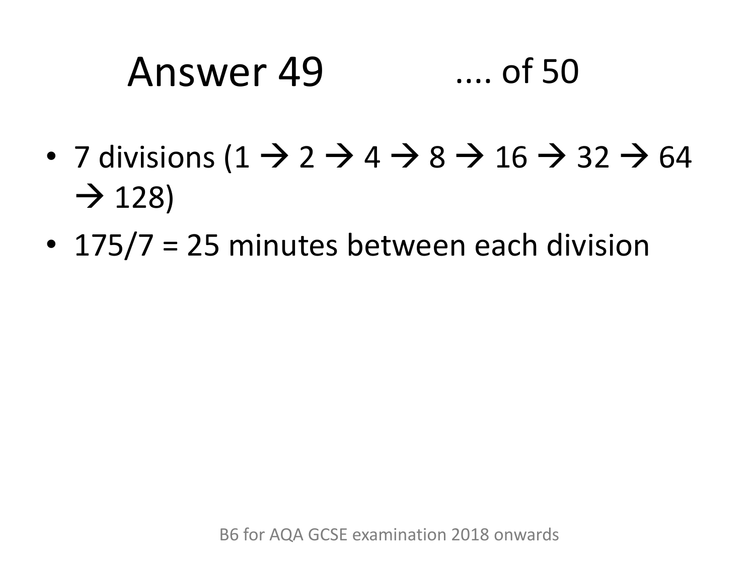# Answer 49 .... of 50

- 7 divisions (1 → 2 → 4 → 8 → 16 → 32 → 64 → 128)
- 175/7 = 25 minutes between each division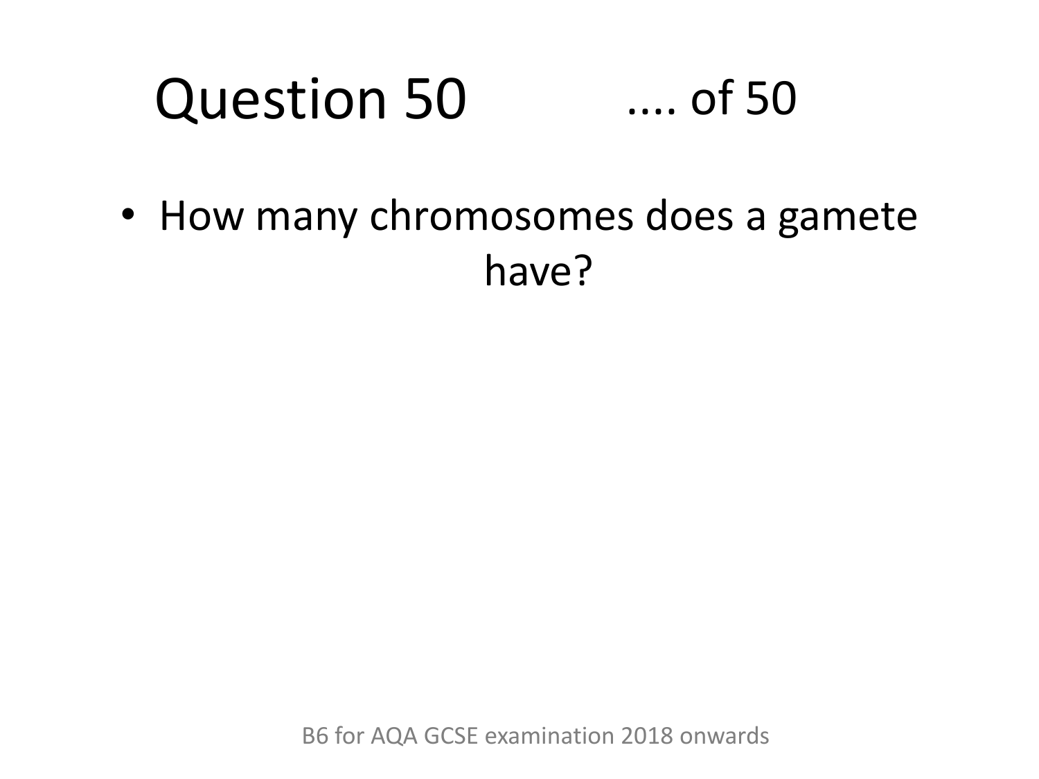# Question 50 .... of 50

- How many chromosomes does a gamete have?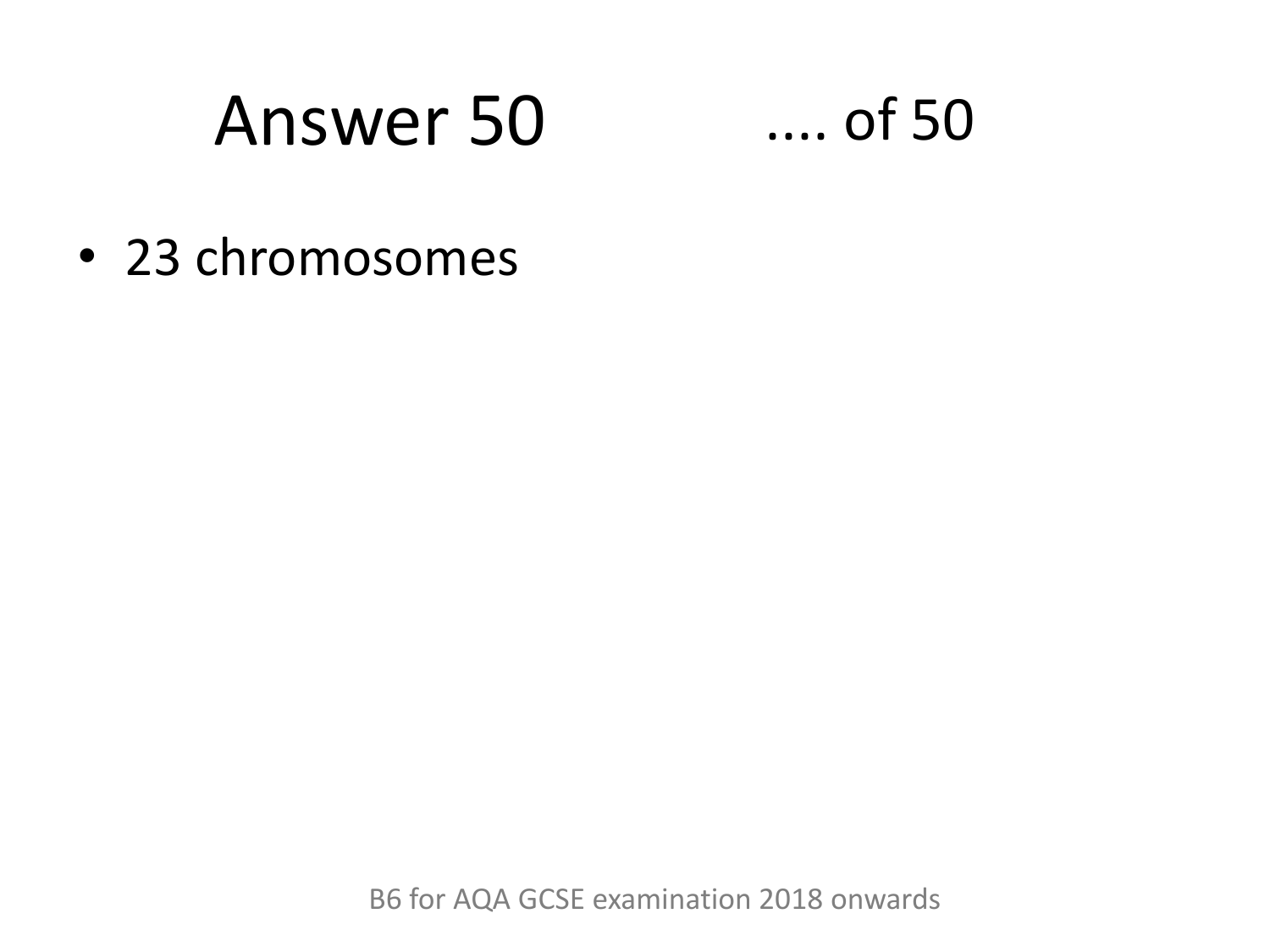# Answer 50 .... of 50

- 23 chromosomes